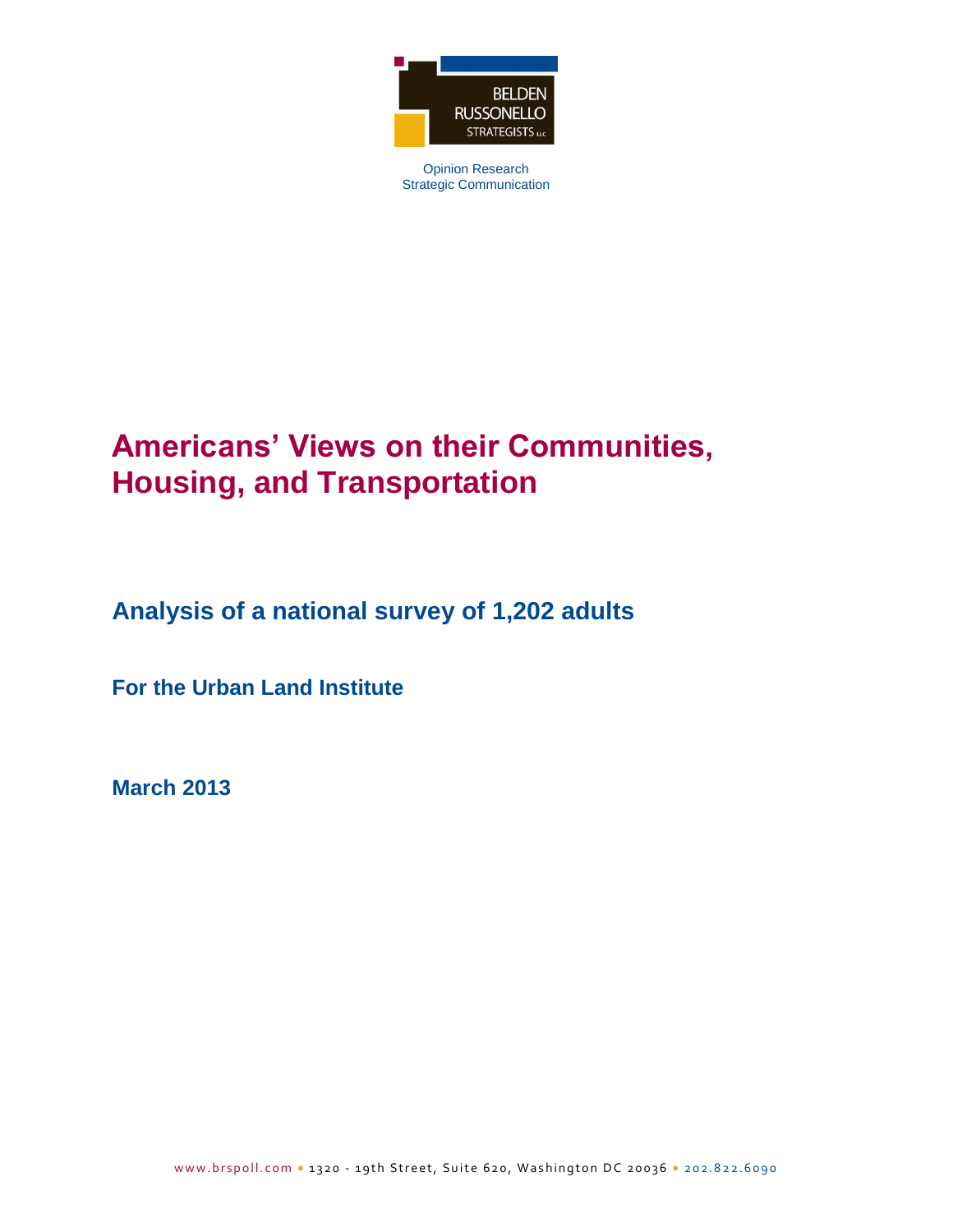BELDEN RUSSONELLO STRATEGISTS LLC

Opinion Research
Strategic Communication

# Americans' Views on their Communities, Housing, and Transportation

## Analysis of a national survey of 1,202 adults

### For the Urban Land Institute

### March 2013

www.brspoll.com ▪ 1320 - 19th Street, Suite 620, Washington DC 20036 ▪ 202.822.6090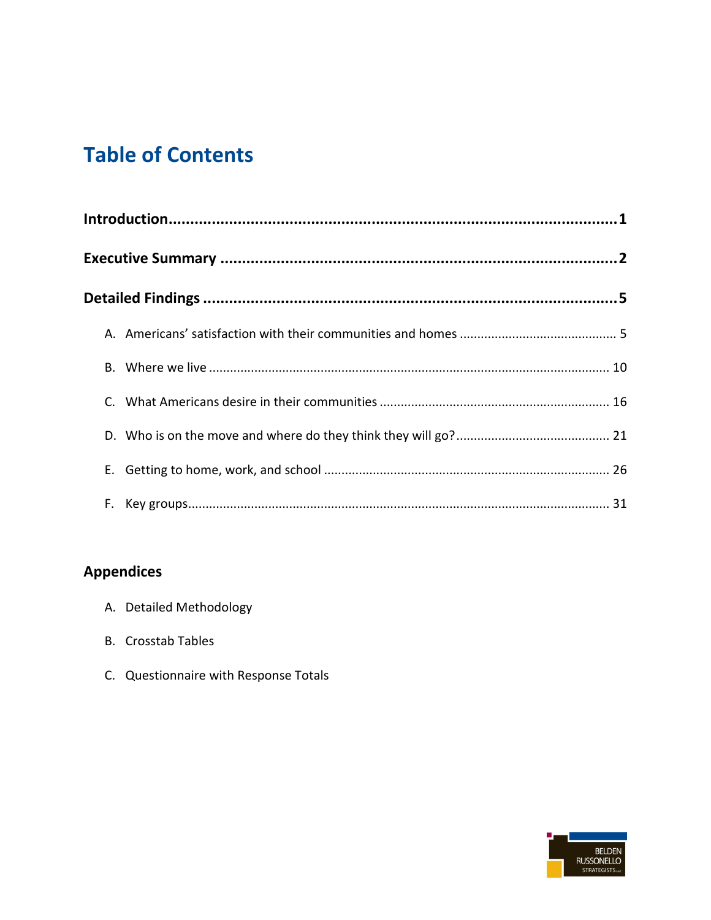# Table of Contents

**Introduction** .......... **1**

**Executive Summary** .......... **2**

**Detailed Findings** .......... **5**

A. Americans' satisfaction with their communities and homes .......... 5

B. Where we live .......... 10

C. What Americans desire in their communities .......... 16

D. Who is on the move and where do they think they will go? .......... 21

E. Getting to home, work, and school .......... 26

F. Key groups .......... 31

## Appendices

A. Detailed Methodology

B. Crosstab Tables

C. Questionnaire with Response Totals

BELDEN RUSSONELLO STRATEGISTS LLC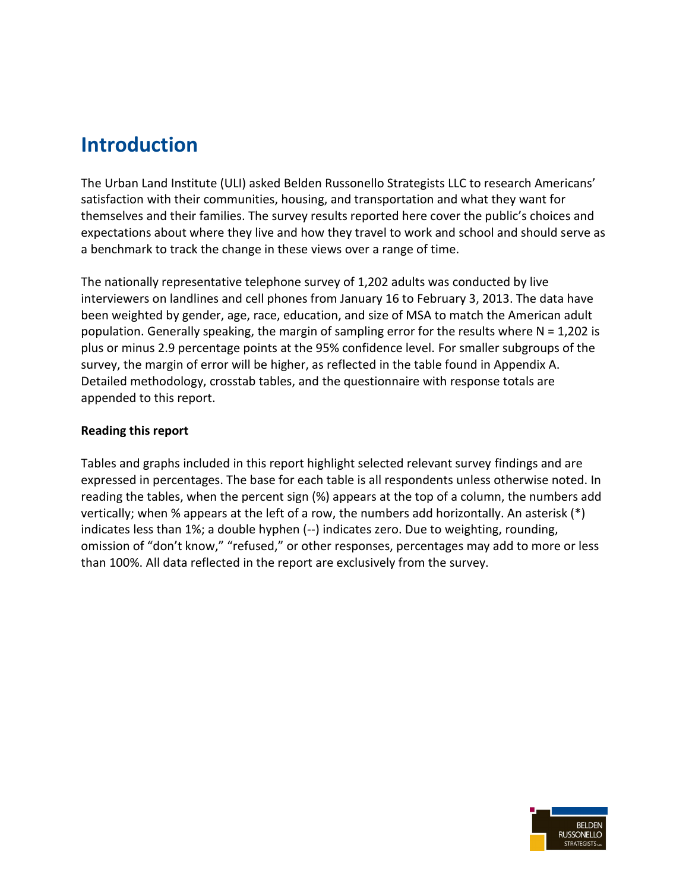# Introduction

The Urban Land Institute (ULI) asked Belden Russonello Strategists LLC to research Americans' satisfaction with their communities, housing, and transportation and what they want for themselves and their families. The survey results reported here cover the public's choices and expectations about where they live and how they travel to work and school and should serve as a benchmark to track the change in these views over a range of time.

The nationally representative telephone survey of 1,202 adults was conducted by live interviewers on landlines and cell phones from January 16 to February 3, 2013. The data have been weighted by gender, age, race, education, and size of MSA to match the American adult population. Generally speaking, the margin of sampling error for the results where N = 1,202 is plus or minus 2.9 percentage points at the 95% confidence level. For smaller subgroups of the survey, the margin of error will be higher, as reflected in the table found in Appendix A. Detailed methodology, crosstab tables, and the questionnaire with response totals are appended to this report.

**Reading this report**

Tables and graphs included in this report highlight selected relevant survey findings and are expressed in percentages. The base for each table is all respondents unless otherwise noted. In reading the tables, when the percent sign (%) appears at the top of a column, the numbers add vertically; when % appears at the left of a row, the numbers add horizontally. An asterisk (*) indicates less than 1%; a double hyphen (--) indicates zero. Due to weighting, rounding, omission of "don't know," "refused," or other responses, percentages may add to more or less than 100%. All data reflected in the report are exclusively from the survey.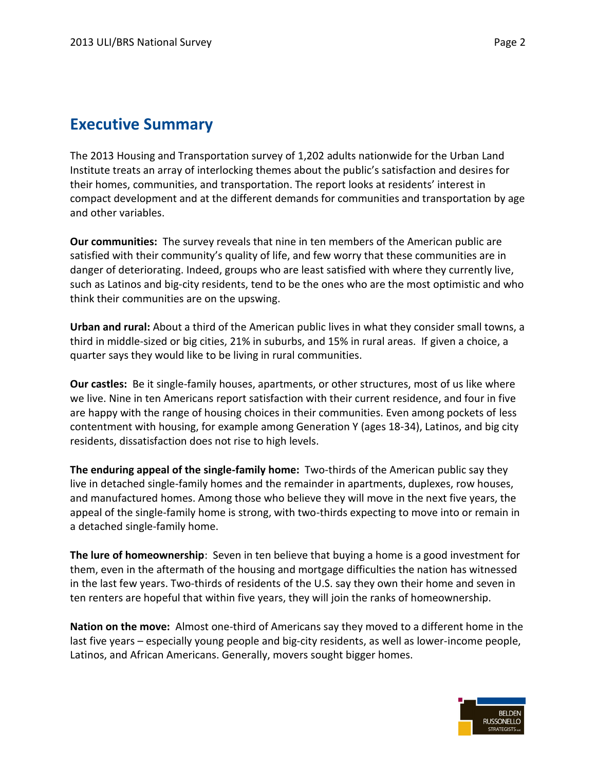## Executive Summary

The 2013 Housing and Transportation survey of 1,202 adults nationwide for the Urban Land Institute treats an array of interlocking themes about the public's satisfaction and desires for their homes, communities, and transportation. The report looks at residents' interest in compact development and at the different demands for communities and transportation by age and other variables.

**Our communities:** The survey reveals that nine in ten members of the American public are satisfied with their community's quality of life, and few worry that these communities are in danger of deteriorating. Indeed, groups who are least satisfied with where they currently live, such as Latinos and big-city residents, tend to be the ones who are the most optimistic and who think their communities are on the upswing.

**Urban and rural:** About a third of the American public lives in what they consider small towns, a third in middle-sized or big cities, 21% in suburbs, and 15% in rural areas. If given a choice, a quarter says they would like to be living in rural communities.

**Our castles:** Be it single-family houses, apartments, or other structures, most of us like where we live. Nine in ten Americans report satisfaction with their current residence, and four in five are happy with the range of housing choices in their communities. Even among pockets of less contentment with housing, for example among Generation Y (ages 18-34), Latinos, and big city residents, dissatisfaction does not rise to high levels.

**The enduring appeal of the single-family home:** Two-thirds of the American public say they live in detached single-family homes and the remainder in apartments, duplexes, row houses, and manufactured homes. Among those who believe they will move in the next five years, the appeal of the single-family home is strong, with two-thirds expecting to move into or remain in a detached single-family home.

**The lure of homeownership**: Seven in ten believe that buying a home is a good investment for them, even in the aftermath of the housing and mortgage difficulties the nation has witnessed in the last few years. Two-thirds of residents of the U.S. say they own their home and seven in ten renters are hopeful that within five years, they will join the ranks of homeownership.

**Nation on the move:** Almost one-third of Americans say they moved to a different home in the last five years – especially young people and big-city residents, as well as lower-income people, Latinos, and African Americans. Generally, movers sought bigger homes.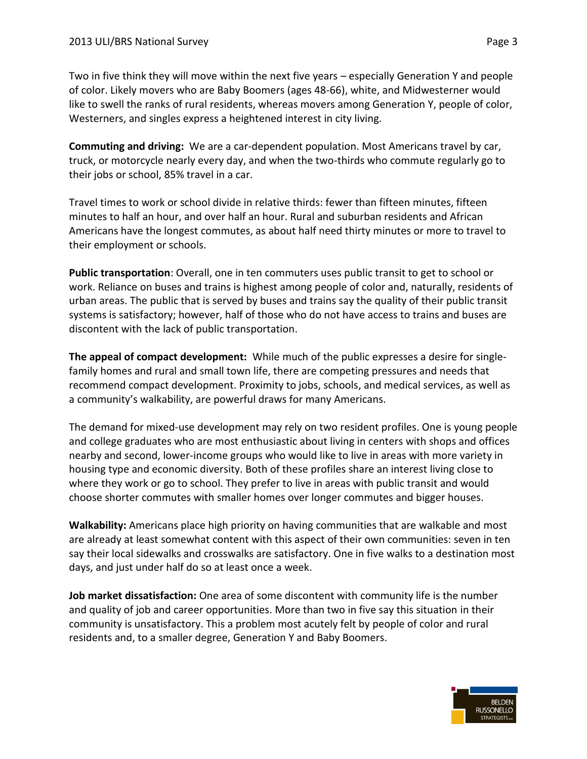Two in five think they will move within the next five years – especially Generation Y and people of color. Likely movers who are Baby Boomers (ages 48-66), white, and Midwesterner would like to swell the ranks of rural residents, whereas movers among Generation Y, people of color, Westerners, and singles express a heightened interest in city living.

**Commuting and driving:** We are a car-dependent population. Most Americans travel by car, truck, or motorcycle nearly every day, and when the two-thirds who commute regularly go to their jobs or school, 85% travel in a car.

Travel times to work or school divide in relative thirds: fewer than fifteen minutes, fifteen minutes to half an hour, and over half an hour. Rural and suburban residents and African Americans have the longest commutes, as about half need thirty minutes or more to travel to their employment or schools.

**Public transportation**: Overall, one in ten commuters uses public transit to get to school or work. Reliance on buses and trains is highest among people of color and, naturally, residents of urban areas. The public that is served by buses and trains say the quality of their public transit systems is satisfactory; however, half of those who do not have access to trains and buses are discontent with the lack of public transportation.

**The appeal of compact development:** While much of the public expresses a desire for single-family homes and rural and small town life, there are competing pressures and needs that recommend compact development. Proximity to jobs, schools, and medical services, as well as a community's walkability, are powerful draws for many Americans.

The demand for mixed-use development may rely on two resident profiles. One is young people and college graduates who are most enthusiastic about living in centers with shops and offices nearby and second, lower-income groups who would like to live in areas with more variety in housing type and economic diversity. Both of these profiles share an interest living close to where they work or go to school. They prefer to live in areas with public transit and would choose shorter commutes with smaller homes over longer commutes and bigger houses.

**Walkability:** Americans place high priority on having communities that are walkable and most are already at least somewhat content with this aspect of their own communities: seven in ten say their local sidewalks and crosswalks are satisfactory. One in five walks to a destination most days, and just under half do so at least once a week.

**Job market dissatisfaction:** One area of some discontent with community life is the number and quality of job and career opportunities. More than two in five say this situation in their community is unsatisfactory. This a problem most acutely felt by people of color and rural residents and, to a smaller degree, Generation Y and Baby Boomers.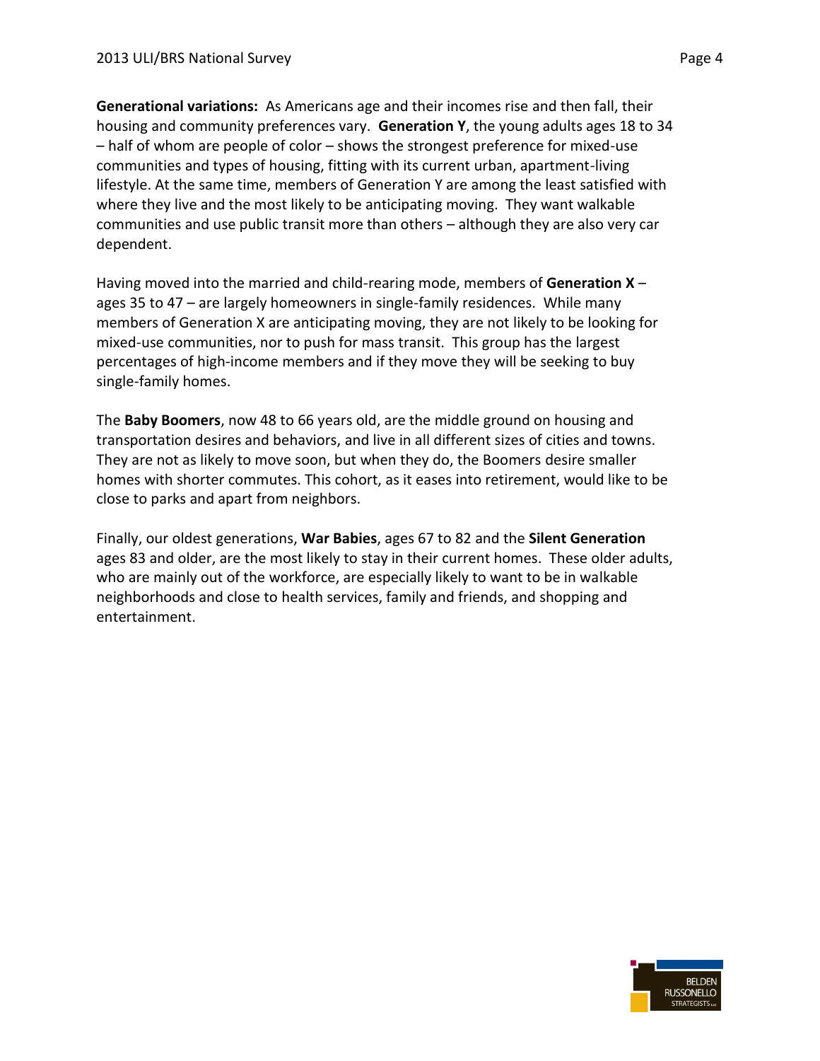**Generational variations:** As Americans age and their incomes rise and then fall, their housing and community preferences vary. **Generation Y**, the young adults ages 18 to 34 – half of whom are people of color – shows the strongest preference for mixed-use communities and types of housing, fitting with its current urban, apartment-living lifestyle. At the same time, members of Generation Y are among the least satisfied with where they live and the most likely to be anticipating moving. They want walkable communities and use public transit more than others – although they are also very car dependent.

Having moved into the married and child-rearing mode, members of **Generation X** – ages 35 to 47 – are largely homeowners in single-family residences. While many members of Generation X are anticipating moving, they are not likely to be looking for mixed-use communities, nor to push for mass transit. This group has the largest percentages of high-income members and if they move they will be seeking to buy single-family homes.

The **Baby Boomers**, now 48 to 66 years old, are the middle ground on housing and transportation desires and behaviors, and live in all different sizes of cities and towns. They are not as likely to move soon, but when they do, the Boomers desire smaller homes with shorter commutes. This cohort, as it eases into retirement, would like to be close to parks and apart from neighbors.

Finally, our oldest generations, **War Babies**, ages 67 to 82 and the **Silent Generation** ages 83 and older, are the most likely to stay in their current homes. These older adults, who are mainly out of the workforce, are especially likely to want to be in walkable neighborhoods and close to health services, family and friends, and shopping and entertainment.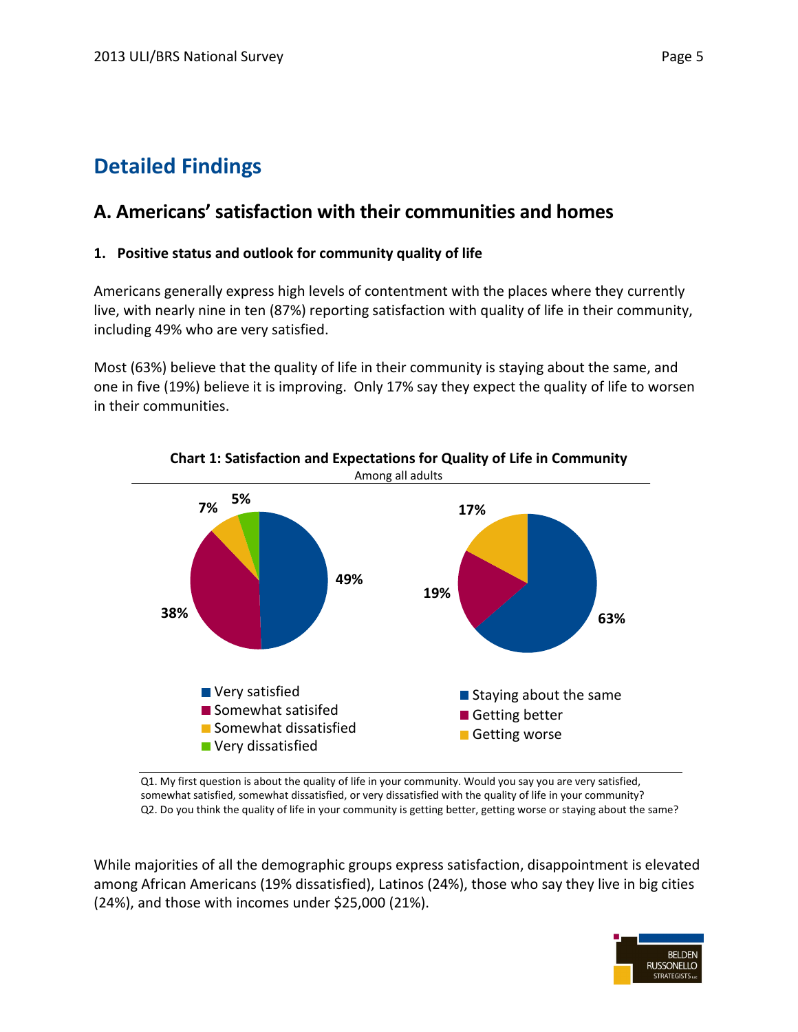# Detailed Findings

## A. Americans' satisfaction with their communities and homes

**1. Positive status and outlook for community quality of life**

Americans generally express high levels of contentment with the places where they currently live, with nearly nine in ten (87%) reporting satisfaction with quality of life in their community, including 49% who are very satisfied.

Most (63%) believe that the quality of life in their community is staying about the same, and one in five (19%) believe it is improving. Only 17% say they expect the quality of life to worsen in their communities.

**Chart 1: Satisfaction and Expectations for Quality of Life in Community**

Among all adults

| Satisfaction | % |
|---|---|
| Very satisfied | 49% |
| Somewhat satisifed | 38% |
| Somewhat dissatisfied | 7% |
| Very dissatisfied | 5% |

| Expectations | % |
|---|---|
| Staying about the same | 63% |
| Getting better | 19% |
| Getting worse | 17% |

Q1. My first question is about the quality of life in your community. Would you say you are very satisfied, somewhat satisfied, somewhat dissatisfied, or very dissatisfied with the quality of life in your community?
Q2. Do you think the quality of life in your community is getting better, getting worse or staying about the same?

While majorities of all the demographic groups express satisfaction, disappointment is elevated among African Americans (19% dissatisfied), Latinos (24%), those who say they live in big cities (24%), and those with incomes under $25,000 (21%).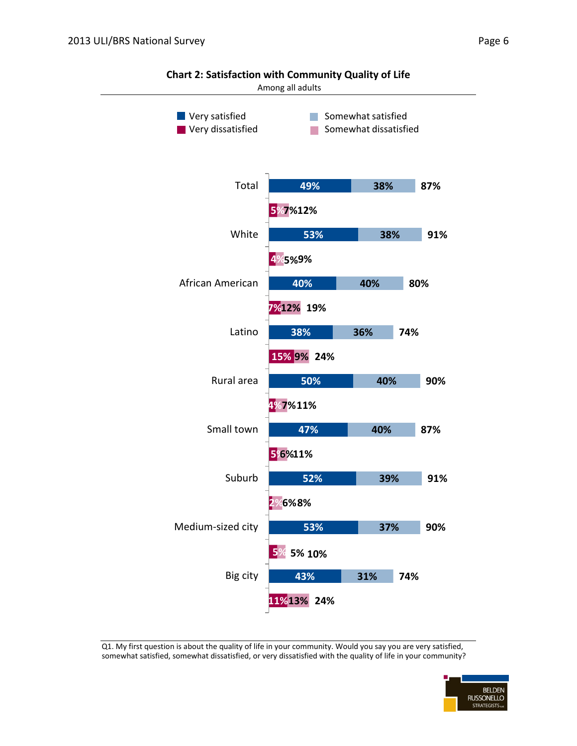**Chart 2: Satisfaction with Community Quality of Life**

Among all adults

| | Very satisfied | Somewhat satisfied | Total satisfied | Very dissatisfied | Somewhat dissatisfied | Total dissatisfied |
|---|---|---|---|---|---|---|
| Total | 49% | 38% | 87% | 5% | 7% | 12% |
| White | 53% | 38% | 91% | 4% | 5% | 9% |
| African American | 40% | 40% | 80% | 7% | 12% | 19% |
| Latino | 38% | 36% | 74% | 15% | 9% | 24% |
| Rural area | 50% | 40% | 90% | 4% | 7% | 11% |
| Small town | 47% | 40% | 87% | 5% | 6% | 11% |
| Suburb | 52% | 39% | 91% | 2% | 6% | 8% |
| Medium-sized city | 53% | 37% | 90% | 5% | 5% | 10% |
| Big city | 43% | 31% | 74% | 11% | 13% | 24% |

Q1. My first question is about the quality of life in your community. Would you say you are very satisfied, somewhat satisfied, somewhat dissatisfied, or very dissatisfied with the quality of life in your community?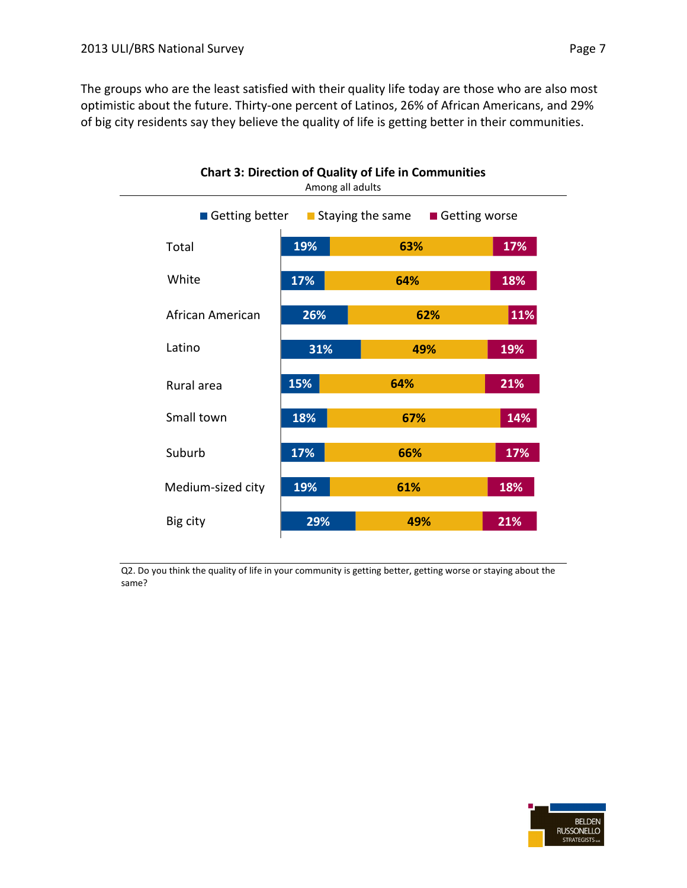The groups who are the least satisfied with their quality life today are those who are also most optimistic about the future. Thirty-one percent of Latinos, 26% of African Americans, and 29% of big city residents say they believe the quality of life is getting better in their communities.

**Chart 3: Direction of Quality of Life in Communities**

Among all adults

| | Getting better | Staying the same | Getting worse |
|---|---|---|---|
| Total | 19% | 63% | 17% |
| White | 17% | 64% | 18% |
| African American | 26% | 62% | 11% |
| Latino | 31% | 49% | 19% |
| Rural area | 15% | 64% | 21% |
| Small town | 18% | 67% | 14% |
| Suburb | 17% | 66% | 17% |
| Medium-sized city | 19% | 61% | 18% |
| Big city | 29% | 49% | 21% |

Q2. Do you think the quality of life in your community is getting better, getting worse or staying about the same?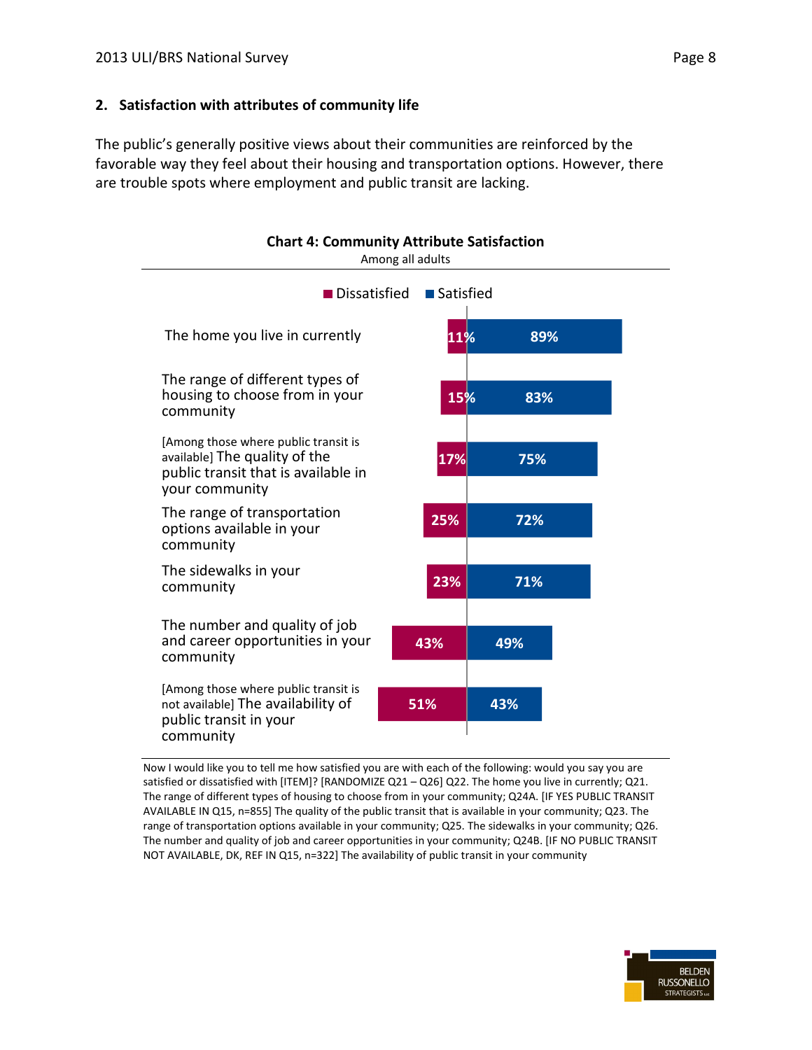## 2. Satisfaction with attributes of community life

The public's generally positive views about their communities are reinforced by the favorable way they feel about their housing and transportation options. However, there are trouble spots where employment and public transit are lacking.

**Chart 4: Community Attribute Satisfaction**

Among all adults

| | Dissatisfied | Satisfied |
|---|---|---|
| The home you live in currently | 11% | 89% |
| The range of different types of housing to choose from in your community | 15% | 83% |
| [Among those where public transit is available] The quality of the public transit that is available in your community | 17% | 75% |
| The range of transportation options available in your community | 25% | 72% |
| The sidewalks in your community | 23% | 71% |
| The number and quality of job and career opportunities in your community | 43% | 49% |
| [Among those where public transit is not available] The availability of public transit in your community | 51% | 43% |

Now I would like you to tell me how satisfied you are with each of the following: would you say you are satisfied or dissatisfied with [ITEM]? [RANDOMIZE Q21 – Q26] Q22. The home you live in currently; Q21. The range of different types of housing to choose from in your community; Q24A. [IF YES PUBLIC TRANSIT AVAILABLE IN Q15, n=855] The quality of the public transit that is available in your community; Q23. The range of transportation options available in your community; Q25. The sidewalks in your community; Q26. The number and quality of job and career opportunities in your community; Q24B. [IF NO PUBLIC TRANSIT NOT AVAILABLE, DK, REF IN Q15, n=322] The availability of public transit in your community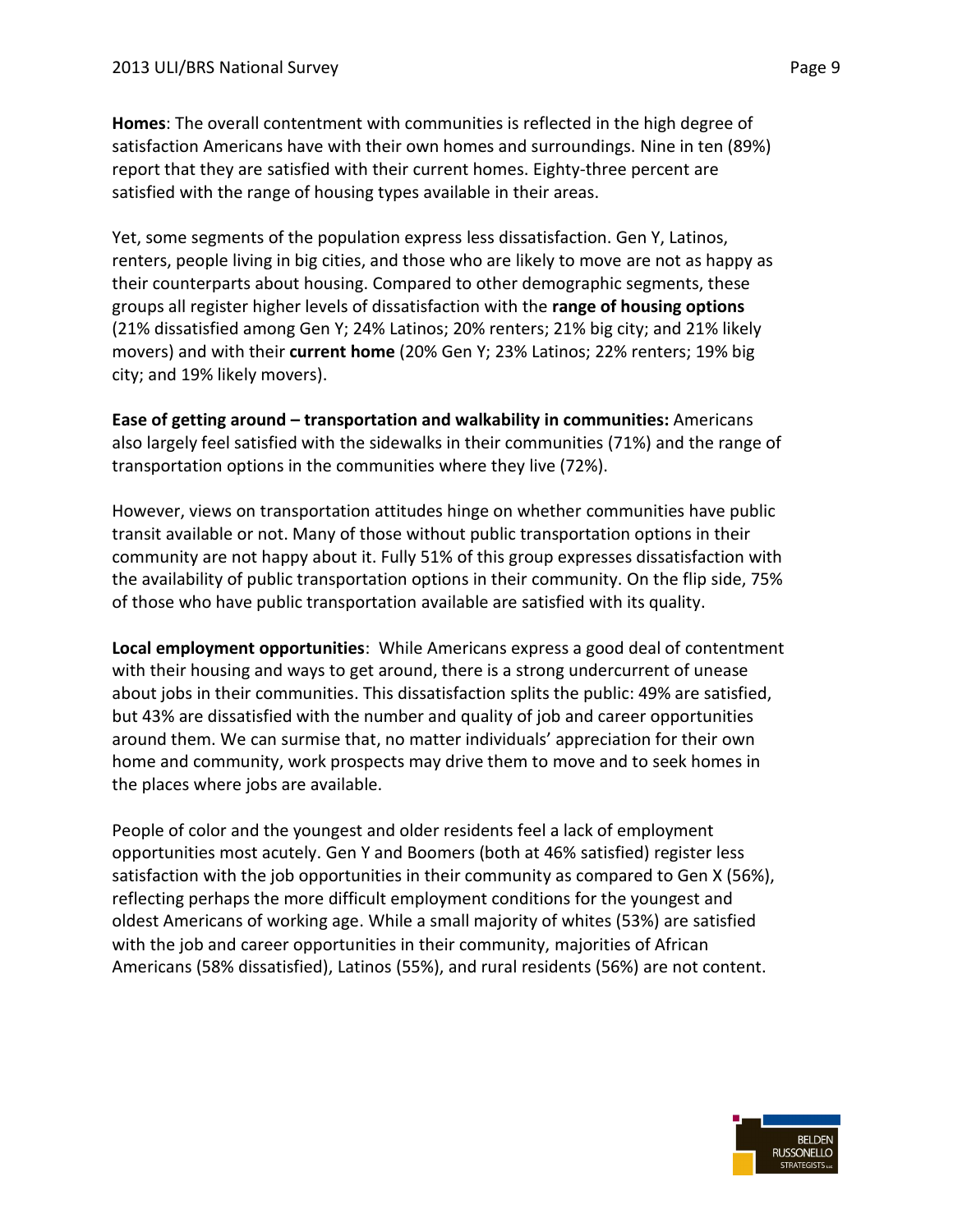**Homes**: The overall contentment with communities is reflected in the high degree of satisfaction Americans have with their own homes and surroundings. Nine in ten (89%) report that they are satisfied with their current homes. Eighty-three percent are satisfied with the range of housing types available in their areas.

Yet, some segments of the population express less dissatisfaction. Gen Y, Latinos, renters, people living in big cities, and those who are likely to move are not as happy as their counterparts about housing. Compared to other demographic segments, these groups all register higher levels of dissatisfaction with the **range of housing options** (21% dissatisfied among Gen Y; 24% Latinos; 20% renters; 21% big city; and 21% likely movers) and with their **current home** (20% Gen Y; 23% Latinos; 22% renters; 19% big city; and 19% likely movers).

**Ease of getting around – transportation and walkability in communities:** Americans also largely feel satisfied with the sidewalks in their communities (71%) and the range of transportation options in the communities where they live (72%).

However, views on transportation attitudes hinge on whether communities have public transit available or not. Many of those without public transportation options in their community are not happy about it. Fully 51% of this group expresses dissatisfaction with the availability of public transportation options in their community. On the flip side, 75% of those who have public transportation available are satisfied with its quality.

**Local employment opportunities**: While Americans express a good deal of contentment with their housing and ways to get around, there is a strong undercurrent of unease about jobs in their communities. This dissatisfaction splits the public: 49% are satisfied, but 43% are dissatisfied with the number and quality of job and career opportunities around them. We can surmise that, no matter individuals' appreciation for their own home and community, work prospects may drive them to move and to seek homes in the places where jobs are available.

People of color and the youngest and older residents feel a lack of employment opportunities most acutely. Gen Y and Boomers (both at 46% satisfied) register less satisfaction with the job opportunities in their community as compared to Gen X (56%), reflecting perhaps the more difficult employment conditions for the youngest and oldest Americans of working age. While a small majority of whites (53%) are satisfied with the job and career opportunities in their community, majorities of African Americans (58% dissatisfied), Latinos (55%), and rural residents (56%) are not content.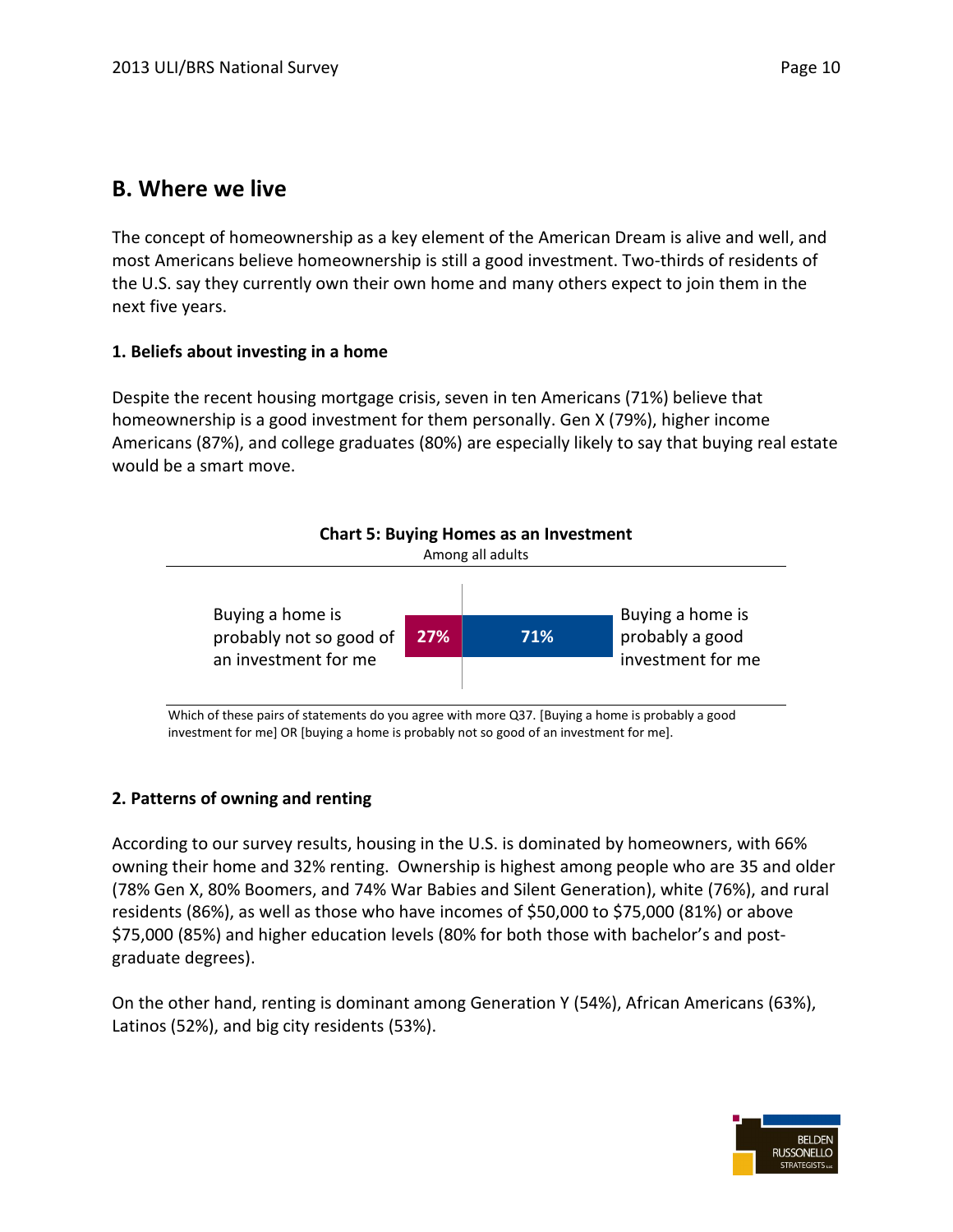## B. Where we live

The concept of homeownership as a key element of the American Dream is alive and well, and most Americans believe homeownership is still a good investment. Two-thirds of residents of the U.S. say they currently own their own home and many others expect to join them in the next five years.

### 1. Beliefs about investing in a home

Despite the recent housing mortgage crisis, seven in ten Americans (71%) believe that homeownership is a good investment for them personally. Gen X (79%), higher income Americans (87%), and college graduates (80%) are especially likely to say that buying real estate would be a smart move.

**Chart 5: Buying Homes as an Investment**

Among all adults

| Buying a home is probably not so good of an investment for me | Buying a home is probably a good investment for me |
|---|---|
| 27% | 71% |

Which of these pairs of statements do you agree with more Q37. [Buying a home is probably a good investment for me] OR [buying a home is probably not so good of an investment for me].

### 2. Patterns of owning and renting

According to our survey results, housing in the U.S. is dominated by homeowners, with 66% owning their home and 32% renting. Ownership is highest among people who are 35 and older (78% Gen X, 80% Boomers, and 74% War Babies and Silent Generation), white (76%), and rural residents (86%), as well as those who have incomes of $50,000 to $75,000 (81%) or above $75,000 (85%) and higher education levels (80% for both those with bachelor's and post-graduate degrees).

On the other hand, renting is dominant among Generation Y (54%), African Americans (63%), Latinos (52%), and big city residents (53%).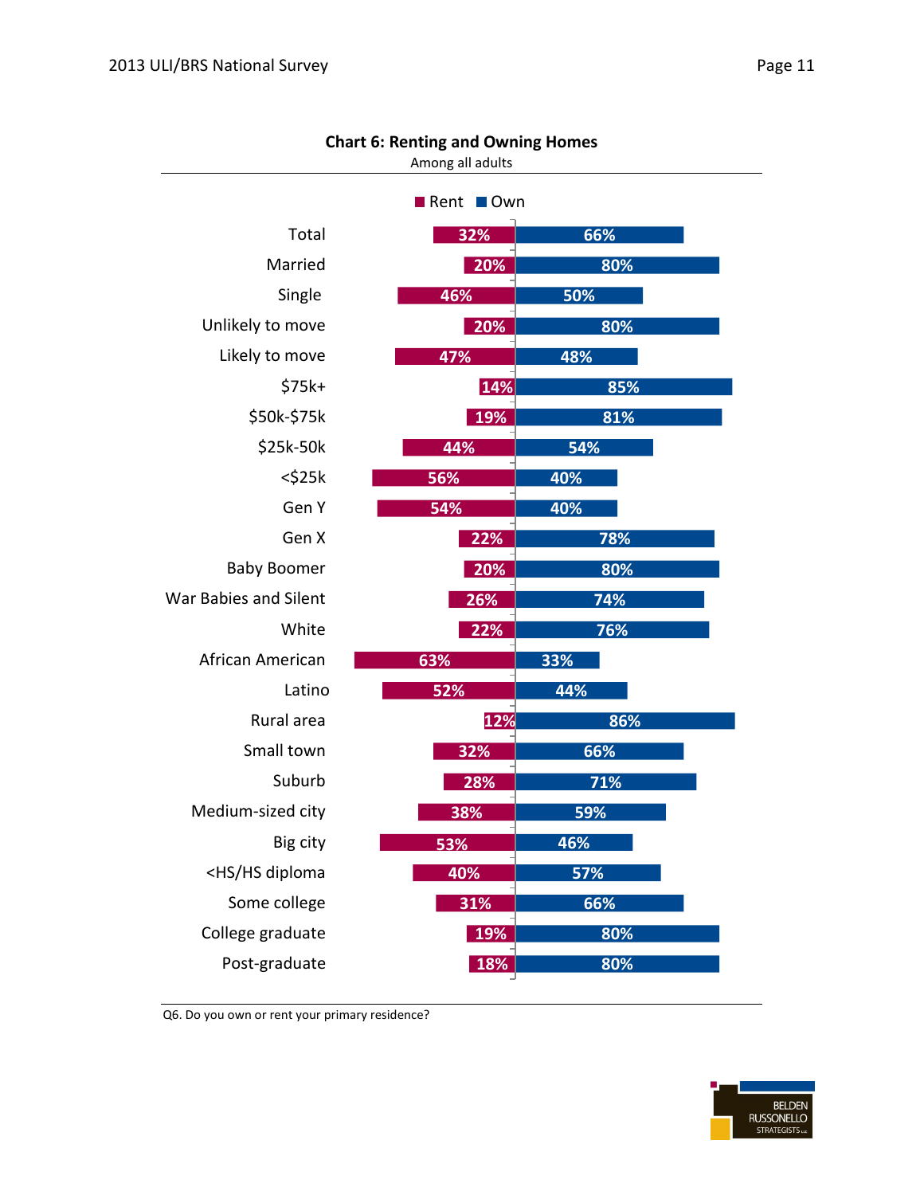**Chart 6: Renting and Owning Homes**

Among all adults

| | Rent | Own |
|---|---|---|
| Total | 32% | 66% |
| Married | 20% | 80% |
| Single | 46% | 50% |
| Unlikely to move | 20% | 80% |
| Likely to move | 47% | 48% |
| $75k+ | 14% | 85% |
| $50k-$75k | 19% | 81% |
| $25k-50k | 44% | 54% |
| <$25k | 56% | 40% |
| Gen Y | 54% | 40% |
| Gen X | 22% | 78% |
| Baby Boomer | 20% | 80% |
| War Babies and Silent | 26% | 74% |
| White | 22% | 76% |
| African American | 63% | 33% |
| Latino | 52% | 44% |
| Rural area | 12% | 86% |
| Small town | 32% | 66% |
| Suburb | 28% | 71% |
| Medium-sized city | 38% | 59% |
| Big city | 53% | 46% |
| <HS/HS diploma | 40% | 57% |
| Some college | 31% | 66% |
| College graduate | 19% | 80% |
| Post-graduate | 18% | 80% |

Q6. Do you own or rent your primary residence?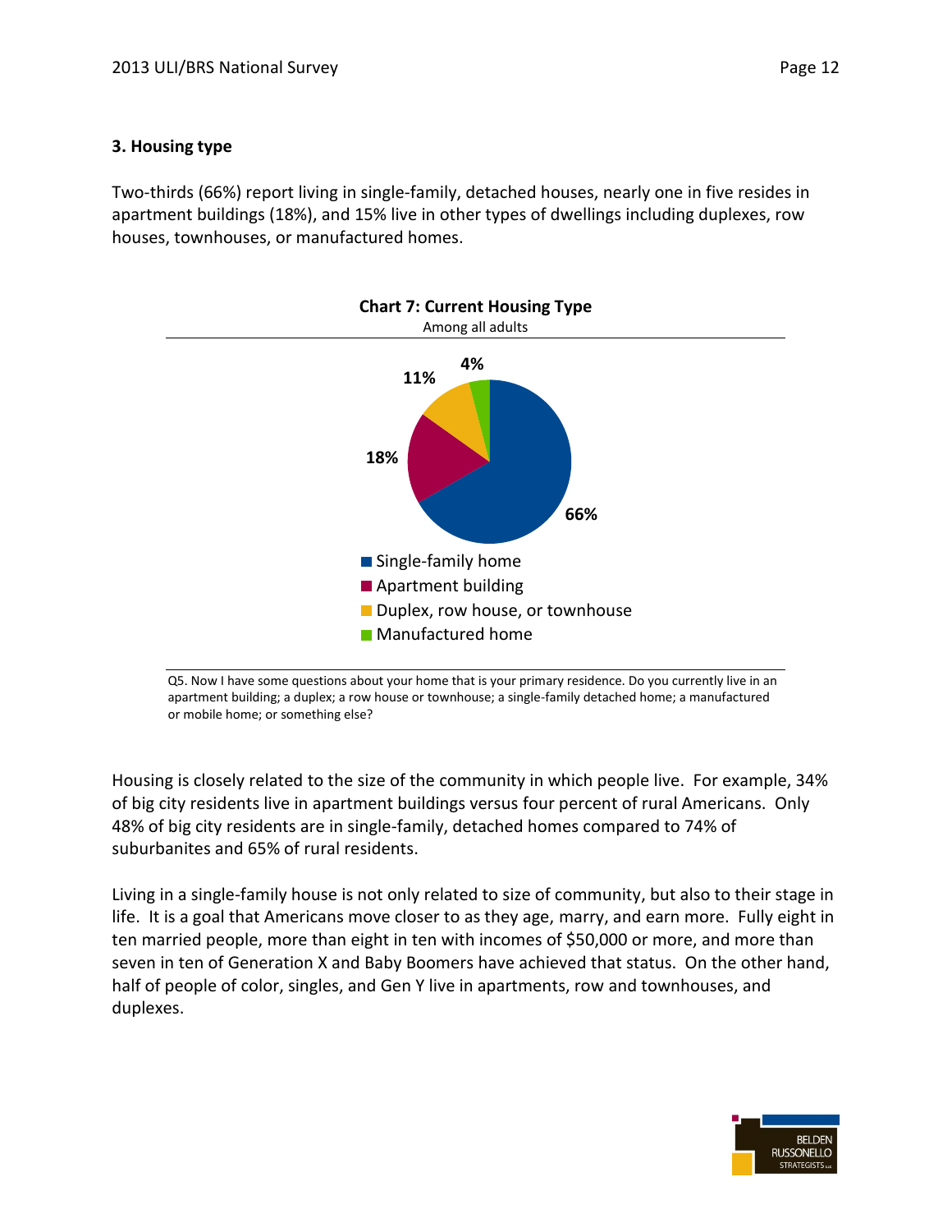### 3. Housing type

Two-thirds (66%) report living in single-family, detached houses, nearly one in five resides in apartment buildings (18%), and 15% live in other types of dwellings including duplexes, row houses, townhouses, or manufactured homes.

**Chart 7: Current Housing Type**

Among all adults

| Housing type | Percent |
|---|---|
| Single-family home | 66% |
| Apartment building | 18% |
| Duplex, row house, or townhouse | 11% |
| Manufactured home | 4% |

Q5. Now I have some questions about your home that is your primary residence. Do you currently live in an apartment building; a duplex; a row house or townhouse; a single-family detached home; a manufactured or mobile home; or something else?

Housing is closely related to the size of the community in which people live. For example, 34% of big city residents live in apartment buildings versus four percent of rural Americans. Only 48% of big city residents are in single-family, detached homes compared to 74% of suburbanites and 65% of rural residents.

Living in a single-family house is not only related to size of community, but also to their stage in life. It is a goal that Americans move closer to as they age, marry, and earn more. Fully eight in ten married people, more than eight in ten with incomes of $50,000 or more, and more than seven in ten of Generation X and Baby Boomers have achieved that status. On the other hand, half of people of color, singles, and Gen Y live in apartments, row and townhouses, and duplexes.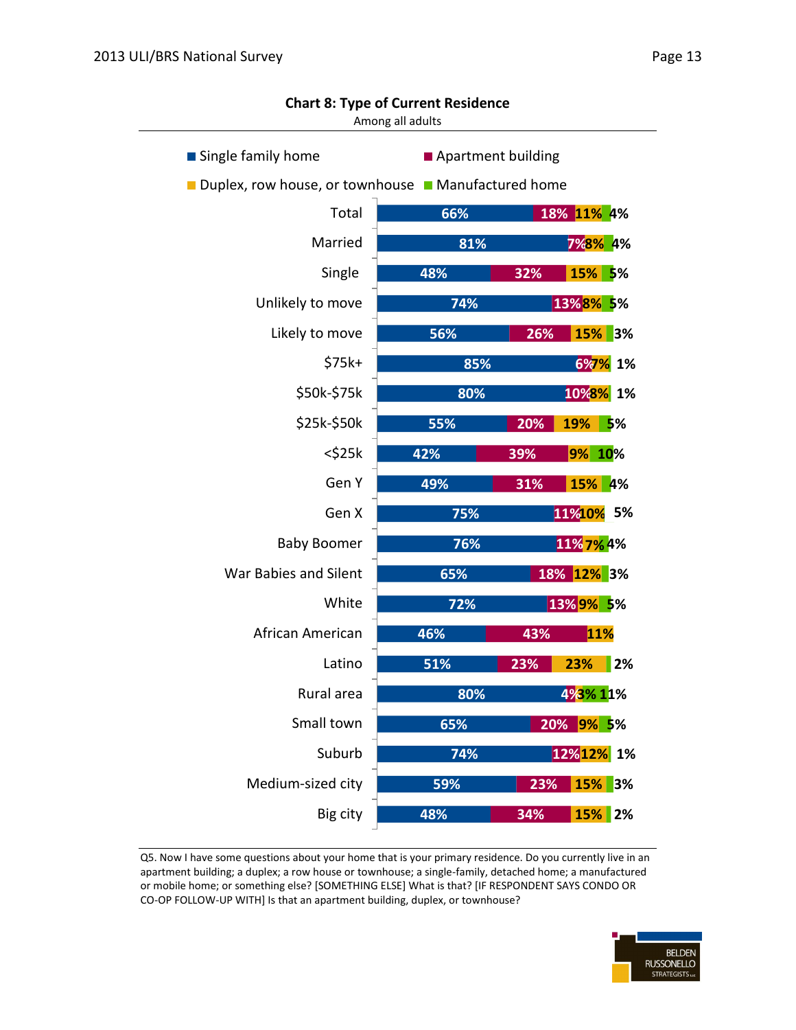**Chart 8: Type of Current Residence**

Among all adults

| | Single family home | Apartment building | Duplex, row house, or townhouse | Manufactured home |
|---|---|---|---|---|
| Total | 66% | 18% | 11% | 4% |
| Married | 81% | 7% | 8% | 4% |
| Single | 48% | 32% | 15% | 5% |
| Unlikely to move | 74% | 13% | 8% | 5% |
| Likely to move | 56% | 26% | 15% | 3% |
| $75k+ | 85% | 6% | 7% | 1% |
| $50k-$75k | 80% | 10% | 8% | 1% |
| $25k-$50k | 55% | 20% | 19% | 5% |
| <$25k | 42% | 39% | 9% | 10% |
| Gen Y | 49% | 31% | 15% | 4% |
| Gen X | 75% | 11% | 10% | 5% |
| Baby Boomer | 76% | 11% | 7% | 4% |
| War Babies and Silent | 65% | 18% | 12% | 3% |
| White | 72% | 13% | 9% | 5% |
| African American | 46% | 43% | 11% | |
| Latino | 51% | 23% | 23% | 2% |
| Rural area | 80% | 4% | 3% | 11% |
| Small town | 65% | 20% | 9% | 5% |
| Suburb | 74% | 12% | 12% | 1% |
| Medium-sized city | 59% | 23% | 15% | 3% |
| Big city | 48% | 34% | 15% | 2% |

Q5. Now I have some questions about your home that is your primary residence. Do you currently live in an apartment building; a duplex; a row house or townhouse; a single-family, detached home; a manufactured or mobile home; or something else? [SOMETHING ELSE] What is that? [IF RESPONDENT SAYS CONDO OR CO-OP FOLLOW-UP WITH] Is that an apartment building, duplex, or townhouse?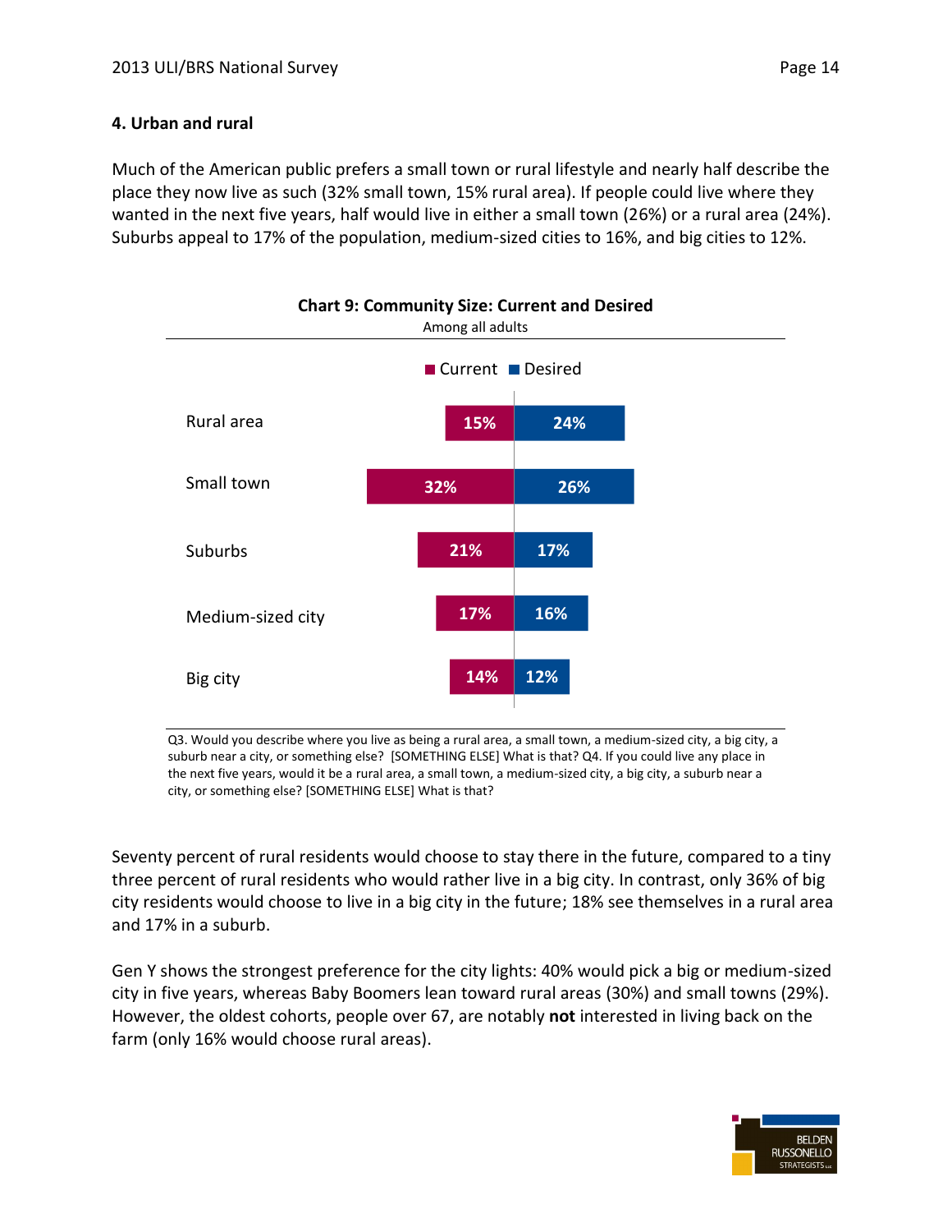## 4. Urban and rural

Much of the American public prefers a small town or rural lifestyle and nearly half describe the place they now live as such (32% small town, 15% rural area). If people could live where they wanted in the next five years, half would live in either a small town (26%) or a rural area (24%). Suburbs appeal to 17% of the population, medium-sized cities to 16%, and big cities to 12%.

**Chart 9: Community Size: Current and Desired**

Among all adults

| | Current | Desired |
|---|---|---|
| Rural area | 15% | 24% |
| Small town | 32% | 26% |
| Suburbs | 21% | 17% |
| Medium-sized city | 17% | 16% |
| Big city | 14% | 12% |

Q3. Would you describe where you live as being a rural area, a small town, a medium-sized city, a big city, a suburb near a city, or something else? [SOMETHING ELSE] What is that? Q4. If you could live any place in the next five years, would it be a rural area, a small town, a medium-sized city, a big city, a suburb near a city, or something else? [SOMETHING ELSE] What is that?

Seventy percent of rural residents would choose to stay there in the future, compared to a tiny three percent of rural residents who would rather live in a big city. In contrast, only 36% of big city residents would choose to live in a big city in the future; 18% see themselves in a rural area and 17% in a suburb.

Gen Y shows the strongest preference for the city lights: 40% would pick a big or medium-sized city in five years, whereas Baby Boomers lean toward rural areas (30%) and small towns (29%). However, the oldest cohorts, people over 67, are notably **not** interested in living back on the farm (only 16% would choose rural areas).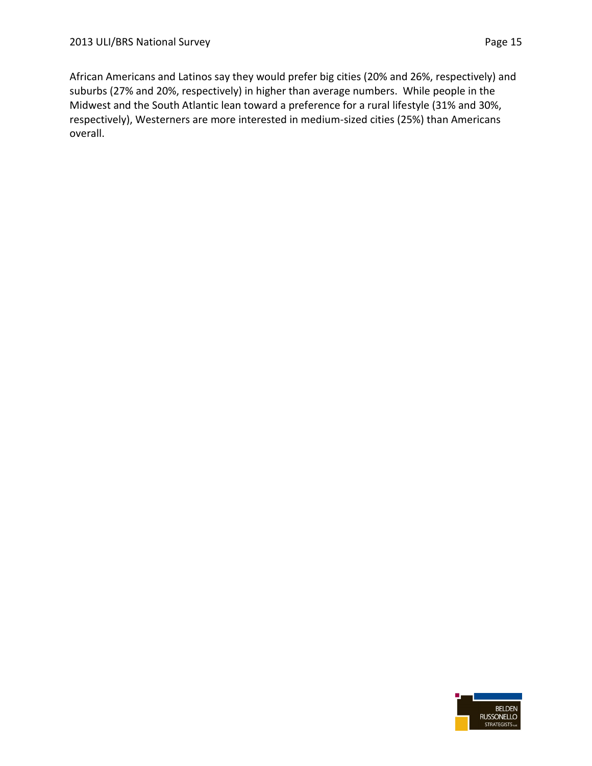African Americans and Latinos say they would prefer big cities (20% and 26%, respectively) and suburbs (27% and 20%, respectively) in higher than average numbers. While people in the Midwest and the South Atlantic lean toward a preference for a rural lifestyle (31% and 30%, respectively), Westerners are more interested in medium-sized cities (25%) than Americans overall.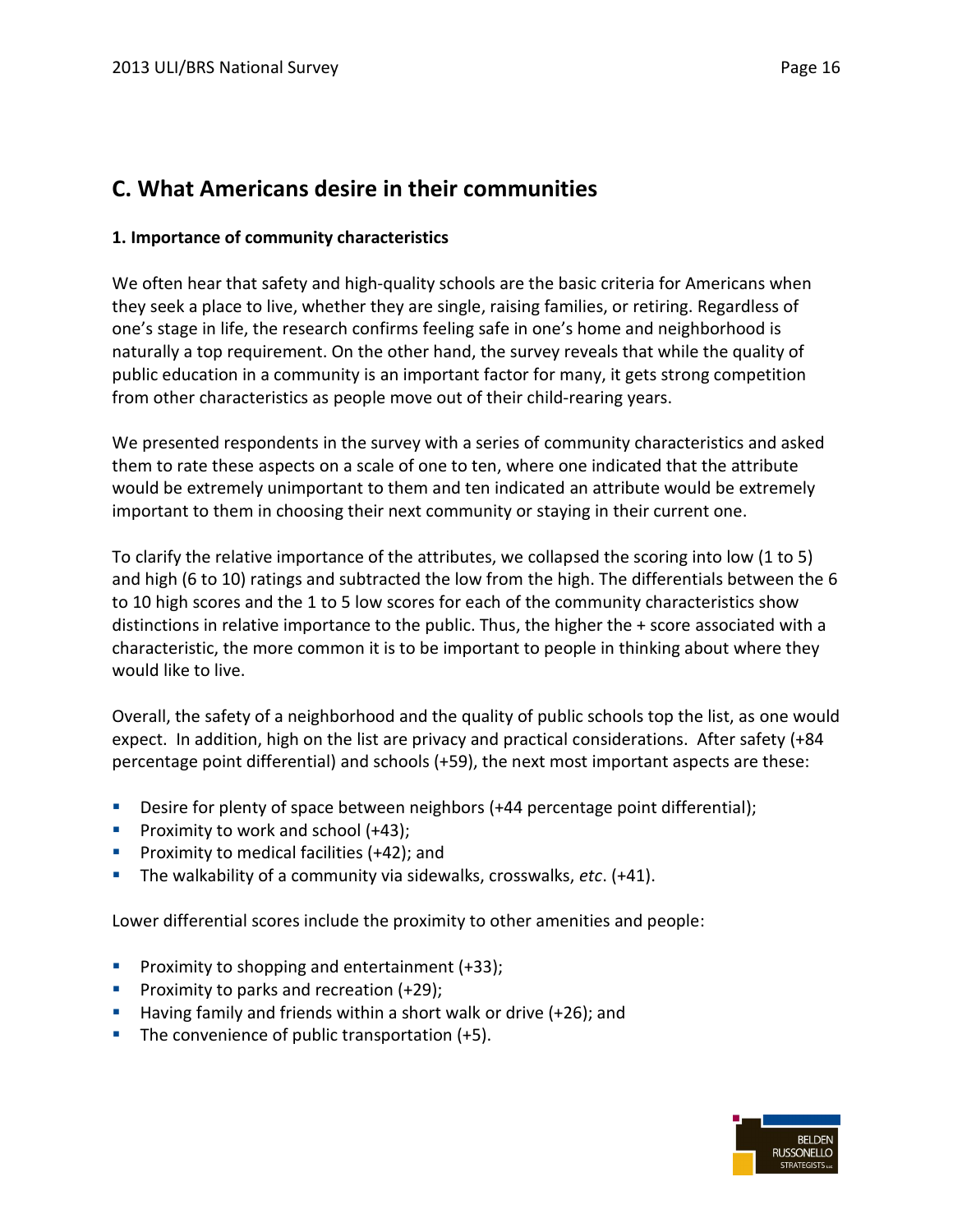## C. What Americans desire in their communities

### 1. Importance of community characteristics

We often hear that safety and high-quality schools are the basic criteria for Americans when they seek a place to live, whether they are single, raising families, or retiring. Regardless of one's stage in life, the research confirms feeling safe in one's home and neighborhood is naturally a top requirement. On the other hand, the survey reveals that while the quality of public education in a community is an important factor for many, it gets strong competition from other characteristics as people move out of their child-rearing years.

We presented respondents in the survey with a series of community characteristics and asked them to rate these aspects on a scale of one to ten, where one indicated that the attribute would be extremely unimportant to them and ten indicated an attribute would be extremely important to them in choosing their next community or staying in their current one.

To clarify the relative importance of the attributes, we collapsed the scoring into low (1 to 5) and high (6 to 10) ratings and subtracted the low from the high. The differentials between the 6 to 10 high scores and the 1 to 5 low scores for each of the community characteristics show distinctions in relative importance to the public. Thus, the higher the + score associated with a characteristic, the more common it is to be important to people in thinking about where they would like to live.

Overall, the safety of a neighborhood and the quality of public schools top the list, as one would expect. In addition, high on the list are privacy and practical considerations. After safety (+84 percentage point differential) and schools (+59), the next most important aspects are these:

- Desire for plenty of space between neighbors (+44 percentage point differential);
- Proximity to work and school (+43);
- Proximity to medical facilities (+42); and
- The walkability of a community via sidewalks, crosswalks, *etc*. (+41).

Lower differential scores include the proximity to other amenities and people:

- Proximity to shopping and entertainment (+33);
- Proximity to parks and recreation (+29);
- Having family and friends within a short walk or drive (+26); and
- The convenience of public transportation (+5).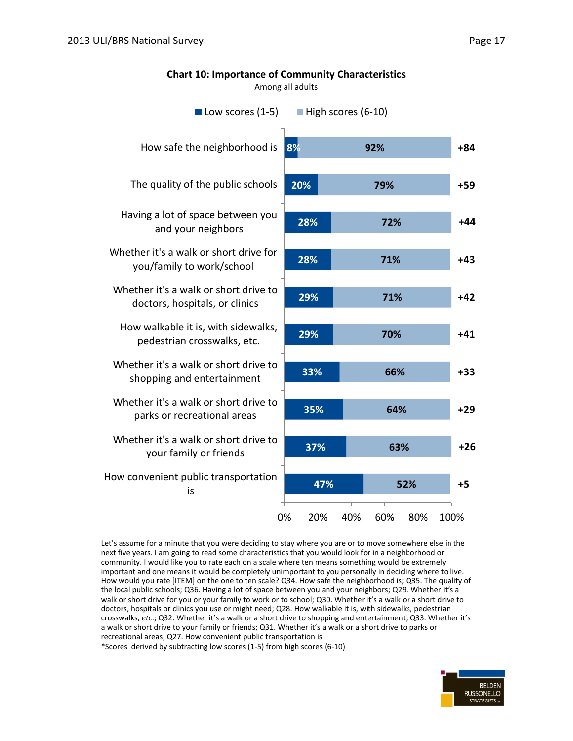**Chart 10: Importance of Community Characteristics**

Among all adults

| | Low scores (1-5) | High scores (6-10) | |
|---|---|---|---|
| How safe the neighborhood is | 8% | 92% | +84 |
| The quality of the public schools | 20% | 79% | +59 |
| Having a lot of space between you and your neighbors | 28% | 72% | +44 |
| Whether it's a walk or short drive for you/family to work/school | 28% | 71% | +43 |
| Whether it's a walk or short drive to doctors, hospitals, or clinics | 29% | 71% | +42 |
| How walkable it is, with sidewalks, pedestrian crosswalks, etc. | 29% | 70% | +41 |
| Whether it's a walk or short drive to shopping and entertainment | 33% | 66% | +33 |
| Whether it's a walk or short drive to parks or recreational areas | 35% | 64% | +29 |
| Whether it's a walk or short drive to your family or friends | 37% | 63% | +26 |
| How convenient public transportation is | 47% | 52% | +5 |

Let's assume for a minute that you were deciding to stay where you are or to move somewhere else in the next five years. I am going to read some characteristics that you would look for in a neighborhood or community. I would like you to rate each on a scale where ten means something would be extremely important and one means it would be completely unimportant to you personally in deciding where to live. How would you rate [ITEM] on the one to ten scale? Q34. How safe the neighborhood is; Q35. The quality of the local public schools; Q36. Having a lot of space between you and your neighbors; Q29. Whether it's a walk or short drive for you or your family to work or to school; Q30. Whether it's a walk or a short drive to doctors, hospitals or clinics you use or might need; Q28. How walkable it is, with sidewalks, pedestrian crosswalks, *etc*.; Q32. Whether it's a walk or a short drive to shopping and entertainment; Q33. Whether it's a walk or short drive to your family or friends; Q31. Whether it's a walk or a short drive to parks or recreational areas; Q27. How convenient public transportation is

*Scores derived by subtracting low scores (1-5) from high scores (6-10)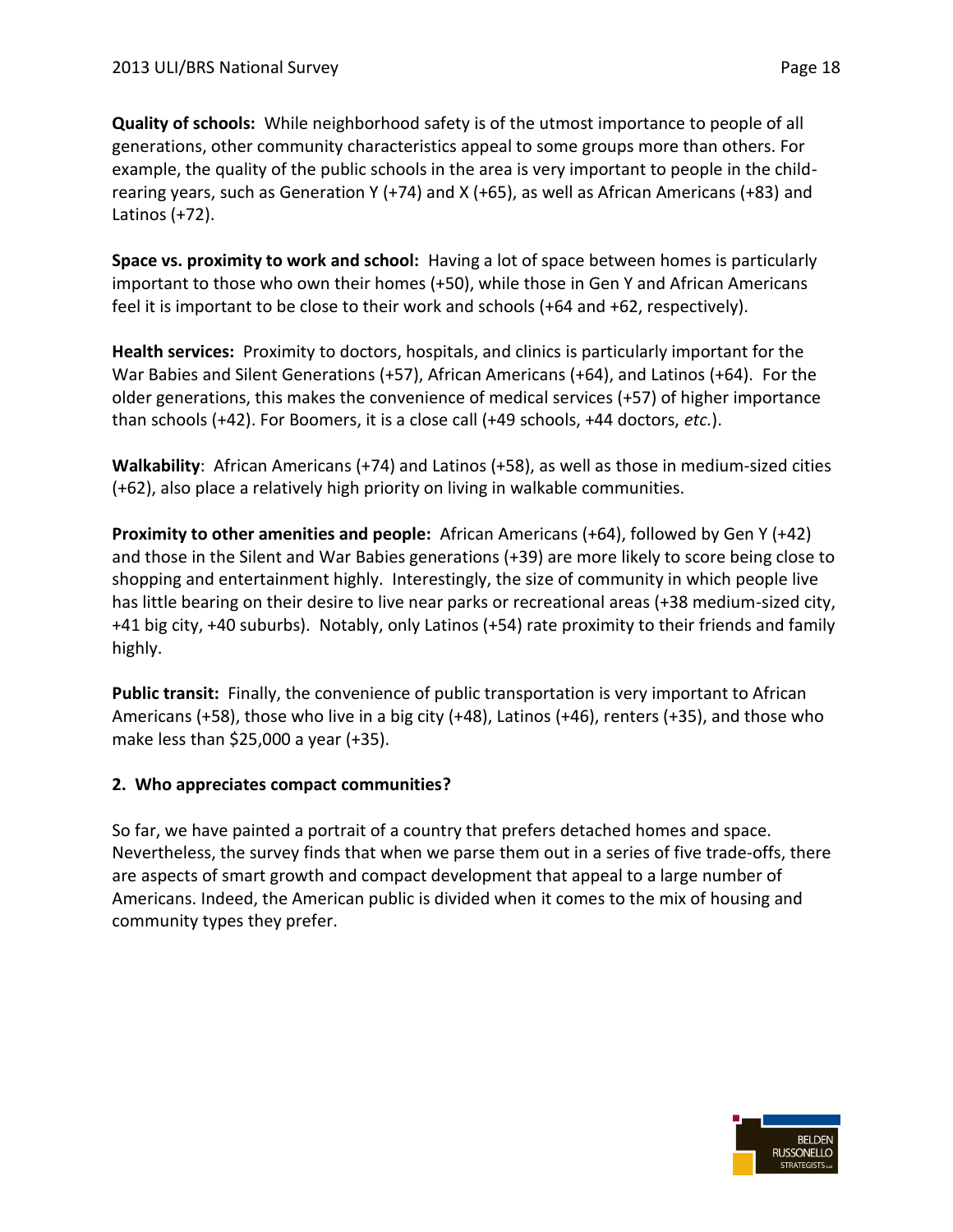**Quality of schools:** While neighborhood safety is of the utmost importance to people of all generations, other community characteristics appeal to some groups more than others. For example, the quality of the public schools in the area is very important to people in the child-rearing years, such as Generation Y (+74) and X (+65), as well as African Americans (+83) and Latinos (+72).

**Space vs. proximity to work and school:** Having a lot of space between homes is particularly important to those who own their homes (+50), while those in Gen Y and African Americans feel it is important to be close to their work and schools (+64 and +62, respectively).

**Health services:** Proximity to doctors, hospitals, and clinics is particularly important for the War Babies and Silent Generations (+57), African Americans (+64), and Latinos (+64). For the older generations, this makes the convenience of medical services (+57) of higher importance than schools (+42). For Boomers, it is a close call (+49 schools, +44 doctors, *etc.*).

**Walkability**: African Americans (+74) and Latinos (+58), as well as those in medium-sized cities (+62), also place a relatively high priority on living in walkable communities.

**Proximity to other amenities and people:** African Americans (+64), followed by Gen Y (+42) and those in the Silent and War Babies generations (+39) are more likely to score being close to shopping and entertainment highly. Interestingly, the size of community in which people live has little bearing on their desire to live near parks or recreational areas (+38 medium-sized city, +41 big city, +40 suburbs). Notably, only Latinos (+54) rate proximity to their friends and family highly.

**Public transit:** Finally, the convenience of public transportation is very important to African Americans (+58), those who live in a big city (+48), Latinos (+46), renters (+35), and those who make less than $25,000 a year (+35).

### 2. Who appreciates compact communities?

So far, we have painted a portrait of a country that prefers detached homes and space. Nevertheless, the survey finds that when we parse them out in a series of five trade-offs, there are aspects of smart growth and compact development that appeal to a large number of Americans. Indeed, the American public is divided when it comes to the mix of housing and community types they prefer.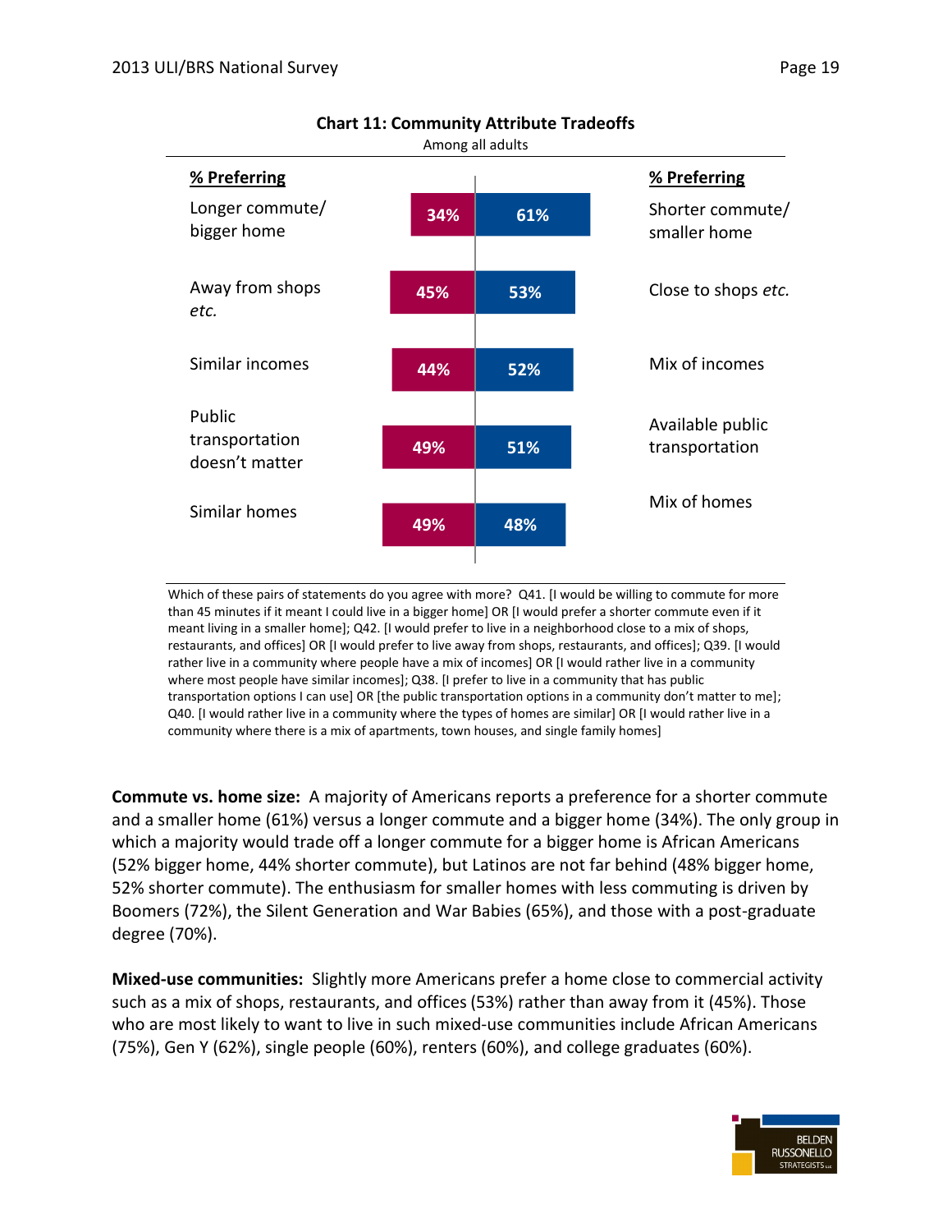**Chart 11: Community Attribute Tradeoffs**

Among all adults

| % Preferring | | | % Preferring |
|---|---|---|---|
| Longer commute/ bigger home | 34% | 61% | Shorter commute/ smaller home |
| Away from shops *etc.* | 45% | 53% | Close to shops *etc.* |
| Similar incomes | 44% | 52% | Mix of incomes |
| Public transportation doesn't matter | 49% | 51% | Available public transportation |
| Similar homes | 49% | 48% | Mix of homes |

Which of these pairs of statements do you agree with more? Q41. [I would be willing to commute for more than 45 minutes if it meant I could live in a bigger home] OR [I would prefer a shorter commute even if it meant living in a smaller home]; Q42. [I would prefer to live in a neighborhood close to a mix of shops, restaurants, and offices] OR [I would prefer to live away from shops, restaurants, and offices]; Q39. [I would rather live in a community where people have a mix of incomes] OR [I would rather live in a community where most people have similar incomes]; Q38. [I prefer to live in a community that has public transportation options I can use] OR [the public transportation options in a community don't matter to me]; Q40. [I would rather live in a community where the types of homes are similar] OR [I would rather live in a community where there is a mix of apartments, town houses, and single family homes]

**Commute vs. home size:** A majority of Americans reports a preference for a shorter commute and a smaller home (61%) versus a longer commute and a bigger home (34%). The only group in which a majority would trade off a longer commute for a bigger home is African Americans (52% bigger home, 44% shorter commute), but Latinos are not far behind (48% bigger home, 52% shorter commute). The enthusiasm for smaller homes with less commuting is driven by Boomers (72%), the Silent Generation and War Babies (65%), and those with a post-graduate degree (70%).

**Mixed-use communities:** Slightly more Americans prefer a home close to commercial activity such as a mix of shops, restaurants, and offices (53%) rather than away from it (45%). Those who are most likely to want to live in such mixed-use communities include African Americans (75%), Gen Y (62%), single people (60%), renters (60%), and college graduates (60%).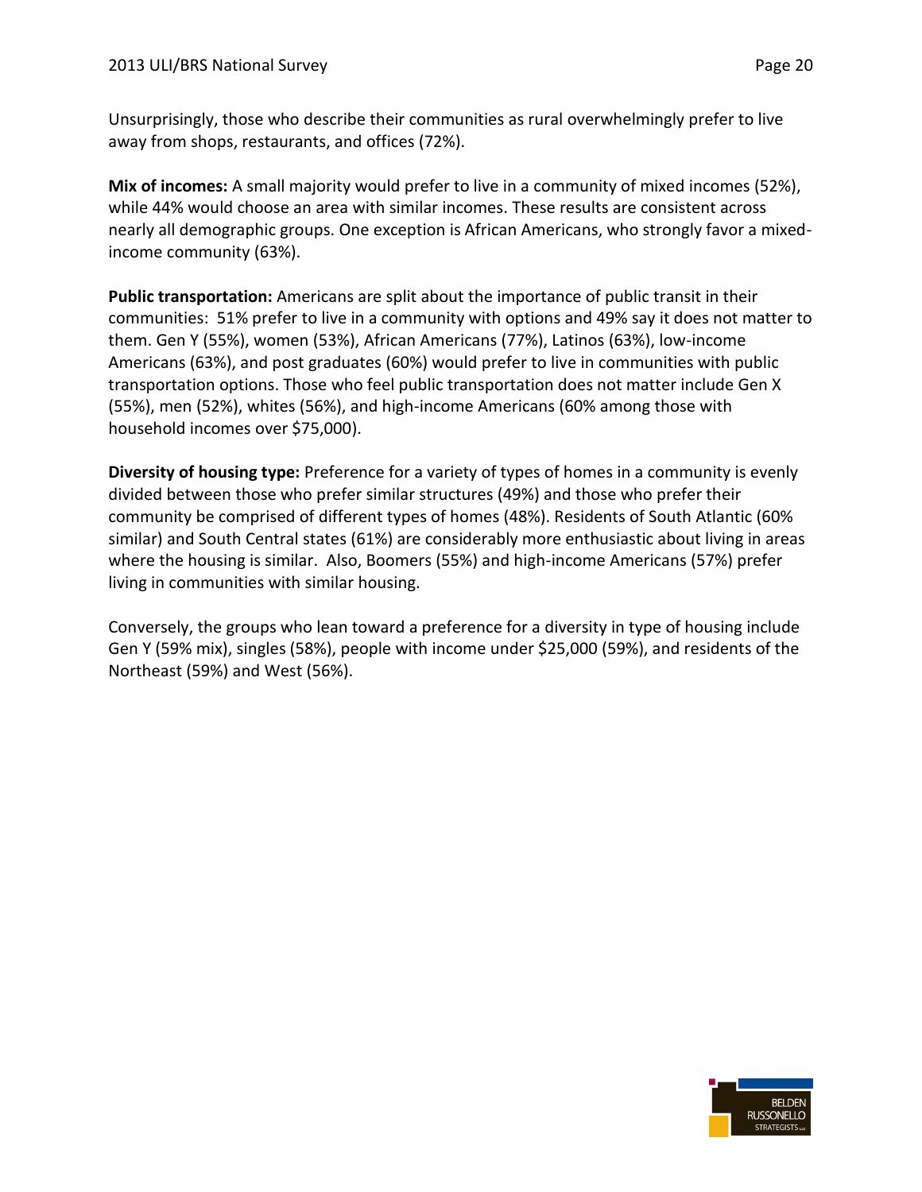Unsurprisingly, those who describe their communities as rural overwhelmingly prefer to live away from shops, restaurants, and offices (72%).

**Mix of incomes:** A small majority would prefer to live in a community of mixed incomes (52%), while 44% would choose an area with similar incomes. These results are consistent across nearly all demographic groups. One exception is African Americans, who strongly favor a mixed-income community (63%).

**Public transportation:** Americans are split about the importance of public transit in their communities: 51% prefer to live in a community with options and 49% say it does not matter to them. Gen Y (55%), women (53%), African Americans (77%), Latinos (63%), low-income Americans (63%), and post graduates (60%) would prefer to live in communities with public transportation options. Those who feel public transportation does not matter include Gen X (55%), men (52%), whites (56%), and high-income Americans (60% among those with household incomes over $75,000).

**Diversity of housing type:** Preference for a variety of types of homes in a community is evenly divided between those who prefer similar structures (49%) and those who prefer their community be comprised of different types of homes (48%). Residents of South Atlantic (60% similar) and South Central states (61%) are considerably more enthusiastic about living in areas where the housing is similar. Also, Boomers (55%) and high-income Americans (57%) prefer living in communities with similar housing.

Conversely, the groups who lean toward a preference for a diversity in type of housing include Gen Y (59% mix), singles (58%), people with income under $25,000 (59%), and residents of the Northeast (59%) and West (56%).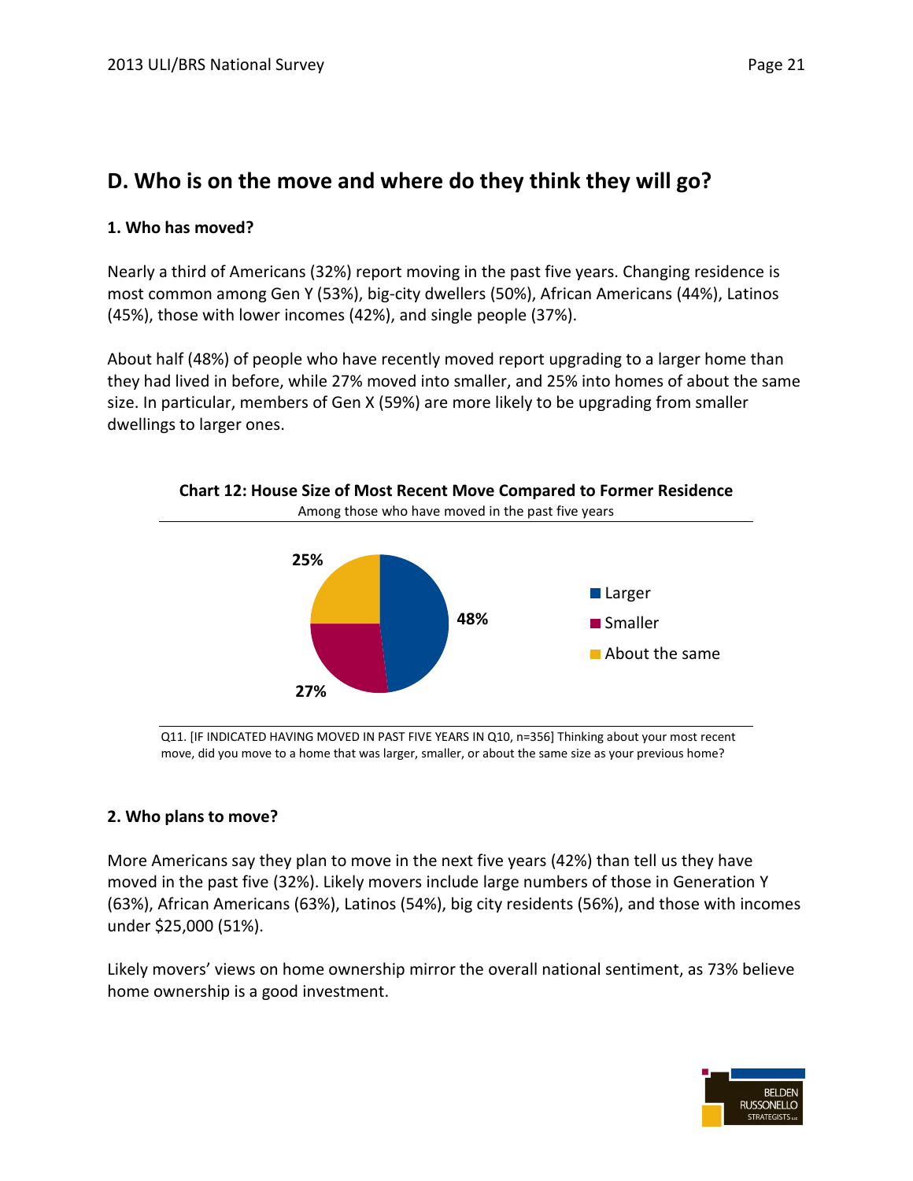## D. Who is on the move and where do they think they will go?

### 1. Who has moved?

Nearly a third of Americans (32%) report moving in the past five years. Changing residence is most common among Gen Y (53%), big-city dwellers (50%), African Americans (44%), Latinos (45%), those with lower incomes (42%), and single people (37%).

About half (48%) of people who have recently moved report upgrading to a larger home than they had lived in before, while 27% moved into smaller, and 25% into homes of about the same size. In particular, members of Gen X (59%) are more likely to be upgrading from smaller dwellings to larger ones.

**Chart 12: House Size of Most Recent Move Compared to Former Residence**

Among those who have moved in the past five years

| | |
|---|---|
| Larger | 48% |
| Smaller | 27% |
| About the same | 25% |

Q11. [IF INDICATED HAVING MOVED IN PAST FIVE YEARS IN Q10, n=356] Thinking about your most recent move, did you move to a home that was larger, smaller, or about the same size as your previous home?

### 2. Who plans to move?

More Americans say they plan to move in the next five years (42%) than tell us they have moved in the past five (32%). Likely movers include large numbers of those in Generation Y (63%), African Americans (63%), Latinos (54%), big city residents (56%), and those with incomes under $25,000 (51%).

Likely movers' views on home ownership mirror the overall national sentiment, as 73% believe home ownership is a good investment.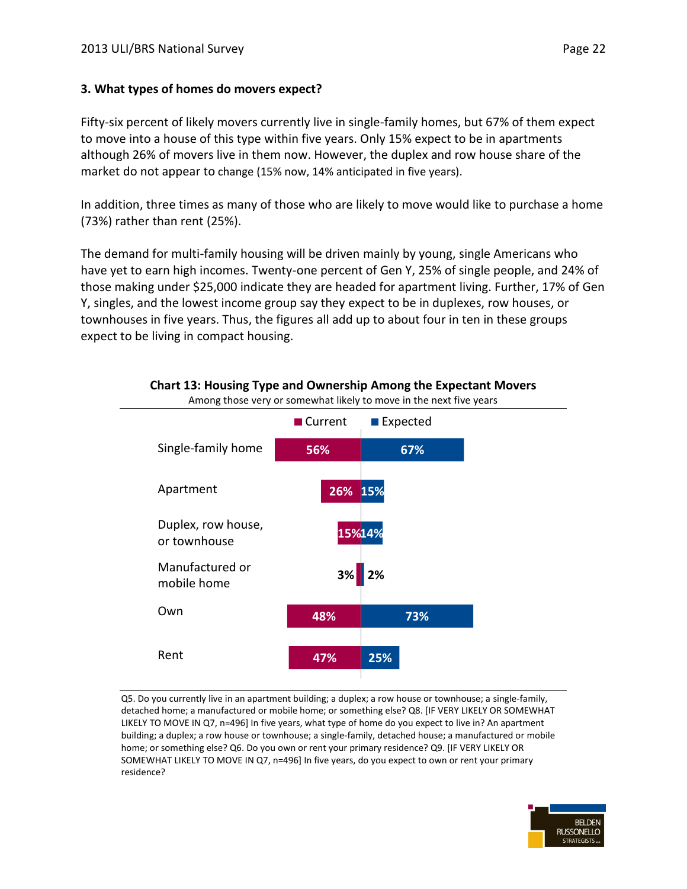### 3. What types of homes do movers expect?

Fifty-six percent of likely movers currently live in single-family homes, but 67% of them expect to move into a house of this type within five years. Only 15% expect to be in apartments although 26% of movers live in them now. However, the duplex and row house share of the market do not appear to change (15% now, 14% anticipated in five years).

In addition, three times as many of those who are likely to move would like to purchase a home (73%) rather than rent (25%).

The demand for multi-family housing will be driven mainly by young, single Americans who have yet to earn high incomes. Twenty-one percent of Gen Y, 25% of single people, and 24% of those making under $25,000 indicate they are headed for apartment living. Further, 17% of Gen Y, singles, and the lowest income group say they expect to be in duplexes, row houses, or townhouses in five years. Thus, the figures all add up to about four in ten in these groups expect to be living in compact housing.

**Chart 13: Housing Type and Ownership Among the Expectant Movers**

Among those very or somewhat likely to move in the next five years

| | Current | Expected |
|---|---|---|
| Single-family home | 56% | 67% |
| Apartment | 26% | 15% |
| Duplex, row house, or townhouse | 15% | 14% |
| Manufactured or mobile home | 3% | 2% |
| Own | 48% | 73% |
| Rent | 47% | 25% |

Q5. Do you currently live in an apartment building; a duplex; a row house or townhouse; a single-family, detached home; a manufactured or mobile home; or something else? Q8. [IF VERY LIKELY OR SOMEWHAT LIKELY TO MOVE IN Q7, n=496] In five years, what type of home do you expect to live in? An apartment building; a duplex; a row house or townhouse; a single-family, detached house; a manufactured or mobile home; or something else? Q6. Do you own or rent your primary residence? Q9. [IF VERY LIKELY OR SOMEWHAT LIKELY TO MOVE IN Q7, n=496] In five years, do you expect to own or rent your primary residence?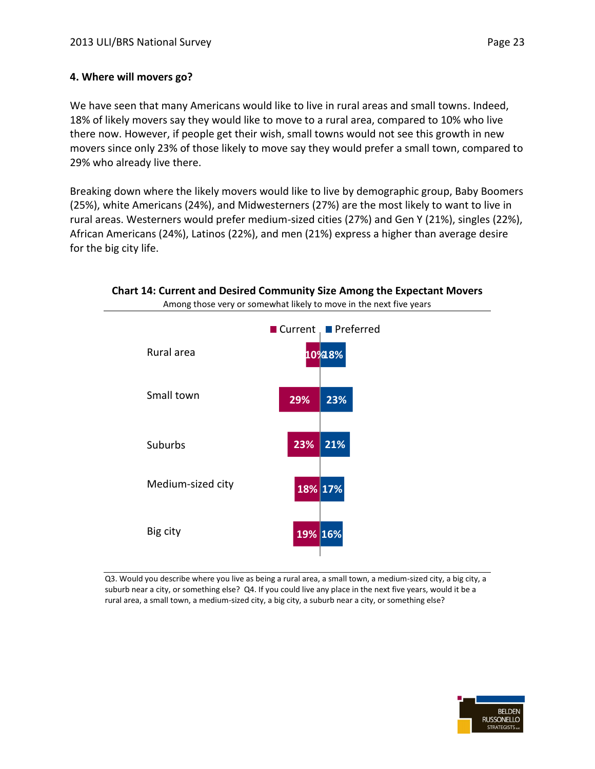### 4. Where will movers go?

We have seen that many Americans would like to live in rural areas and small towns. Indeed, 18% of likely movers say they would like to move to a rural area, compared to 10% who live there now. However, if people get their wish, small towns would not see this growth in new movers since only 23% of those likely to move say they would prefer a small town, compared to 29% who already live there.

Breaking down where the likely movers would like to live by demographic group, Baby Boomers (25%), white Americans (24%), and Midwesterners (27%) are the most likely to want to live in rural areas. Westerners would prefer medium-sized cities (27%) and Gen Y (21%), singles (22%), African Americans (24%), Latinos (22%), and men (21%) express a higher than average desire for the big city life.

**Chart 14: Current and Desired Community Size Among the Expectant Movers**

Among those very or somewhat likely to move in the next five years

| | Current | Preferred |
|---|---|---|
| Rural area | 10% | 18% |
| Small town | 29% | 23% |
| Suburbs | 23% | 21% |
| Medium-sized city | 18% | 17% |
| Big city | 19% | 16% |

Q3. Would you describe where you live as being a rural area, a small town, a medium-sized city, a big city, a suburb near a city, or something else? Q4. If you could live any place in the next five years, would it be a rural area, a small town, a medium-sized city, a big city, a suburb near a city, or something else?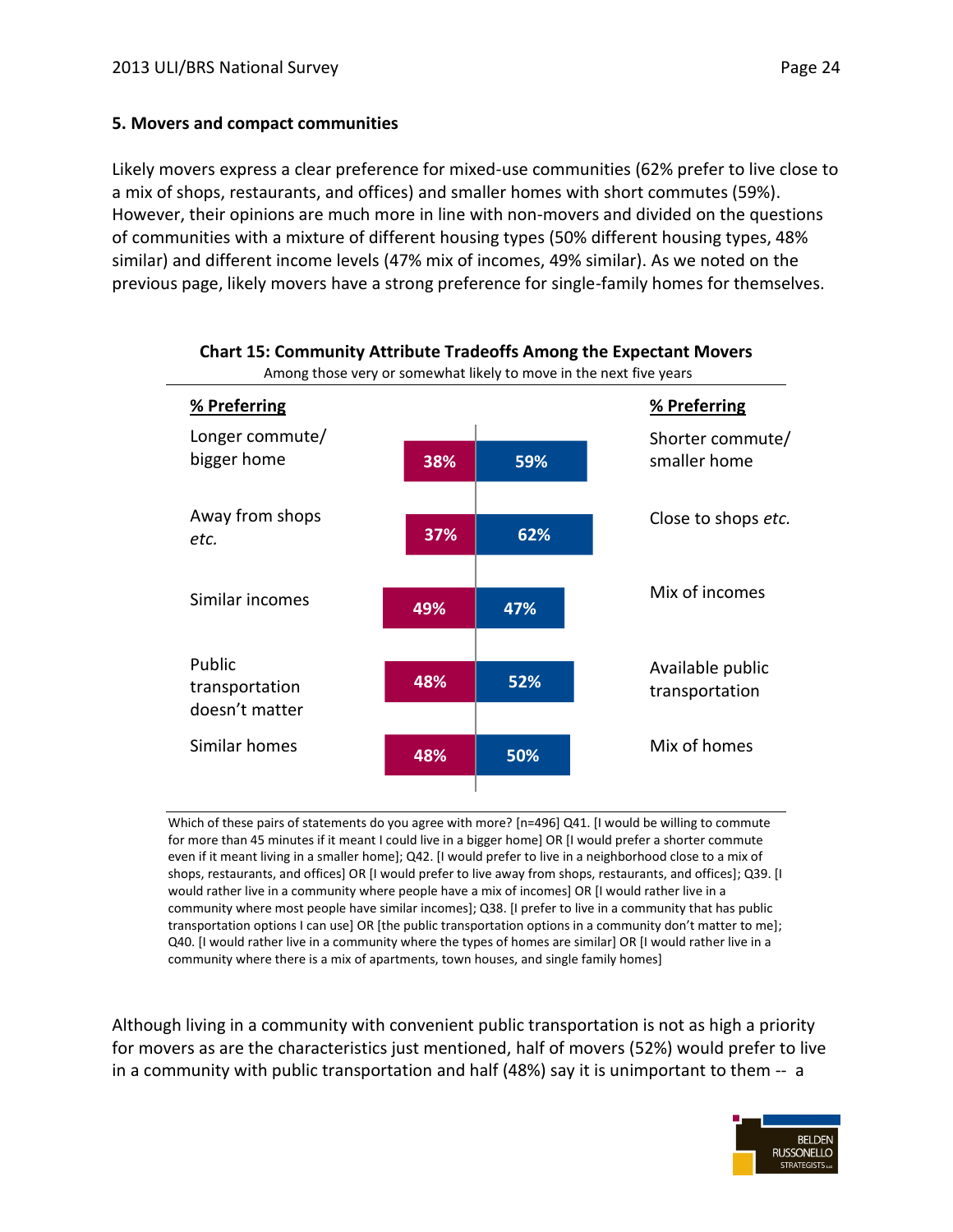## 5. Movers and compact communities

Likely movers express a clear preference for mixed-use communities (62% prefer to live close to a mix of shops, restaurants, and offices) and smaller homes with short commutes (59%). However, their opinions are much more in line with non-movers and divided on the questions of communities with a mixture of different housing types (50% different housing types, 48% similar) and different income levels (47% mix of incomes, 49% similar). As we noted on the previous page, likely movers have a strong preference for single-family homes for themselves.

**Chart 15: Community Attribute Tradeoffs Among the Expectant Movers**

Among those very or somewhat likely to move in the next five years

| % Preferring | | | % Preferring |
|---|---|---|---|
| Longer commute/ bigger home | 38% | 59% | Shorter commute/ smaller home |
| Away from shops *etc.* | 37% | 62% | Close to shops *etc.* |
| Similar incomes | 49% | 47% | Mix of incomes |
| Public transportation doesn't matter | 48% | 52% | Available public transportation |
| Similar homes | 48% | 50% | Mix of homes |

Which of these pairs of statements do you agree with more? [n=496] Q41. [I would be willing to commute for more than 45 minutes if it meant I could live in a bigger home] OR [I would prefer a shorter commute even if it meant living in a smaller home]; Q42. [I would prefer to live in a neighborhood close to a mix of shops, restaurants, and offices] OR [I would prefer to live away from shops, restaurants, and offices]; Q39. [I would rather live in a community where people have a mix of incomes] OR [I would rather live in a community where most people have similar incomes]; Q38. [I prefer to live in a community that has public transportation options I can use] OR [the public transportation options in a community don't matter to me]; Q40. [I would rather live in a community where the types of homes are similar] OR [I would rather live in a community where there is a mix of apartments, town houses, and single family homes]

Although living in a community with convenient public transportation is not as high a priority for movers as are the characteristics just mentioned, half of movers (52%) would prefer to live in a community with public transportation and half (48%) say it is unimportant to them -- a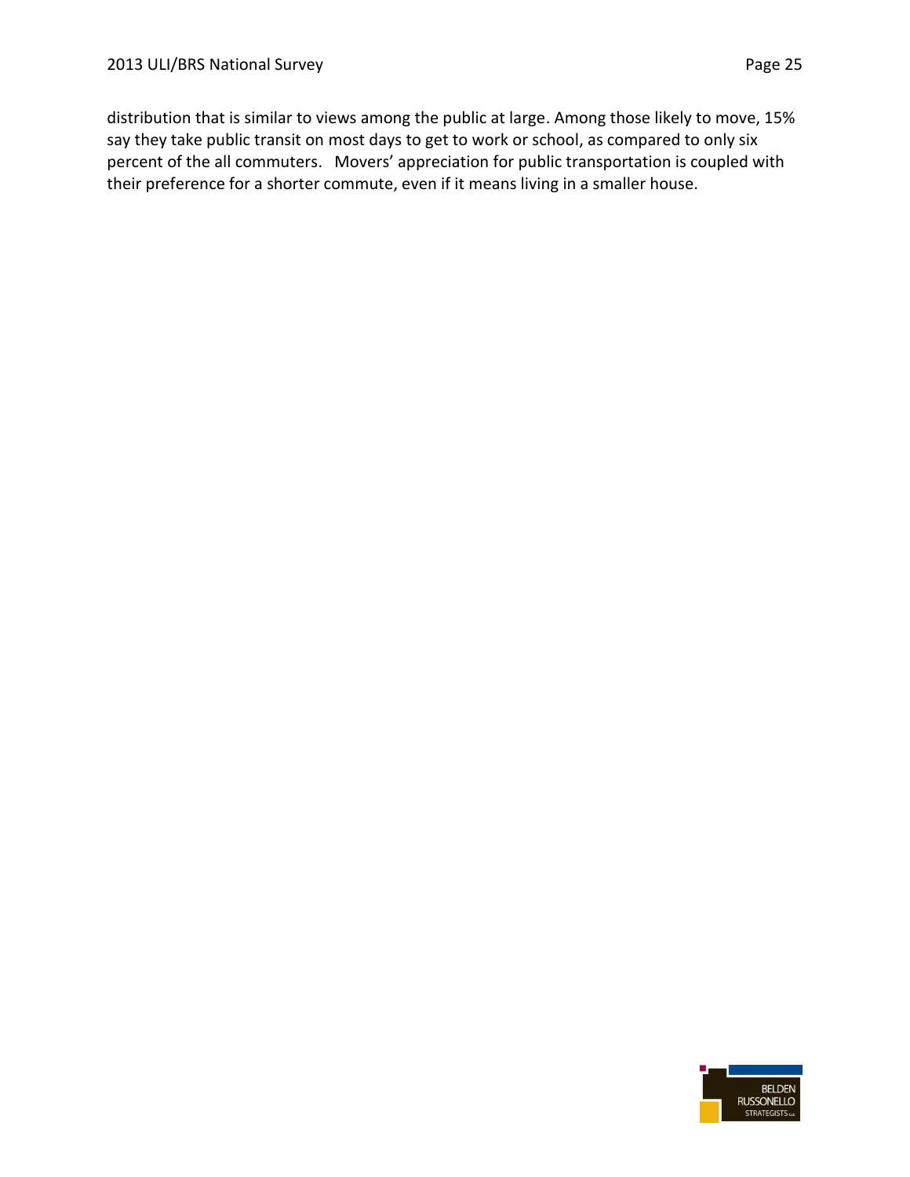distribution that is similar to views among the public at large. Among those likely to move, 15% say they take public transit on most days to get to work or school, as compared to only six percent of the all commuters. Movers' appreciation for public transportation is coupled with their preference for a shorter commute, even if it means living in a smaller house.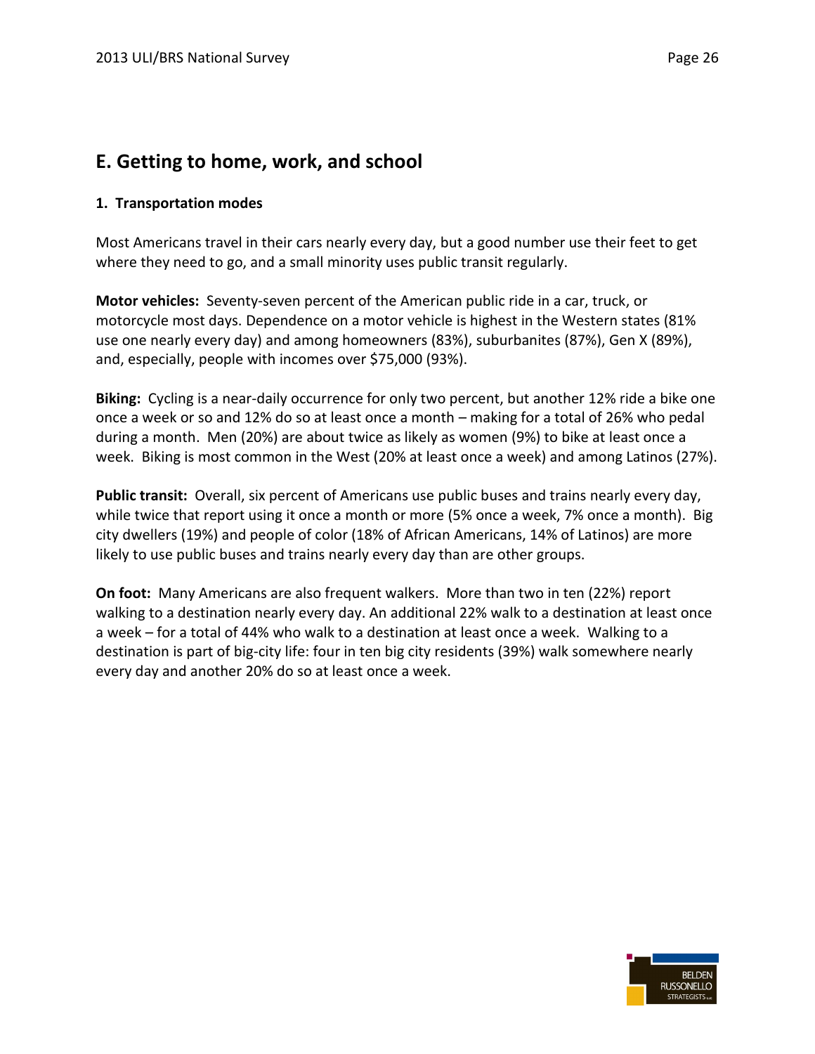## E. Getting to home, work, and school

### 1. Transportation modes

Most Americans travel in their cars nearly every day, but a good number use their feet to get where they need to go, and a small minority uses public transit regularly.

**Motor vehicles:** Seventy-seven percent of the American public ride in a car, truck, or motorcycle most days. Dependence on a motor vehicle is highest in the Western states (81% use one nearly every day) and among homeowners (83%), suburbanites (87%), Gen X (89%), and, especially, people with incomes over $75,000 (93%).

**Biking:** Cycling is a near-daily occurrence for only two percent, but another 12% ride a bike one once a week or so and 12% do so at least once a month – making for a total of 26% who pedal during a month. Men (20%) are about twice as likely as women (9%) to bike at least once a week. Biking is most common in the West (20% at least once a week) and among Latinos (27%).

**Public transit:** Overall, six percent of Americans use public buses and trains nearly every day, while twice that report using it once a month or more (5% once a week, 7% once a month). Big city dwellers (19%) and people of color (18% of African Americans, 14% of Latinos) are more likely to use public buses and trains nearly every day than are other groups.

**On foot:** Many Americans are also frequent walkers. More than two in ten (22%) report walking to a destination nearly every day. An additional 22% walk to a destination at least once a week – for a total of 44% who walk to a destination at least once a week. Walking to a destination is part of big-city life: four in ten big city residents (39%) walk somewhere nearly every day and another 20% do so at least once a week.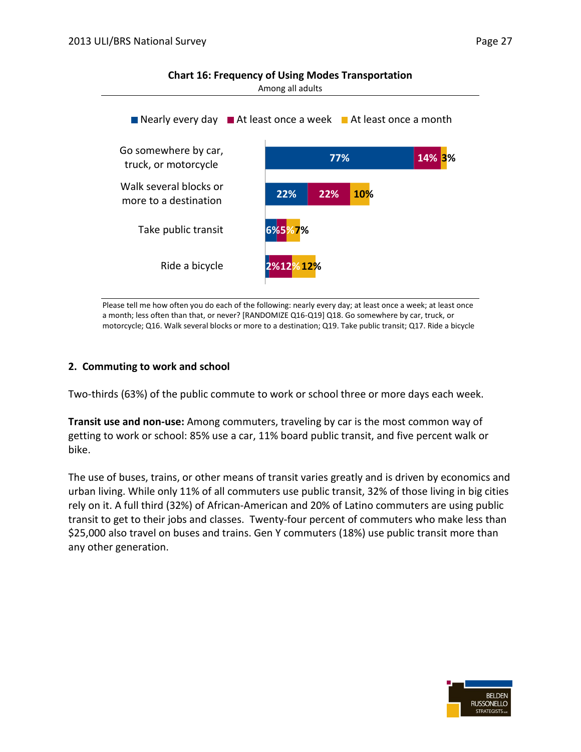**Chart 16: Frequency of Using Modes Transportation**

Among all adults

| | Nearly every day | At least once a week | At least once a month |
|---|---|---|---|
| Go somewhere by car, truck, or motorcycle | 77% | 14% | 3% |
| Walk several blocks or more to a destination | 22% | 22% | 10% |
| Take public transit | 6% | 5% | 7% |
| Ride a bicycle | 2% | 12% | 12% |

Please tell me how often you do each of the following: nearly every day; at least once a week; at least once a month; less often than that, or never? [RANDOMIZE Q16-Q19] Q18. Go somewhere by car, truck, or motorcycle; Q16. Walk several blocks or more to a destination; Q19. Take public transit; Q17. Ride a bicycle

## 2. Commuting to work and school

Two-thirds (63%) of the public commute to work or school three or more days each week.

**Transit use and non-use:** Among commuters, traveling by car is the most common way of getting to work or school: 85% use a car, 11% board public transit, and five percent walk or bike.

The use of buses, trains, or other means of transit varies greatly and is driven by economics and urban living. While only 11% of all commuters use public transit, 32% of those living in big cities rely on it. A full third (32%) of African-American and 20% of Latino commuters are using public transit to get to their jobs and classes. Twenty-four percent of commuters who make less than $25,000 also travel on buses and trains. Gen Y commuters (18%) use public transit more than any other generation.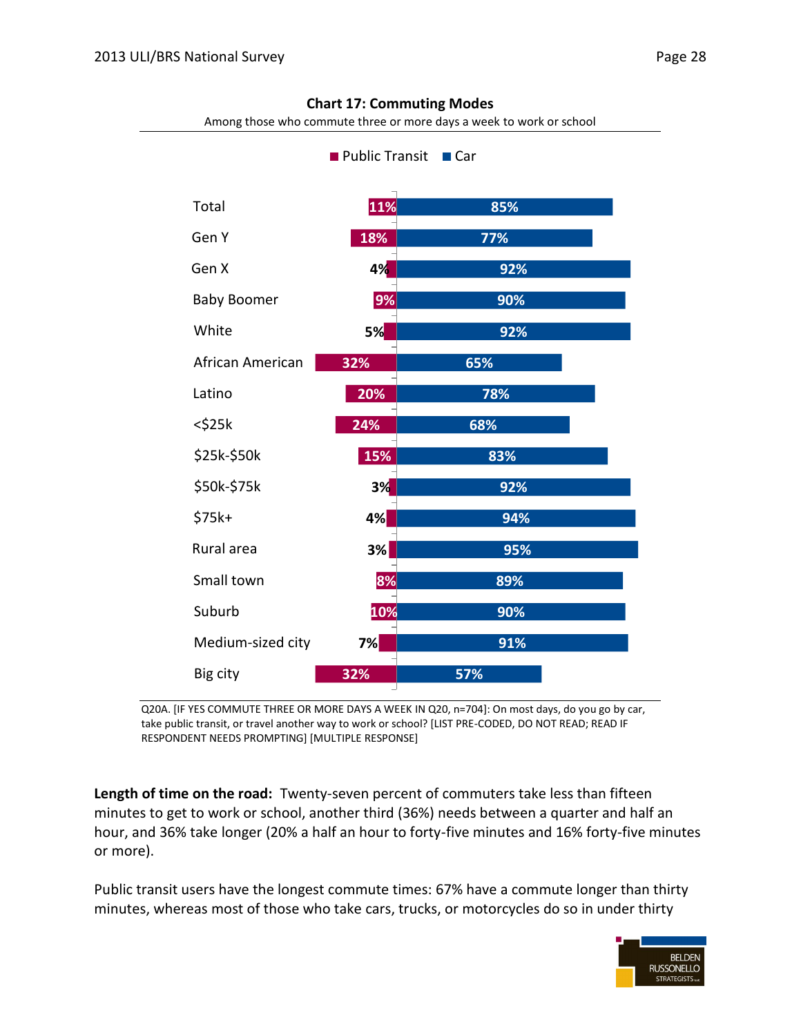**Chart 17: Commuting Modes**

Among those who commute three or more days a week to work or school

| | Public Transit | Car |
|---|---|---|
| Total | 11% | 85% |
| Gen Y | 18% | 77% |
| Gen X | 4% | 92% |
| Baby Boomer | 9% | 90% |
| White | 5% | 92% |
| African American | 32% | 65% |
| Latino | 20% | 78% |
| <$25k | 24% | 68% |
| $25k-$50k | 15% | 83% |
| $50k-$75k | 3% | 92% |
| $75k+ | 4% | 94% |
| Rural area | 3% | 95% |
| Small town | 8% | 89% |
| Suburb | 10% | 90% |
| Medium-sized city | 7% | 91% |
| Big city | 32% | 57% |

Q20A. [IF YES COMMUTE THREE OR MORE DAYS A WEEK IN Q20, n=704]: On most days, do you go by car, take public transit, or travel another way to work or school? [LIST PRE-CODED, DO NOT READ; READ IF RESPONDENT NEEDS PROMPTING] [MULTIPLE RESPONSE]

**Length of time on the road:** Twenty-seven percent of commuters take less than fifteen minutes to get to work or school, another third (36%) needs between a quarter and half an hour, and 36% take longer (20% a half an hour to forty-five minutes and 16% forty-five minutes or more).

Public transit users have the longest commute times: 67% have a commute longer than thirty minutes, whereas most of those who take cars, trucks, or motorcycles do so in under thirty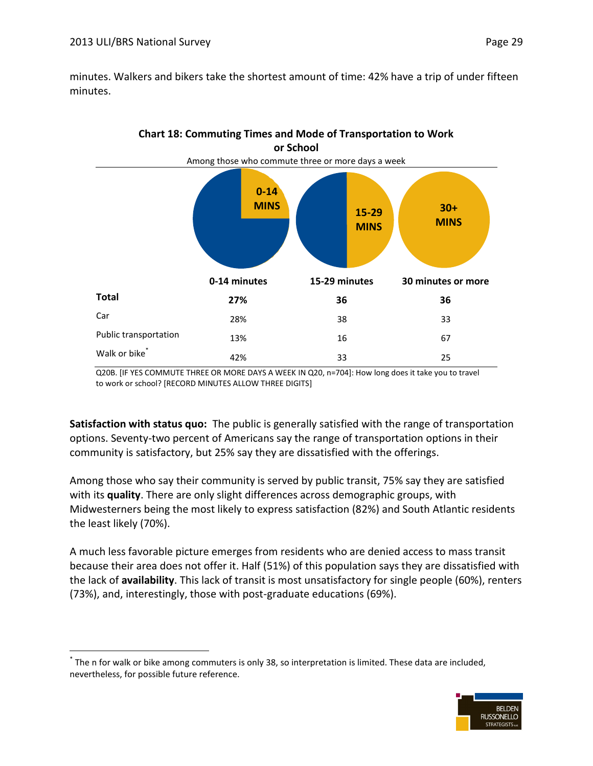minutes. Walkers and bikers take the shortest amount of time: 42% have a trip of under fifteen minutes.

**Chart 18: Commuting Times and Mode of Transportation to Work or School**

Among those who commute three or more days a week

| | 0-14 minutes | 15-29 minutes | 30 minutes or more |
|---|---|---|---|
| **Total** | **27%** | **36** | **36** |
| Car | 28% | 38 | 33 |
| Public transportation | 13% | 16 | 67 |
| Walk or bike* | 42% | 33 | 25 |

Q20B. [IF YES COMMUTE THREE OR MORE DAYS A WEEK IN Q20, n=704]: How long does it take you to travel to work or school? [RECORD MINUTES ALLOW THREE DIGITS]

**Satisfaction with status quo:** The public is generally satisfied with the range of transportation options. Seventy-two percent of Americans say the range of transportation options in their community is satisfactory, but 25% say they are dissatisfied with the offerings.

Among those who say their community is served by public transit, 75% say they are satisfied with its **quality**. There are only slight differences across demographic groups, with Midwesterners being the most likely to express satisfaction (82%) and South Atlantic residents the least likely (70%).

A much less favorable picture emerges from residents who are denied access to mass transit because their area does not offer it. Half (51%) of this population says they are dissatisfied with the lack of **availability**. This lack of transit is most unsatisfactory for single people (60%), renters (73%), and, interestingly, those with post-graduate educations (69%).

---

* The n for walk or bike among commuters is only 38, so interpretation is limited. These data are included, nevertheless, for possible future reference.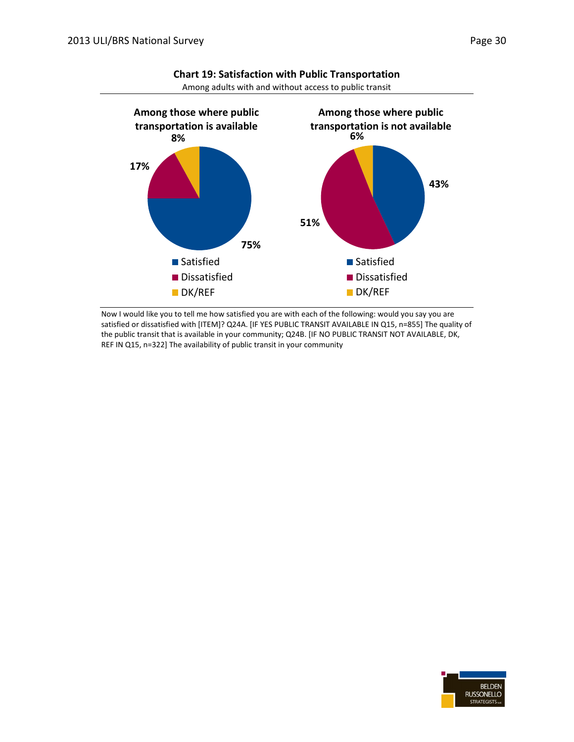**Chart 19: Satisfaction with Public Transportation**

Among adults with and without access to public transit

**Among those where public transportation is available**

- Satisfied: 75%
- Dissatisfied: 17%
- DK/REF: 8%

**Among those where public transportation is not available**

- Satisfied: 43%
- Dissatisfied: 51%
- DK/REF: 6%

Now I would like you to tell me how satisfied you are with each of the following: would you say you are satisfied or dissatisfied with [ITEM]? Q24A. [IF YES PUBLIC TRANSIT AVAILABLE IN Q15, n=855] The quality of the public transit that is available in your community; Q24B. [IF NO PUBLIC TRANSIT NOT AVAILABLE, DK, REF IN Q15, n=322] The availability of public transit in your community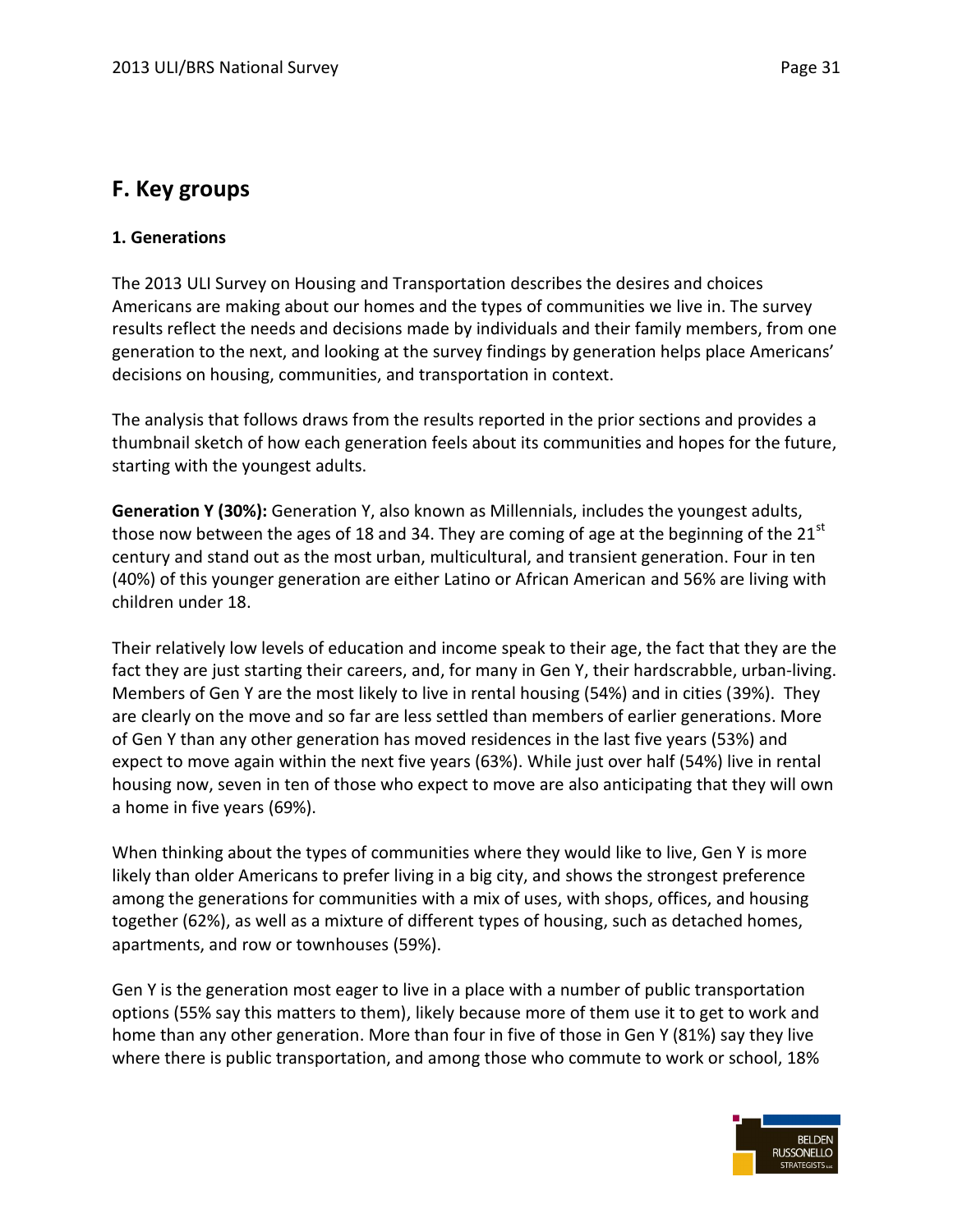## F. Key groups

### 1. Generations

The 2013 ULI Survey on Housing and Transportation describes the desires and choices Americans are making about our homes and the types of communities we live in. The survey results reflect the needs and decisions made by individuals and their family members, from one generation to the next, and looking at the survey findings by generation helps place Americans' decisions on housing, communities, and transportation in context.

The analysis that follows draws from the results reported in the prior sections and provides a thumbnail sketch of how each generation feels about its communities and hopes for the future, starting with the youngest adults.

**Generation Y (30%):** Generation Y, also known as Millennials, includes the youngest adults, those now between the ages of 18 and 34. They are coming of age at the beginning of the 21st century and stand out as the most urban, multicultural, and transient generation. Four in ten (40%) of this younger generation are either Latino or African American and 56% are living with children under 18.

Their relatively low levels of education and income speak to their age, the fact that they are the fact they are just starting their careers, and, for many in Gen Y, their hardscrabble, urban-living. Members of Gen Y are the most likely to live in rental housing (54%) and in cities (39%). They are clearly on the move and so far are less settled than members of earlier generations. More of Gen Y than any other generation has moved residences in the last five years (53%) and expect to move again within the next five years (63%). While just over half (54%) live in rental housing now, seven in ten of those who expect to move are also anticipating that they will own a home in five years (69%).

When thinking about the types of communities where they would like to live, Gen Y is more likely than older Americans to prefer living in a big city, and shows the strongest preference among the generations for communities with a mix of uses, with shops, offices, and housing together (62%), as well as a mixture of different types of housing, such as detached homes, apartments, and row or townhouses (59%).

Gen Y is the generation most eager to live in a place with a number of public transportation options (55% say this matters to them), likely because more of them use it to get to work and home than any other generation. More than four in five of those in Gen Y (81%) say they live where there is public transportation, and among those who commute to work or school, 18%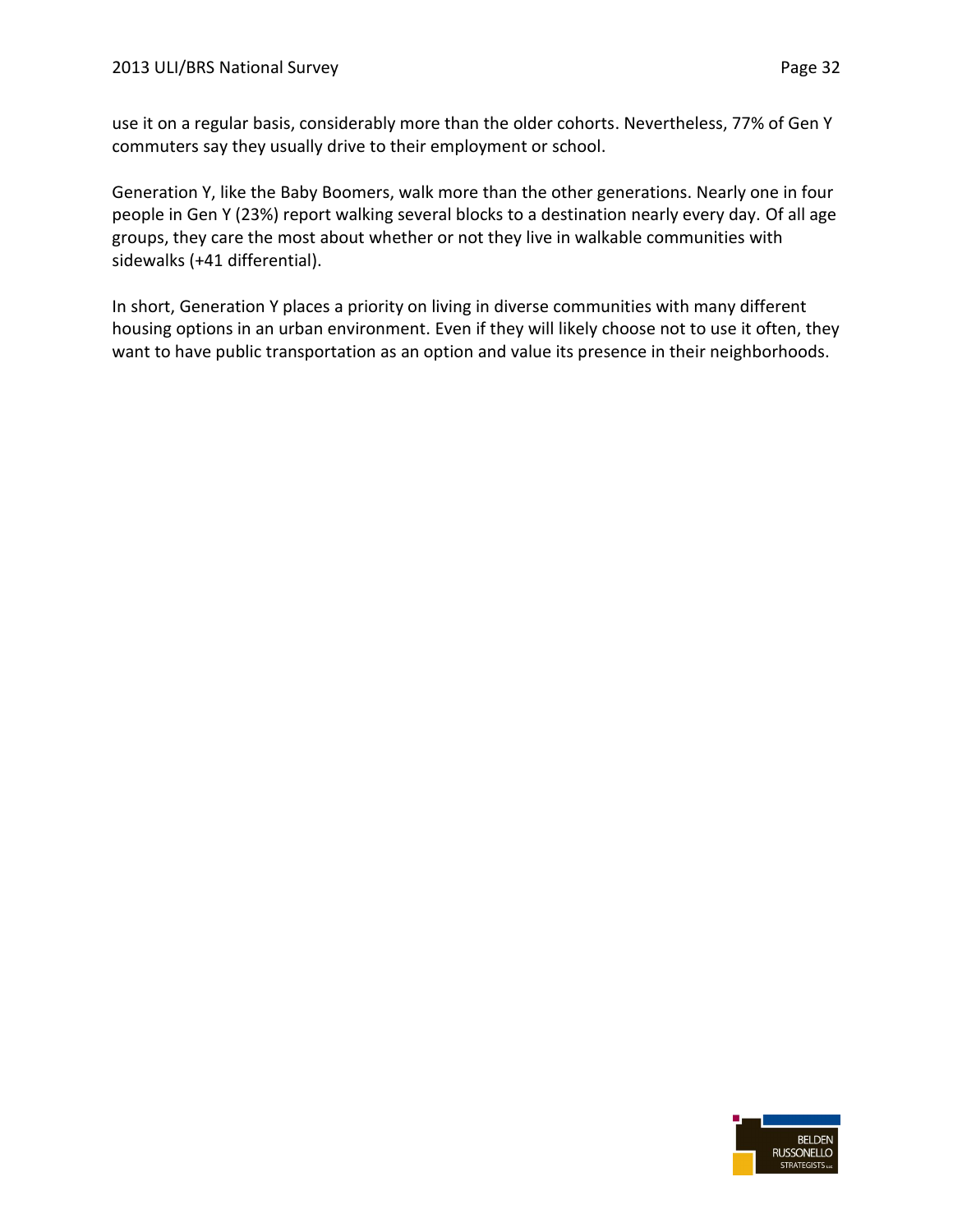use it on a regular basis, considerably more than the older cohorts. Nevertheless, 77% of Gen Y commuters say they usually drive to their employment or school.

Generation Y, like the Baby Boomers, walk more than the other generations. Nearly one in four people in Gen Y (23%) report walking several blocks to a destination nearly every day. Of all age groups, they care the most about whether or not they live in walkable communities with sidewalks (+41 differential).

In short, Generation Y places a priority on living in diverse communities with many different housing options in an urban environment. Even if they will likely choose not to use it often, they want to have public transportation as an option and value its presence in their neighborhoods.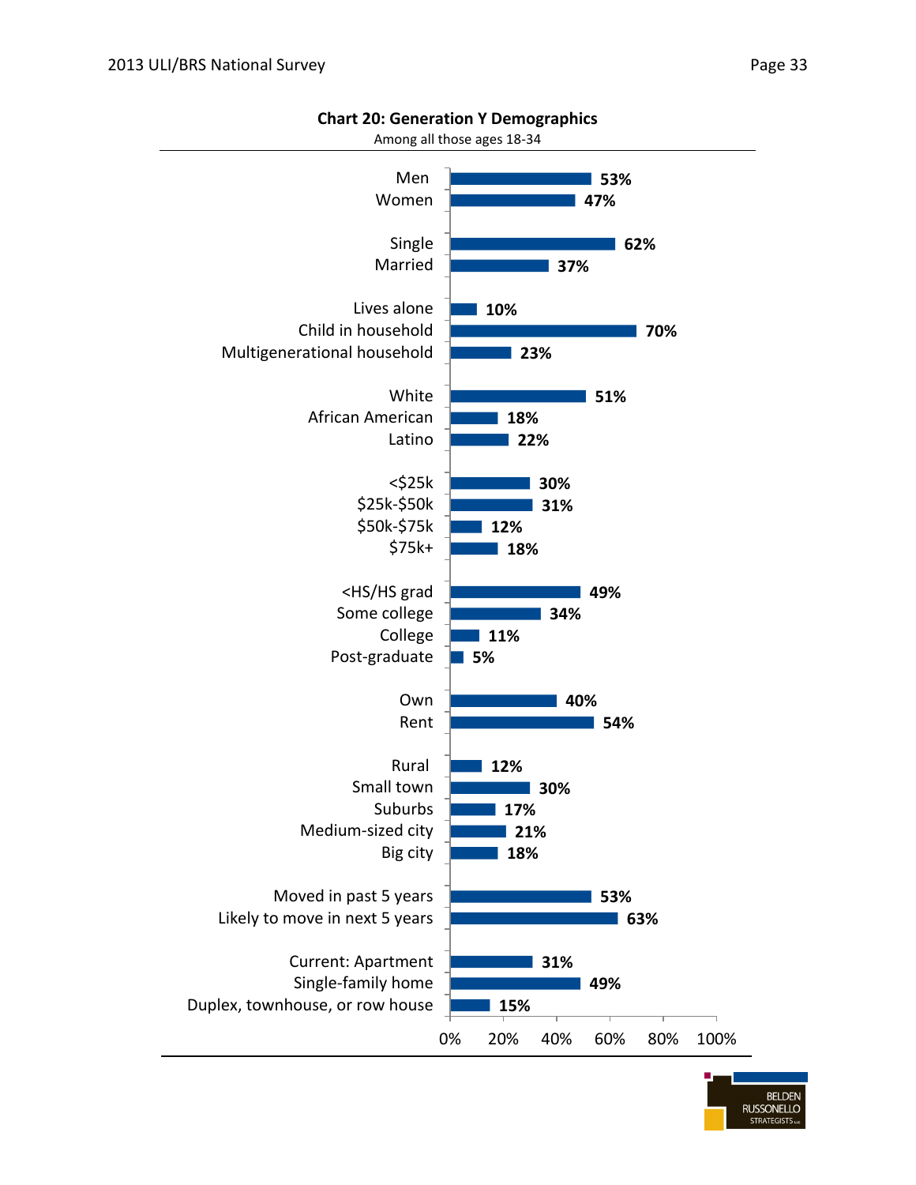**Chart 20: Generation Y Demographics**

Among all those ages 18-34

| Category | Percent |
|---|---|
| Men | 53% |
| Women | 47% |
| Single | 62% |
| Married | 37% |
| Lives alone | 10% |
| Child in household | 70% |
| Multigenerational household | 23% |
| White | 51% |
| African American | 18% |
| Latino | 22% |
| <$25k | 30% |
| $25k-$50k | 31% |
| $50k-$75k | 12% |
| $75k+ | 18% |
| <HS/HS grad | 49% |
| Some college | 34% |
| College | 11% |
| Post-graduate | 5% |
| Own | 40% |
| Rent | 54% |
| Rural | 12% |
| Small town | 30% |
| Suburbs | 17% |
| Medium-sized city | 21% |
| Big city | 18% |
| Moved in past 5 years | 53% |
| Likely to move in next 5 years | 63% |
| Current: Apartment | 31% |
| Single-family home | 49% |
| Duplex, townhouse, or row house | 15% |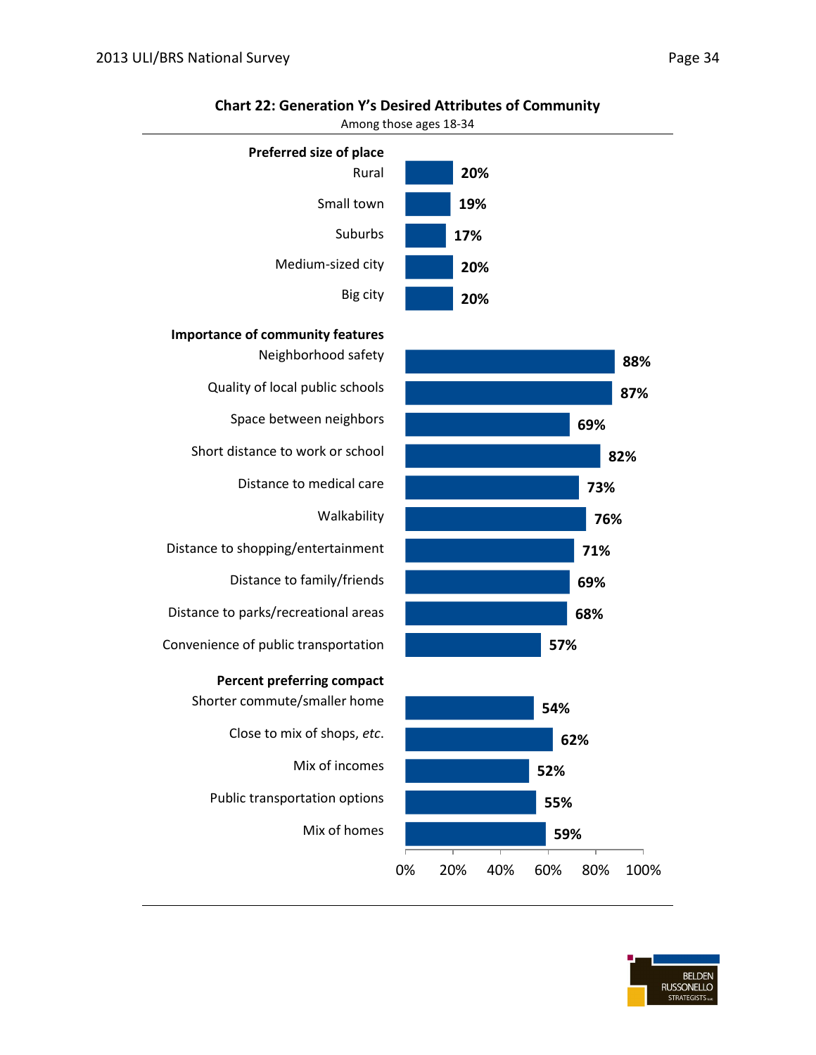**Chart 22: Generation Y's Desired Attributes of Community**

Among those ages 18-34

| | % |
|---|---|
| **Preferred size of place** | |
| Rural | 20% |
| Small town | 19% |
| Suburbs | 17% |
| Medium-sized city | 20% |
| Big city | 20% |
| **Importance of community features** | |
| Neighborhood safety | 88% |
| Quality of local public schools | 87% |
| Space between neighbors | 69% |
| Short distance to work or school | 82% |
| Distance to medical care | 73% |
| Walkability | 76% |
| Distance to shopping/entertainment | 71% |
| Distance to family/friends | 69% |
| Distance to parks/recreational areas | 68% |
| Convenience of public transportation | 57% |
| **Percent preferring compact** | |
| Shorter commute/smaller home | 54% |
| Close to mix of shops, *etc.* | 62% |
| Mix of incomes | 52% |
| Public transportation options | 55% |
| Mix of homes | 59% |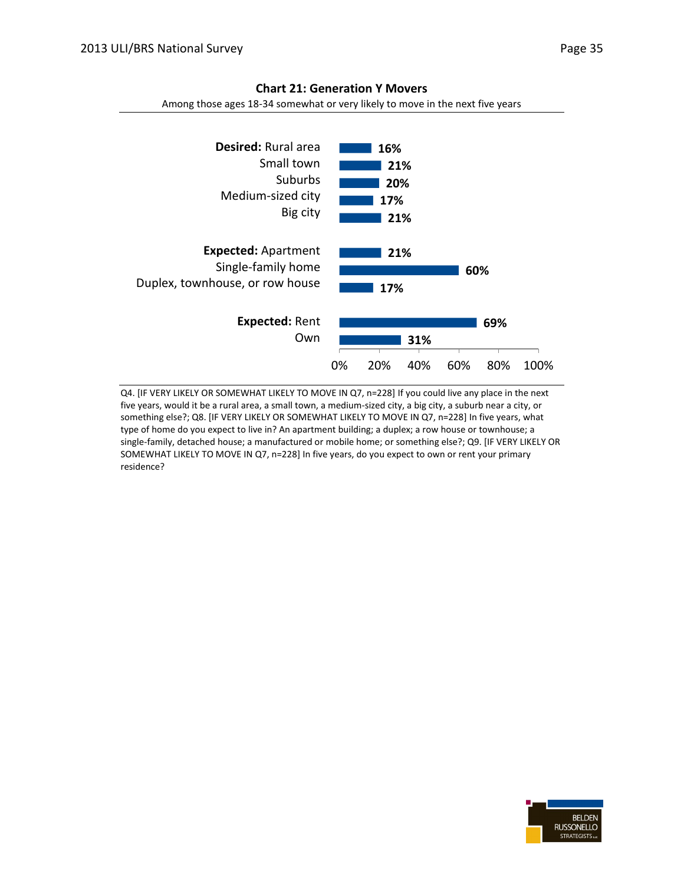**Chart 21: Generation Y Movers**

Among those ages 18-34 somewhat or very likely to move in the next five years

| | | % |
|---|---|---|
| **Desired:** | Rural area | 16% |
| | Small town | 21% |
| | Suburbs | 20% |
| | Medium-sized city | 17% |
| | Big city | 21% |
| **Expected:** | Apartment | 21% |
| | Single-family home | 60% |
| | Duplex, townhouse, or row house | 17% |
| **Expected:** | Rent | 69% |
| | Own | 31% |

Q4. [IF VERY LIKELY OR SOMEWHAT LIKELY TO MOVE IN Q7, n=228] If you could live any place in the next five years, would it be a rural area, a small town, a medium-sized city, a big city, a suburb near a city, or something else?; Q8. [IF VERY LIKELY OR SOMEWHAT LIKELY TO MOVE IN Q7, n=228] In five years, what type of home do you expect to live in? An apartment building; a duplex; a row house or townhouse; a single-family, detached house; a manufactured or mobile home; or something else?; Q9. [IF VERY LIKELY OR SOMEWHAT LIKELY TO MOVE IN Q7, n=228] In five years, do you expect to own or rent your primary residence?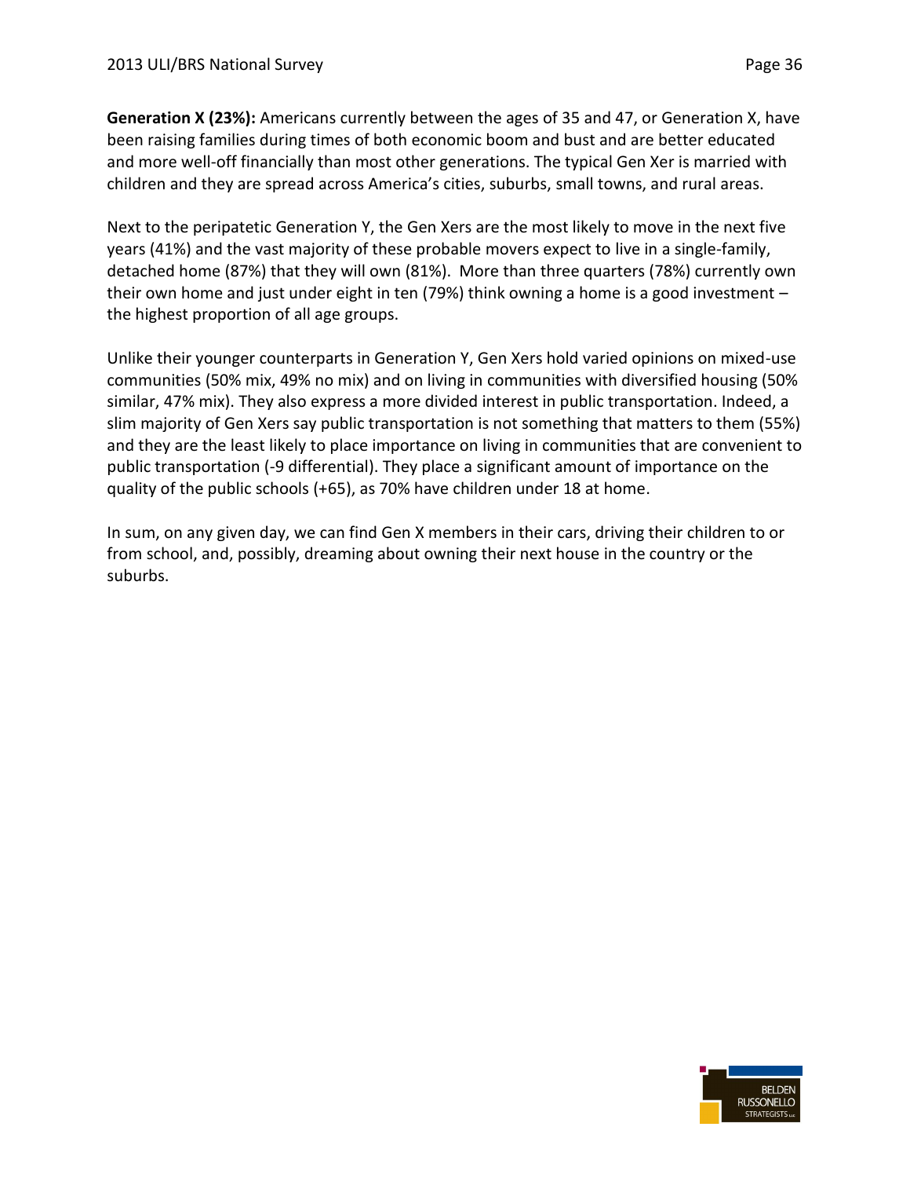**Generation X (23%):** Americans currently between the ages of 35 and 47, or Generation X, have been raising families during times of both economic boom and bust and are better educated and more well-off financially than most other generations. The typical Gen Xer is married with children and they are spread across America's cities, suburbs, small towns, and rural areas.

Next to the peripatetic Generation Y, the Gen Xers are the most likely to move in the next five years (41%) and the vast majority of these probable movers expect to live in a single-family, detached home (87%) that they will own (81%). More than three quarters (78%) currently own their own home and just under eight in ten (79%) think owning a home is a good investment – the highest proportion of all age groups.

Unlike their younger counterparts in Generation Y, Gen Xers hold varied opinions on mixed-use communities (50% mix, 49% no mix) and on living in communities with diversified housing (50% similar, 47% mix). They also express a more divided interest in public transportation. Indeed, a slim majority of Gen Xers say public transportation is not something that matters to them (55%) and they are the least likely to place importance on living in communities that are convenient to public transportation (-9 differential). They place a significant amount of importance on the quality of the public schools (+65), as 70% have children under 18 at home.

In sum, on any given day, we can find Gen X members in their cars, driving their children to or from school, and, possibly, dreaming about owning their next house in the country or the suburbs.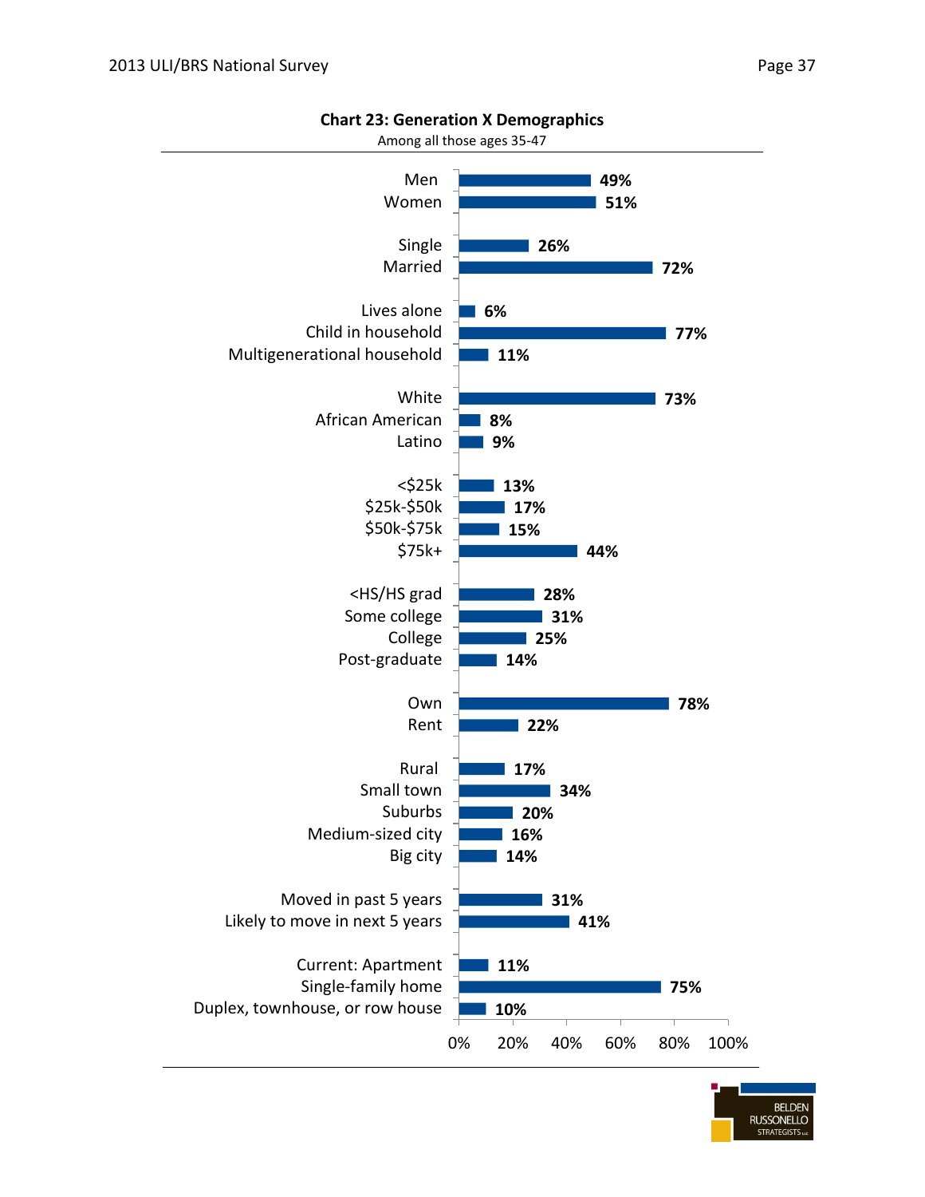**Chart 23: Generation X Demographics**

Among all those ages 35-47

| Category | Percentage |
|---|---|
| Men | 49% |
| Women | 51% |
| Single | 26% |
| Married | 72% |
| Lives alone | 6% |
| Child in household | 77% |
| Multigenerational household | 11% |
| White | 73% |
| African American | 8% |
| Latino | 9% |
| <$25k | 13% |
| $25k-$50k | 17% |
| $50k-$75k | 15% |
| $75k+ | 44% |
| <HS/HS grad | 28% |
| Some college | 31% |
| College | 25% |
| Post-graduate | 14% |
| Own | 78% |
| Rent | 22% |
| Rural | 17% |
| Small town | 34% |
| Suburbs | 20% |
| Medium-sized city | 16% |
| Big city | 14% |
| Moved in past 5 years | 31% |
| Likely to move in next 5 years | 41% |
| Current: Apartment | 11% |
| Single-family home | 75% |
| Duplex, townhouse, or row house | 10% |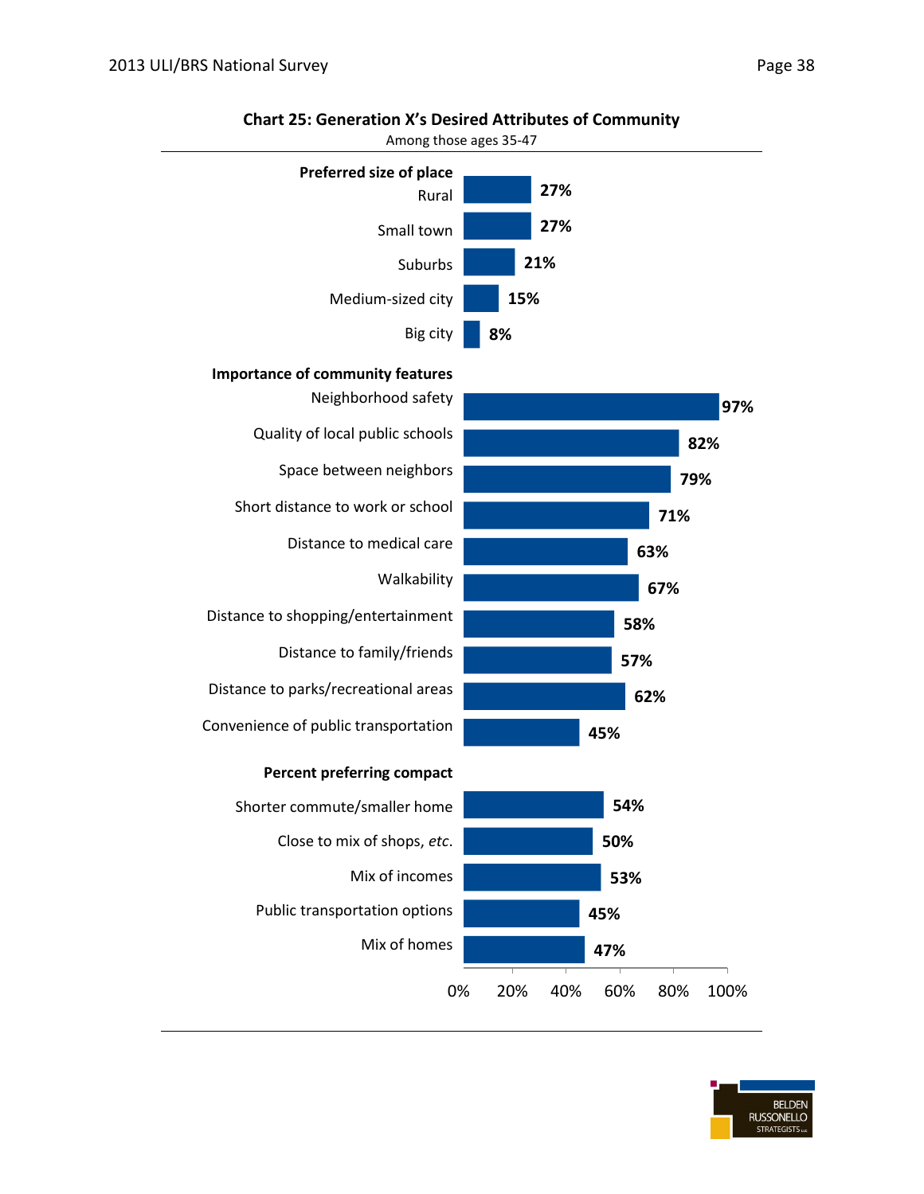**Chart 25: Generation X's Desired Attributes of Community**

Among those ages 35-47

| | |
|---|---|
| **Preferred size of place** | |
| Rural | 27% |
| Small town | 27% |
| Suburbs | 21% |
| Medium-sized city | 15% |
| Big city | 8% |
| **Importance of community features** | |
| Neighborhood safety | 97% |
| Quality of local public schools | 82% |
| Space between neighbors | 79% |
| Short distance to work or school | 71% |
| Distance to medical care | 63% |
| Walkability | 67% |
| Distance to shopping/entertainment | 58% |
| Distance to family/friends | 57% |
| Distance to parks/recreational areas | 62% |
| Convenience of public transportation | 45% |
| **Percent preferring compact** | |
| Shorter commute/smaller home | 54% |
| Close to mix of shops, *etc.* | 50% |
| Mix of incomes | 53% |
| Public transportation options | 45% |
| Mix of homes | 47% |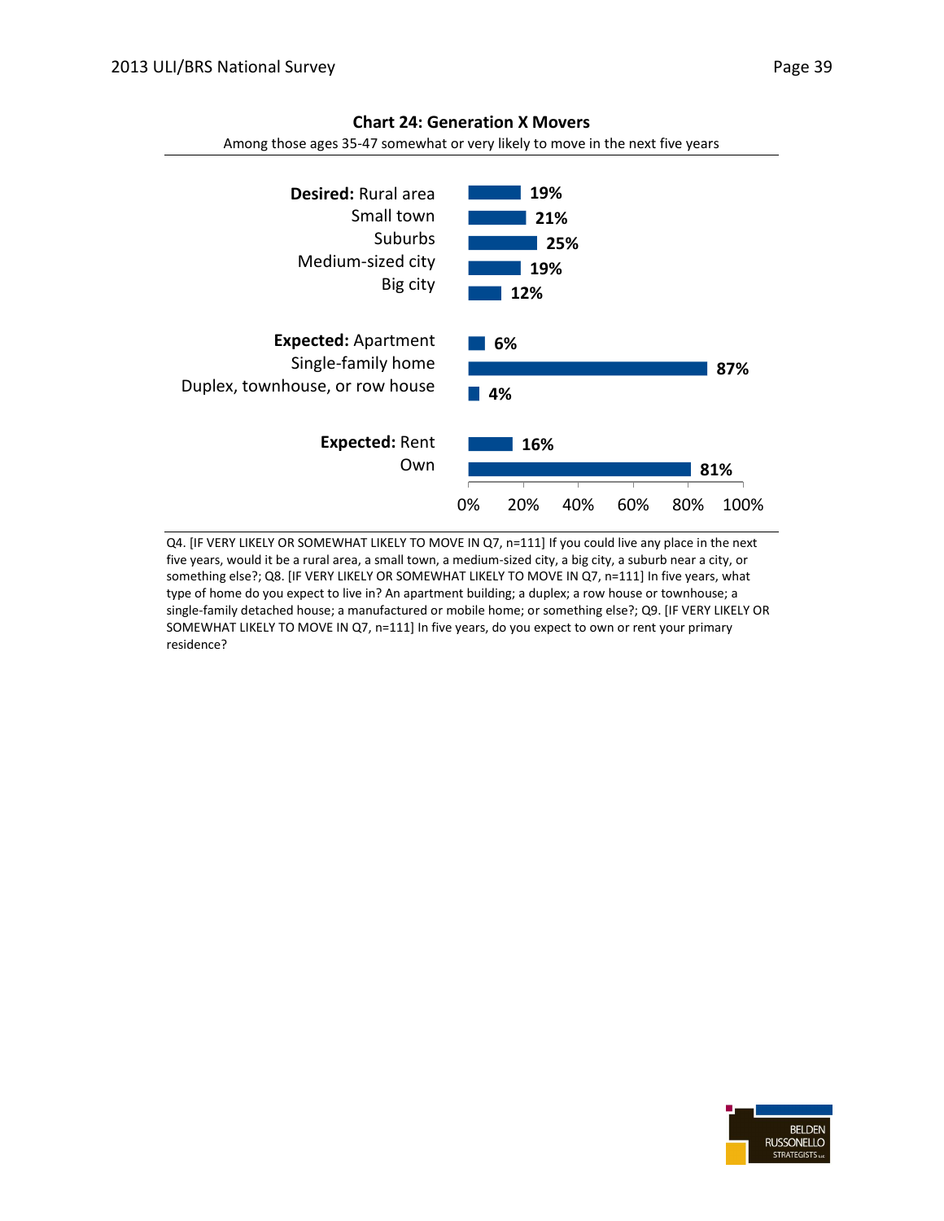**Chart 24: Generation X Movers**

Among those ages 35-47 somewhat or very likely to move in the next five years

| | |
|---|---|
| **Desired:** Rural area | 19% |
| Small town | 21% |
| Suburbs | 25% |
| Medium-sized city | 19% |
| Big city | 12% |
| **Expected:** Apartment | 6% |
| Single-family home | 87% |
| Duplex, townhouse, or row house | 4% |
| **Expected:** Rent | 16% |
| Own | 81% |

Q4. [IF VERY LIKELY OR SOMEWHAT LIKELY TO MOVE IN Q7, n=111] If you could live any place in the next five years, would it be a rural area, a small town, a medium-sized city, a big city, a suburb near a city, or something else?; Q8. [IF VERY LIKELY OR SOMEWHAT LIKELY TO MOVE IN Q7, n=111] In five years, what type of home do you expect to live in? An apartment building; a duplex; a row house or townhouse; a single-family detached house; a manufactured or mobile home; or something else?; Q9. [IF VERY LIKELY OR SOMEWHAT LIKELY TO MOVE IN Q7, n=111] In five years, do you expect to own or rent your primary residence?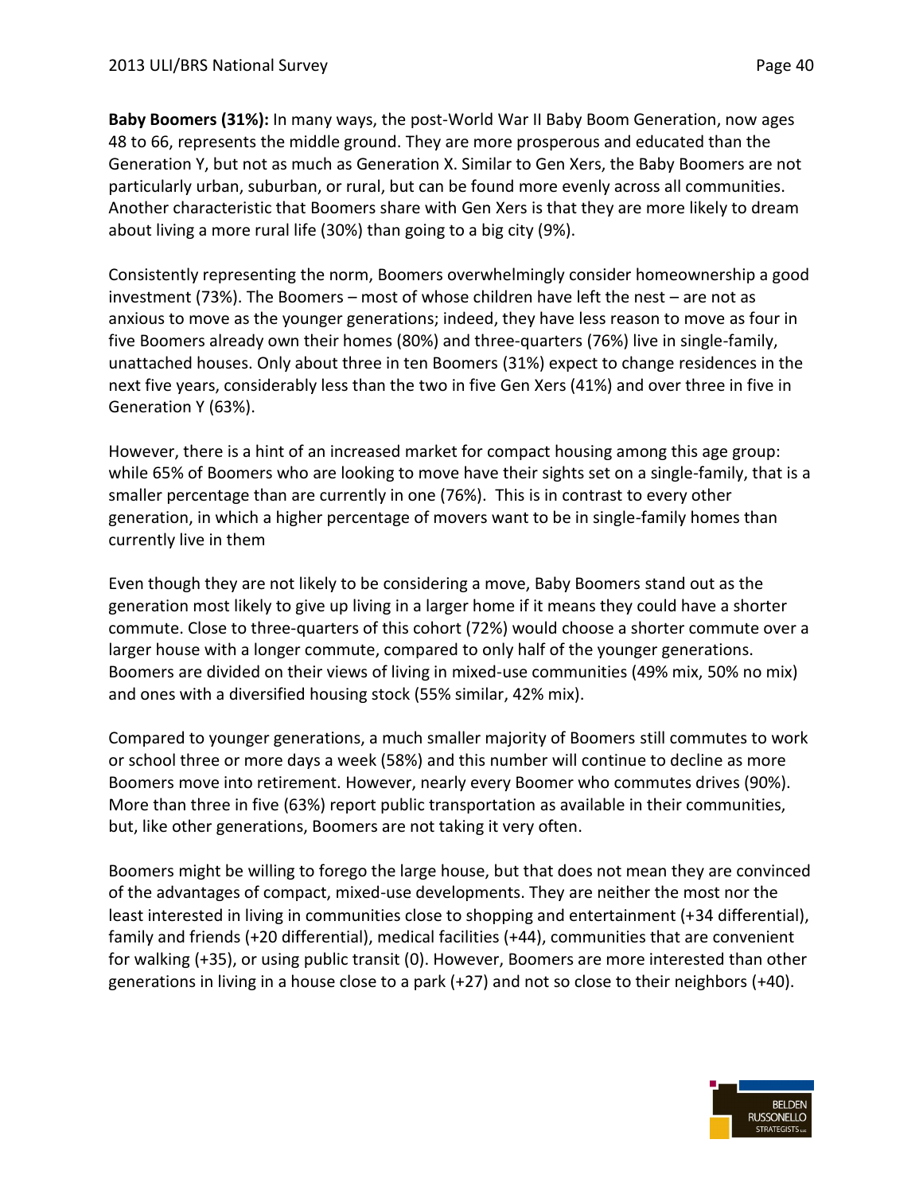**Baby Boomers (31%):** In many ways, the post-World War II Baby Boom Generation, now ages 48 to 66, represents the middle ground. They are more prosperous and educated than the Generation Y, but not as much as Generation X. Similar to Gen Xers, the Baby Boomers are not particularly urban, suburban, or rural, but can be found more evenly across all communities. Another characteristic that Boomers share with Gen Xers is that they are more likely to dream about living a more rural life (30%) than going to a big city (9%).

Consistently representing the norm, Boomers overwhelmingly consider homeownership a good investment (73%). The Boomers – most of whose children have left the nest – are not as anxious to move as the younger generations; indeed, they have less reason to move as four in five Boomers already own their homes (80%) and three-quarters (76%) live in single-family, unattached houses. Only about three in ten Boomers (31%) expect to change residences in the next five years, considerably less than the two in five Gen Xers (41%) and over three in five in Generation Y (63%).

However, there is a hint of an increased market for compact housing among this age group: while 65% of Boomers who are looking to move have their sights set on a single-family, that is a smaller percentage than are currently in one (76%). This is in contrast to every other generation, in which a higher percentage of movers want to be in single-family homes than currently live in them

Even though they are not likely to be considering a move, Baby Boomers stand out as the generation most likely to give up living in a larger home if it means they could have a shorter commute. Close to three-quarters of this cohort (72%) would choose a shorter commute over a larger house with a longer commute, compared to only half of the younger generations. Boomers are divided on their views of living in mixed-use communities (49% mix, 50% no mix) and ones with a diversified housing stock (55% similar, 42% mix).

Compared to younger generations, a much smaller majority of Boomers still commutes to work or school three or more days a week (58%) and this number will continue to decline as more Boomers move into retirement. However, nearly every Boomer who commutes drives (90%). More than three in five (63%) report public transportation as available in their communities, but, like other generations, Boomers are not taking it very often.

Boomers might be willing to forego the large house, but that does not mean they are convinced of the advantages of compact, mixed-use developments. They are neither the most nor the least interested in living in communities close to shopping and entertainment (+34 differential), family and friends (+20 differential), medical facilities (+44), communities that are convenient for walking (+35), or using public transit (0). However, Boomers are more interested than other generations in living in a house close to a park (+27) and not so close to their neighbors (+40).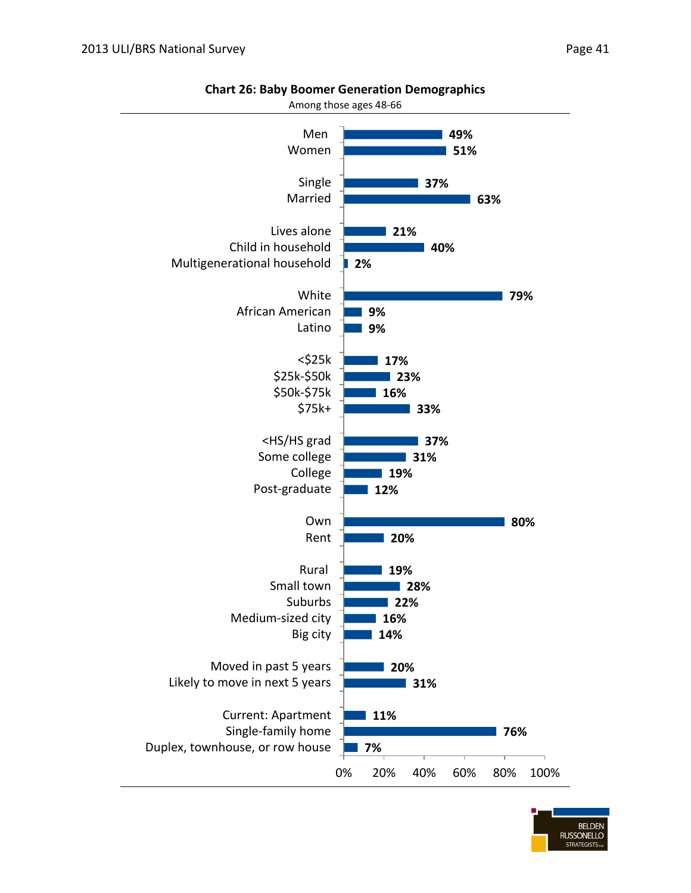**Chart 26: Baby Boomer Generation Demographics**

Among those ages 48-66

| Category | Percent |
|---|---|
| Men | 49% |
| Women | 51% |
| Single | 37% |
| Married | 63% |
| Lives alone | 21% |
| Child in household | 40% |
| Multigenerational household | 2% |
| White | 79% |
| African American | 9% |
| Latino | 9% |
| <$25k | 17% |
| $25k-$50k | 23% |
| $50k-$75k | 16% |
| $75k+ | 33% |
| <HS/HS grad | 37% |
| Some college | 31% |
| College | 19% |
| Post-graduate | 12% |
| Own | 80% |
| Rent | 20% |
| Rural | 19% |
| Small town | 28% |
| Suburbs | 22% |
| Medium-sized city | 16% |
| Big city | 14% |
| Moved in past 5 years | 20% |
| Likely to move in next 5 years | 31% |
| Current: Apartment | 11% |
| Single-family home | 76% |
| Duplex, townhouse, or row house | 7% |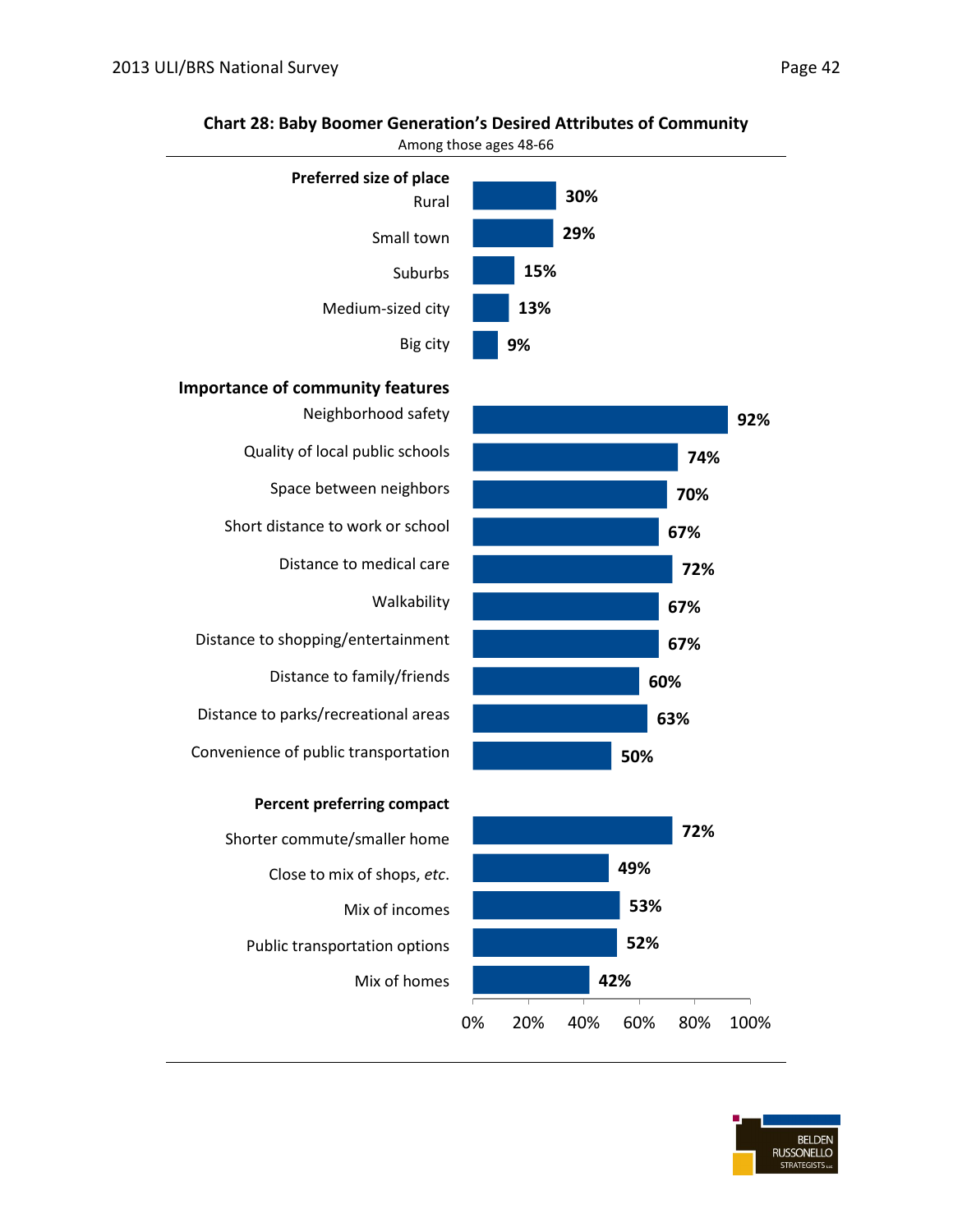**Chart 28: Baby Boomer Generation's Desired Attributes of Community**

Among those ages 48-66

| | |
|---|---|
| **Preferred size of place** | |
| Rural | 30% |
| Small town | 29% |
| Suburbs | 15% |
| Medium-sized city | 13% |
| Big city | 9% |
| **Importance of community features** | |
| Neighborhood safety | 92% |
| Quality of local public schools | 74% |
| Space between neighbors | 70% |
| Short distance to work or school | 67% |
| Distance to medical care | 72% |
| Walkability | 67% |
| Distance to shopping/entertainment | 67% |
| Distance to family/friends | 60% |
| Distance to parks/recreational areas | 63% |
| Convenience of public transportation | 50% |
| **Percent preferring compact** | |
| Shorter commute/smaller home | 72% |
| Close to mix of shops, *etc.* | 49% |
| Mix of incomes | 53% |
| Public transportation options | 52% |
| Mix of homes | 42% |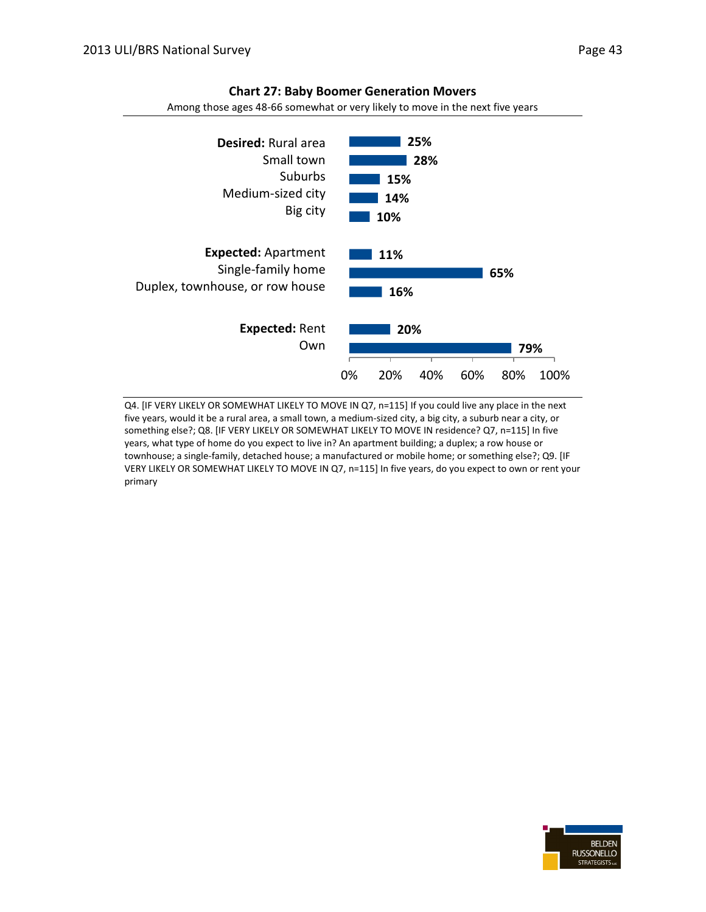**Chart 27: Baby Boomer Generation Movers**

Among those ages 48-66 somewhat or very likely to move in the next five years

| | |
|---|---|
| **Desired:** Rural area | 25% |
| Small town | 28% |
| Suburbs | 15% |
| Medium-sized city | 14% |
| Big city | 10% |
| **Expected:** Apartment | 11% |
| Single-family home | 65% |
| Duplex, townhouse, or row house | 16% |
| **Expected:** Rent | 20% |
| Own | 79% |

Q4. [IF VERY LIKELY OR SOMEWHAT LIKELY TO MOVE IN Q7, n=115] If you could live any place in the next five years, would it be a rural area, a small town, a medium-sized city, a big city, a suburb near a city, or something else?; Q8. [IF VERY LIKELY OR SOMEWHAT LIKELY TO MOVE IN residence? Q7, n=115] In five years, what type of home do you expect to live in? An apartment building; a duplex; a row house or townhouse; a single-family, detached house; a manufactured or mobile home; or something else?; Q9. [IF VERY LIKELY OR SOMEWHAT LIKELY TO MOVE IN Q7, n=115] In five years, do you expect to own or rent your primary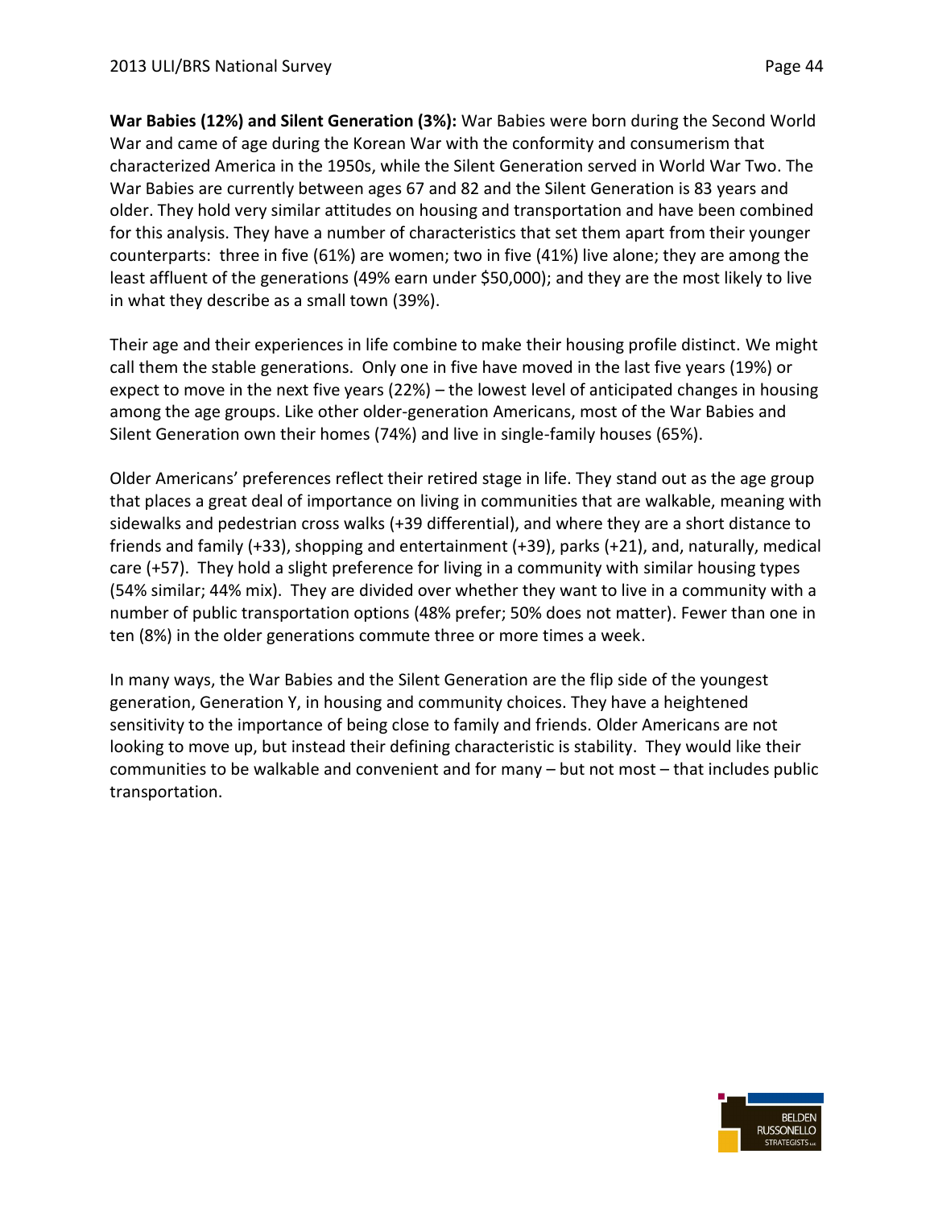**War Babies (12%) and Silent Generation (3%):** War Babies were born during the Second World War and came of age during the Korean War with the conformity and consumerism that characterized America in the 1950s, while the Silent Generation served in World War Two. The War Babies are currently between ages 67 and 82 and the Silent Generation is 83 years and older. They hold very similar attitudes on housing and transportation and have been combined for this analysis. They have a number of characteristics that set them apart from their younger counterparts: three in five (61%) are women; two in five (41%) live alone; they are among the least affluent of the generations (49% earn under $50,000); and they are the most likely to live in what they describe as a small town (39%).

Their age and their experiences in life combine to make their housing profile distinct. We might call them the stable generations. Only one in five have moved in the last five years (19%) or expect to move in the next five years (22%) – the lowest level of anticipated changes in housing among the age groups. Like other older-generation Americans, most of the War Babies and Silent Generation own their homes (74%) and live in single-family houses (65%).

Older Americans' preferences reflect their retired stage in life. They stand out as the age group that places a great deal of importance on living in communities that are walkable, meaning with sidewalks and pedestrian cross walks (+39 differential), and where they are a short distance to friends and family (+33), shopping and entertainment (+39), parks (+21), and, naturally, medical care (+57). They hold a slight preference for living in a community with similar housing types (54% similar; 44% mix). They are divided over whether they want to live in a community with a number of public transportation options (48% prefer; 50% does not matter). Fewer than one in ten (8%) in the older generations commute three or more times a week.

In many ways, the War Babies and the Silent Generation are the flip side of the youngest generation, Generation Y, in housing and community choices. They have a heightened sensitivity to the importance of being close to family and friends. Older Americans are not looking to move up, but instead their defining characteristic is stability. They would like their communities to be walkable and convenient and for many – but not most – that includes public transportation.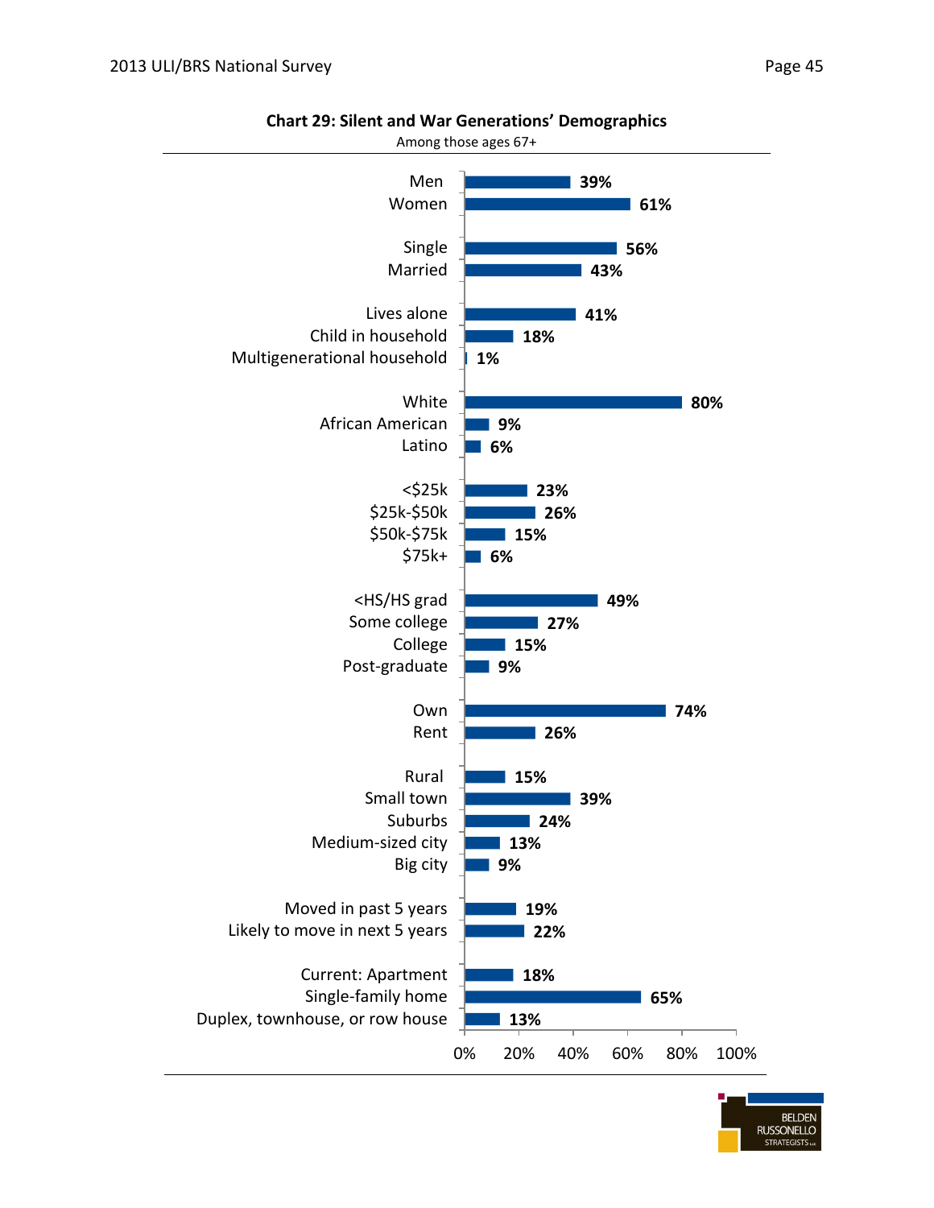**Chart 29: Silent and War Generations' Demographics**

Among those ages 67+

| Category | Percentage |
|---|---|
| Men | 39% |
| Women | 61% |
| Single | 56% |
| Married | 43% |
| Lives alone | 41% |
| Child in household | 18% |
| Multigenerational household | 1% |
| White | 80% |
| African American | 9% |
| Latino | 6% |
| <$25k | 23% |
| $25k-$50k | 26% |
| $50k-$75k | 15% |
| $75k+ | 6% |
| <HS/HS grad | 49% |
| Some college | 27% |
| College | 15% |
| Post-graduate | 9% |
| Own | 74% |
| Rent | 26% |
| Rural | 15% |
| Small town | 39% |
| Suburbs | 24% |
| Medium-sized city | 13% |
| Big city | 9% |
| Moved in past 5 years | 19% |
| Likely to move in next 5 years | 22% |
| Current: Apartment | 18% |
| Single-family home | 65% |
| Duplex, townhouse, or row house | 13% |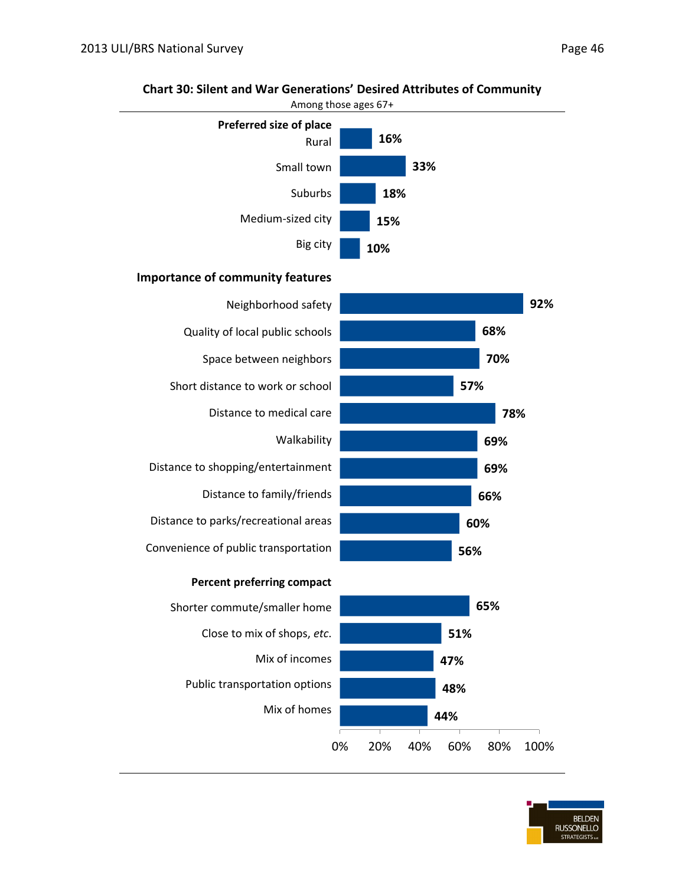**Chart 30: Silent and War Generations' Desired Attributes of Community**

Among those ages 67+

| | |
|---|---|
| **Preferred size of place** | |
| Rural | 16% |
| Small town | 33% |
| Suburbs | 18% |
| Medium-sized city | 15% |
| Big city | 10% |
| **Importance of community features** | |
| Neighborhood safety | 92% |
| Quality of local public schools | 68% |
| Space between neighbors | 70% |
| Short distance to work or school | 57% |
| Distance to medical care | 78% |
| Walkability | 69% |
| Distance to shopping/entertainment | 69% |
| Distance to family/friends | 66% |
| Distance to parks/recreational areas | 60% |
| Convenience of public transportation | 56% |
| **Percent preferring compact** | |
| Shorter commute/smaller home | 65% |
| Close to mix of shops, *etc.* | 51% |
| Mix of incomes | 47% |
| Public transportation options | 48% |
| Mix of homes | 44% |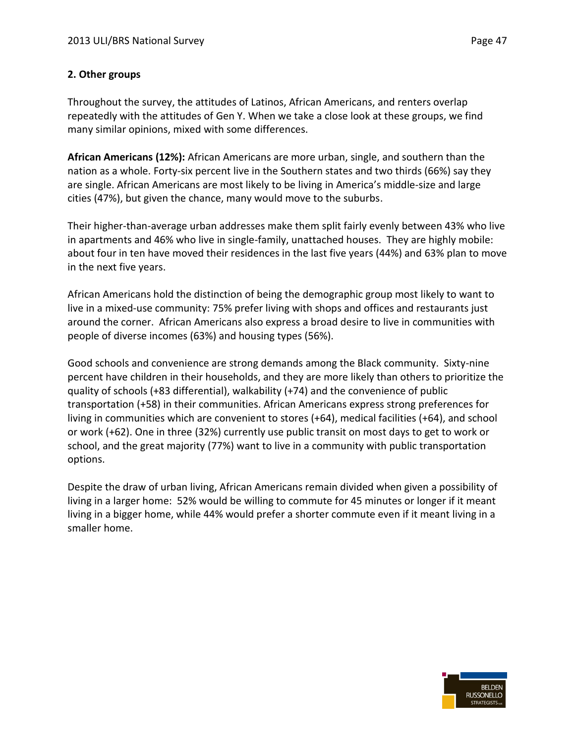## 2. Other groups

Throughout the survey, the attitudes of Latinos, African Americans, and renters overlap repeatedly with the attitudes of Gen Y. When we take a close look at these groups, we find many similar opinions, mixed with some differences.

**African Americans (12%):** African Americans are more urban, single, and southern than the nation as a whole. Forty-six percent live in the Southern states and two thirds (66%) say they are single. African Americans are most likely to be living in America's middle-size and large cities (47%), but given the chance, many would move to the suburbs.

Their higher-than-average urban addresses make them split fairly evenly between 43% who live in apartments and 46% who live in single-family, unattached houses. They are highly mobile: about four in ten have moved their residences in the last five years (44%) and 63% plan to move in the next five years.

African Americans hold the distinction of being the demographic group most likely to want to live in a mixed-use community: 75% prefer living with shops and offices and restaurants just around the corner. African Americans also express a broad desire to live in communities with people of diverse incomes (63%) and housing types (56%).

Good schools and convenience are strong demands among the Black community. Sixty-nine percent have children in their households, and they are more likely than others to prioritize the quality of schools (+83 differential), walkability (+74) and the convenience of public transportation (+58) in their communities. African Americans express strong preferences for living in communities which are convenient to stores (+64), medical facilities (+64), and school or work (+62). One in three (32%) currently use public transit on most days to get to work or school, and the great majority (77%) want to live in a community with public transportation options.

Despite the draw of urban living, African Americans remain divided when given a possibility of living in a larger home: 52% would be willing to commute for 45 minutes or longer if it meant living in a bigger home, while 44% would prefer a shorter commute even if it meant living in a smaller home.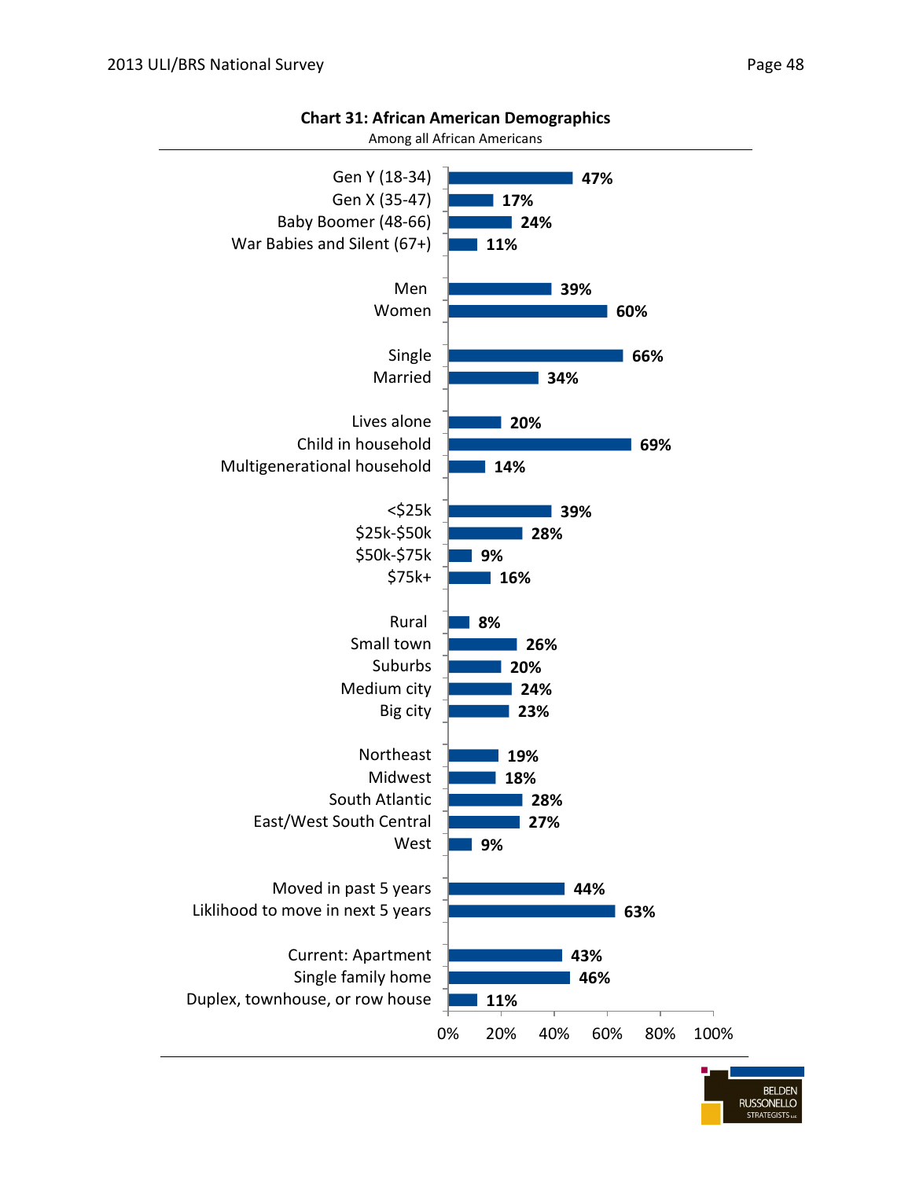**Chart 31: African American Demographics**

Among all African Americans

| Category | Percent |
| --- | --- |
| Gen Y (18-34) | 47% |
| Gen X (35-47) | 17% |
| Baby Boomer (48-66) | 24% |
| War Babies and Silent (67+) | 11% |
| Men | 39% |
| Women | 60% |
| Single | 66% |
| Married | 34% |
| Lives alone | 20% |
| Child in household | 69% |
| Multigenerational household | 14% |
| <$25k | 39% |
| $25k-$50k | 28% |
| $50k-$75k | 9% |
| $75k+ | 16% |
| Rural | 8% |
| Small town | 26% |
| Suburbs | 20% |
| Medium city | 24% |
| Big city | 23% |
| Northeast | 19% |
| Midwest | 18% |
| South Atlantic | 28% |
| East/West South Central | 27% |
| West | 9% |
| Moved in past 5 years | 44% |
| Liklihood to move in next 5 years | 63% |
| Current: Apartment | 43% |
| Single family home | 46% |
| Duplex, townhouse, or row house | 11% |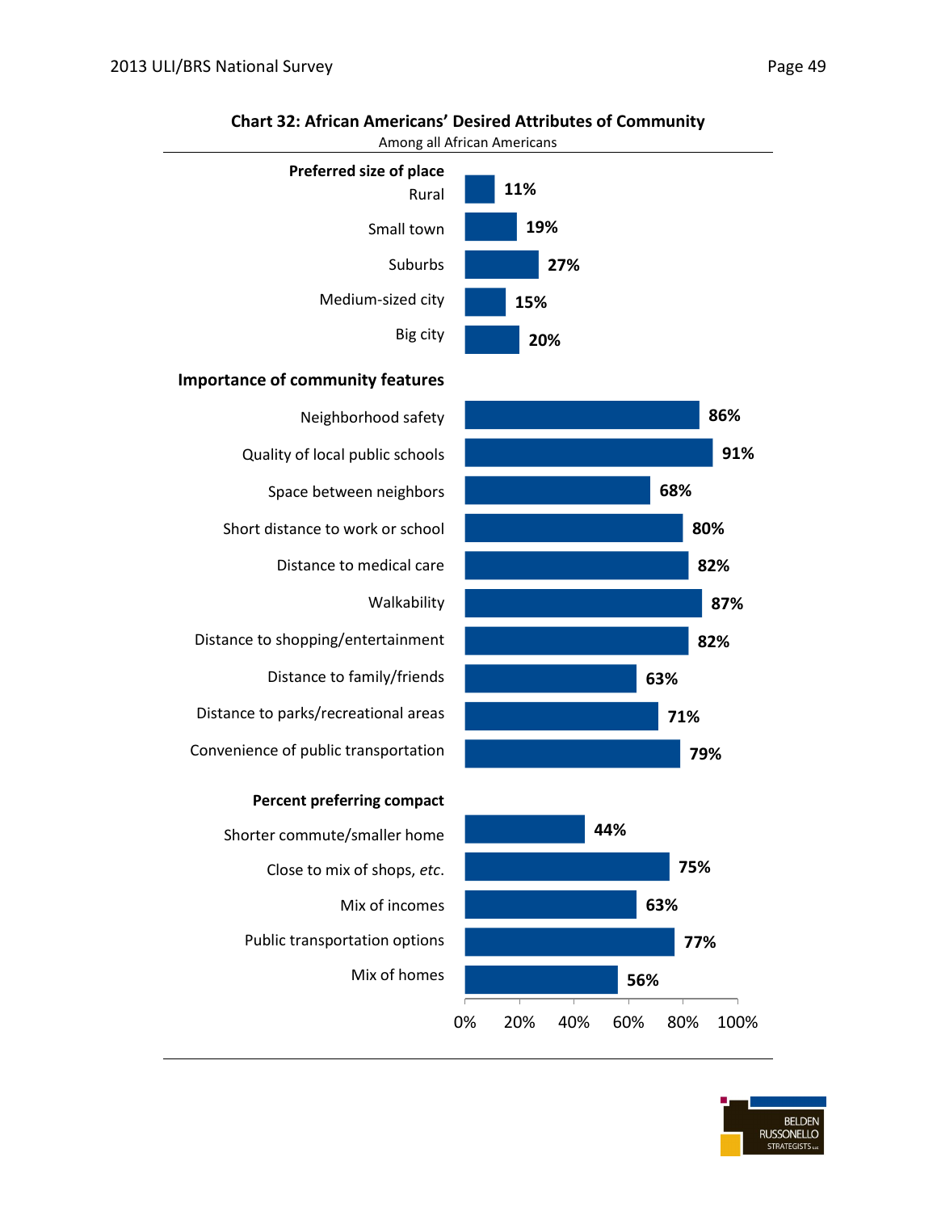**Chart 32: African Americans' Desired Attributes of Community**

Among all African Americans

| | |
|---|---|
| **Preferred size of place** | |
| Rural | 11% |
| Small town | 19% |
| Suburbs | 27% |
| Medium-sized city | 15% |
| Big city | 20% |
| **Importance of community features** | |
| Neighborhood safety | 86% |
| Quality of local public schools | 91% |
| Space between neighbors | 68% |
| Short distance to work or school | 80% |
| Distance to medical care | 82% |
| Walkability | 87% |
| Distance to shopping/entertainment | 82% |
| Distance to family/friends | 63% |
| Distance to parks/recreational areas | 71% |
| Convenience of public transportation | 79% |
| **Percent preferring compact** | |
| Shorter commute/smaller home | 44% |
| Close to mix of shops, *etc.* | 75% |
| Mix of incomes | 63% |
| Public transportation options | 77% |
| Mix of homes | 56% |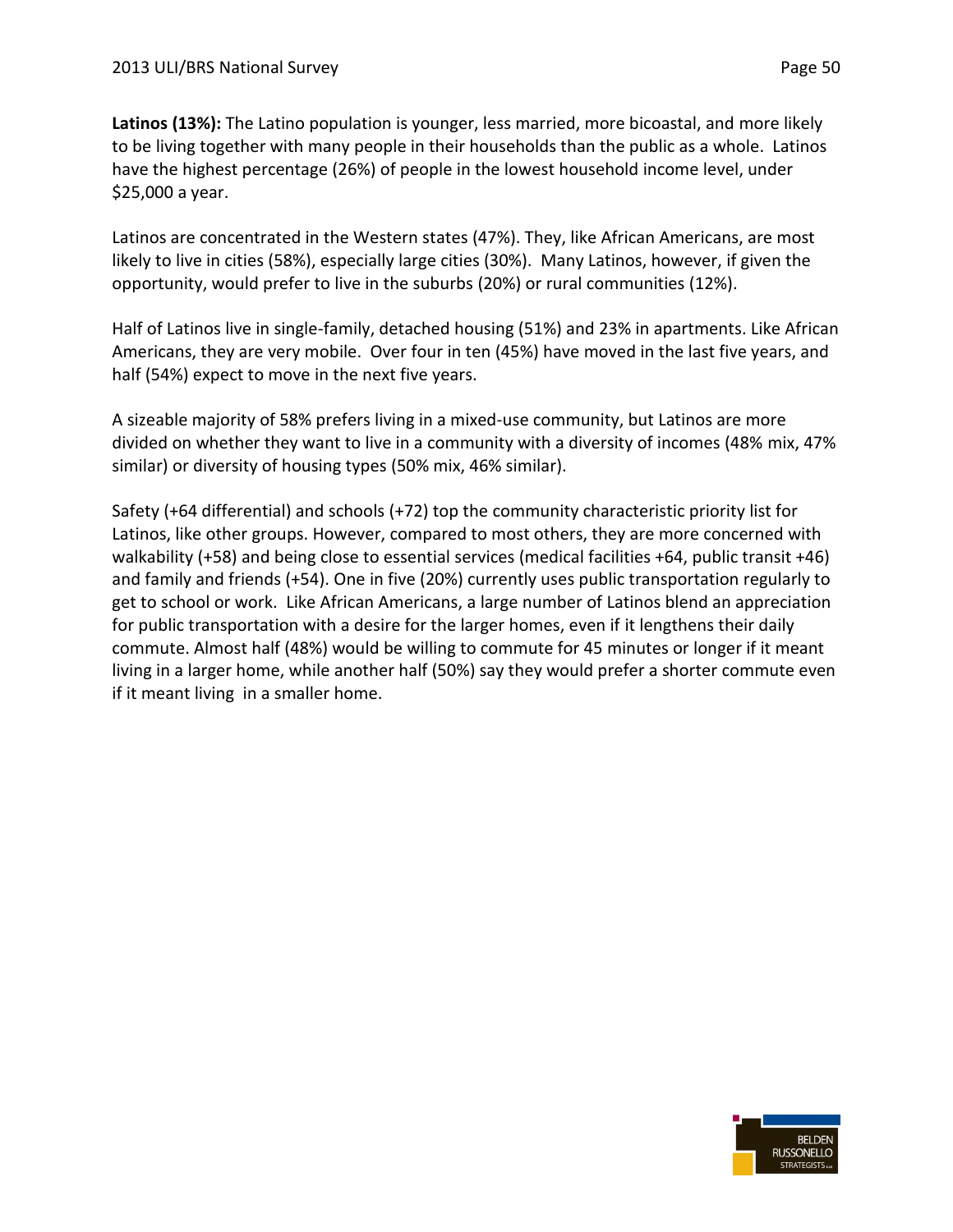**Latinos (13%):** The Latino population is younger, less married, more bicoastal, and more likely to be living together with many people in their households than the public as a whole. Latinos have the highest percentage (26%) of people in the lowest household income level, under $25,000 a year.

Latinos are concentrated in the Western states (47%). They, like African Americans, are most likely to live in cities (58%), especially large cities (30%). Many Latinos, however, if given the opportunity, would prefer to live in the suburbs (20%) or rural communities (12%).

Half of Latinos live in single-family, detached housing (51%) and 23% in apartments. Like African Americans, they are very mobile. Over four in ten (45%) have moved in the last five years, and half (54%) expect to move in the next five years.

A sizeable majority of 58% prefers living in a mixed-use community, but Latinos are more divided on whether they want to live in a community with a diversity of incomes (48% mix, 47% similar) or diversity of housing types (50% mix, 46% similar).

Safety (+64 differential) and schools (+72) top the community characteristic priority list for Latinos, like other groups. However, compared to most others, they are more concerned with walkability (+58) and being close to essential services (medical facilities +64, public transit +46) and family and friends (+54). One in five (20%) currently uses public transportation regularly to get to school or work. Like African Americans, a large number of Latinos blend an appreciation for public transportation with a desire for the larger homes, even if it lengthens their daily commute. Almost half (48%) would be willing to commute for 45 minutes or longer if it meant living in a larger home, while another half (50%) say they would prefer a shorter commute even if it meant living in a smaller home.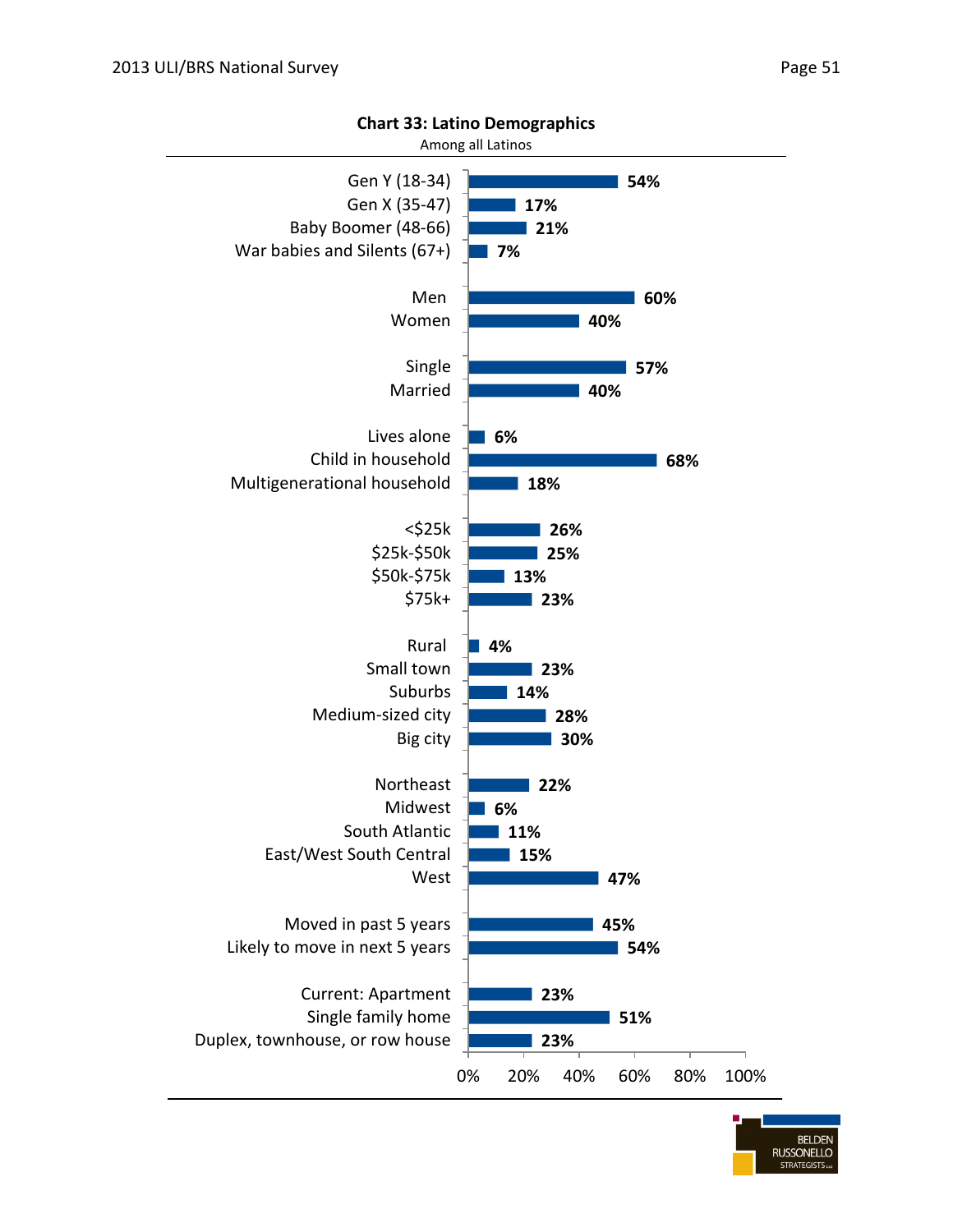**Chart 33: Latino Demographics**

Among all Latinos

| Category | Percent |
|---|---|
| Gen Y (18-34) | 54% |
| Gen X (35-47) | 17% |
| Baby Boomer (48-66) | 21% |
| War babies and Silents (67+) | 7% |
| Men | 60% |
| Women | 40% |
| Single | 57% |
| Married | 40% |
| Lives alone | 6% |
| Child in household | 68% |
| Multigenerational household | 18% |
| <$25k | 26% |
| $25k-$50k | 25% |
| $50k-$75k | 13% |
| $75k+ | 23% |
| Rural | 4% |
| Small town | 23% |
| Suburbs | 14% |
| Medium-sized city | 28% |
| Big city | 30% |
| Northeast | 22% |
| Midwest | 6% |
| South Atlantic | 11% |
| East/West South Central | 15% |
| West | 47% |
| Moved in past 5 years | 45% |
| Likely to move in next 5 years | 54% |
| Current: Apartment | 23% |
| Single family home | 51% |
| Duplex, townhouse, or row house | 23% |

BELDEN RUSSONELLO STRATEGISTS LLC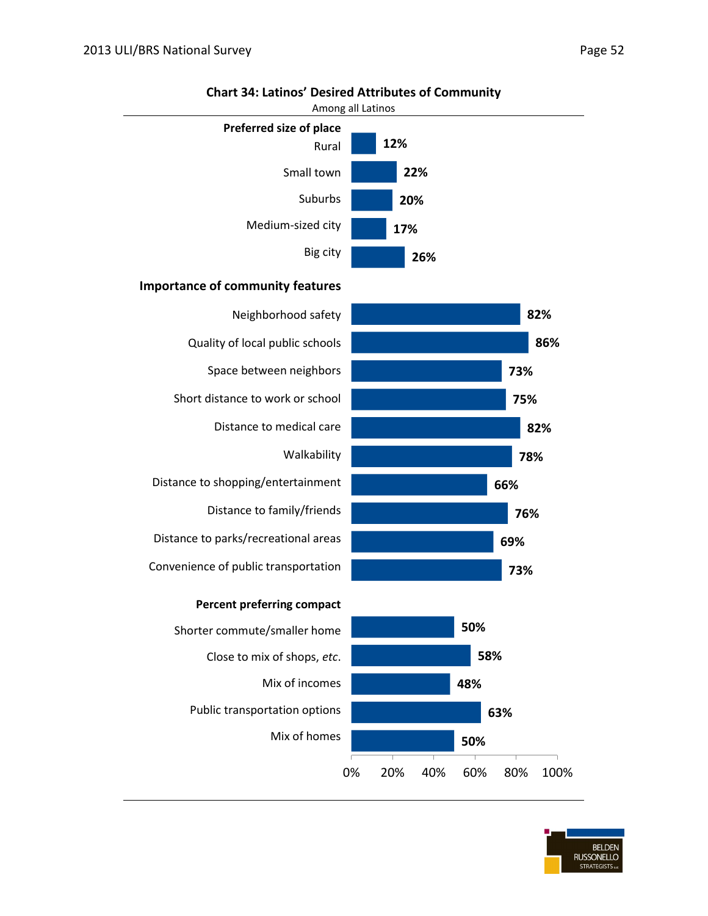**Chart 34: Latinos' Desired Attributes of Community**

Among all Latinos

| | |
|---|---|
| **Preferred size of place** | |
| Rural | 12% |
| Small town | 22% |
| Suburbs | 20% |
| Medium-sized city | 17% |
| Big city | 26% |
| **Importance of community features** | |
| Neighborhood safety | 82% |
| Quality of local public schools | 86% |
| Space between neighbors | 73% |
| Short distance to work or school | 75% |
| Distance to medical care | 82% |
| Walkability | 78% |
| Distance to shopping/entertainment | 66% |
| Distance to family/friends | 76% |
| Distance to parks/recreational areas | 69% |
| Convenience of public transportation | 73% |
| **Percent preferring compact** | |
| Shorter commute/smaller home | 50% |
| Close to mix of shops, *etc.* | 58% |
| Mix of incomes | 48% |
| Public transportation options | 63% |
| Mix of homes | 50% |

BELDEN RUSSONELLO STRATEGISTS LLC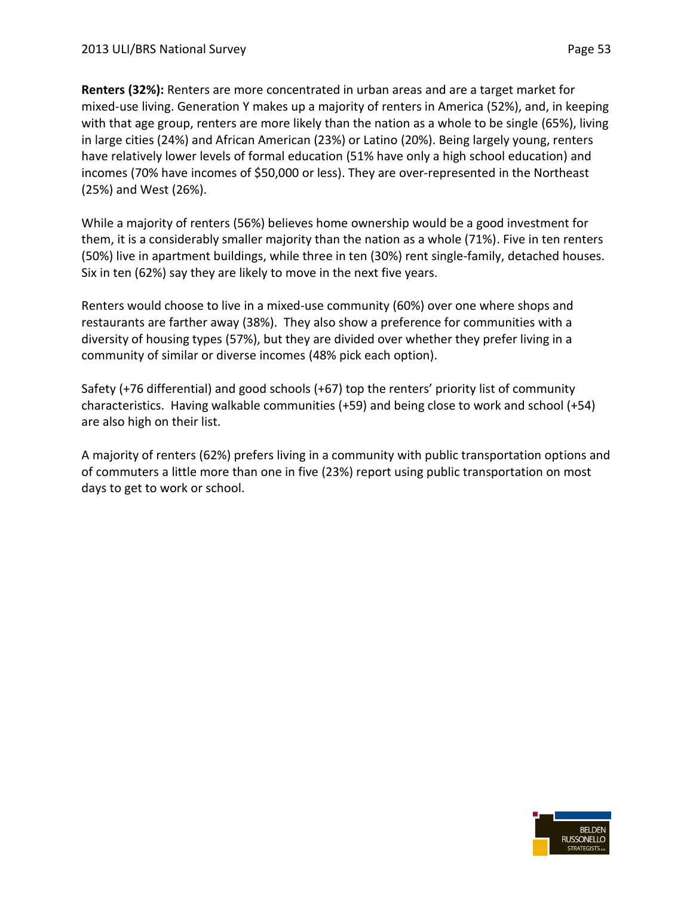**Renters (32%):** Renters are more concentrated in urban areas and are a target market for mixed-use living. Generation Y makes up a majority of renters in America (52%), and, in keeping with that age group, renters are more likely than the nation as a whole to be single (65%), living in large cities (24%) and African American (23%) or Latino (20%). Being largely young, renters have relatively lower levels of formal education (51% have only a high school education) and incomes (70% have incomes of $50,000 or less). They are over-represented in the Northeast (25%) and West (26%).

While a majority of renters (56%) believes home ownership would be a good investment for them, it is a considerably smaller majority than the nation as a whole (71%). Five in ten renters (50%) live in apartment buildings, while three in ten (30%) rent single-family, detached houses. Six in ten (62%) say they are likely to move in the next five years.

Renters would choose to live in a mixed-use community (60%) over one where shops and restaurants are farther away (38%). They also show a preference for communities with a diversity of housing types (57%), but they are divided over whether they prefer living in a community of similar or diverse incomes (48% pick each option).

Safety (+76 differential) and good schools (+67) top the renters' priority list of community characteristics. Having walkable communities (+59) and being close to work and school (+54) are also high on their list.

A majority of renters (62%) prefers living in a community with public transportation options and of commuters a little more than one in five (23%) report using public transportation on most days to get to work or school.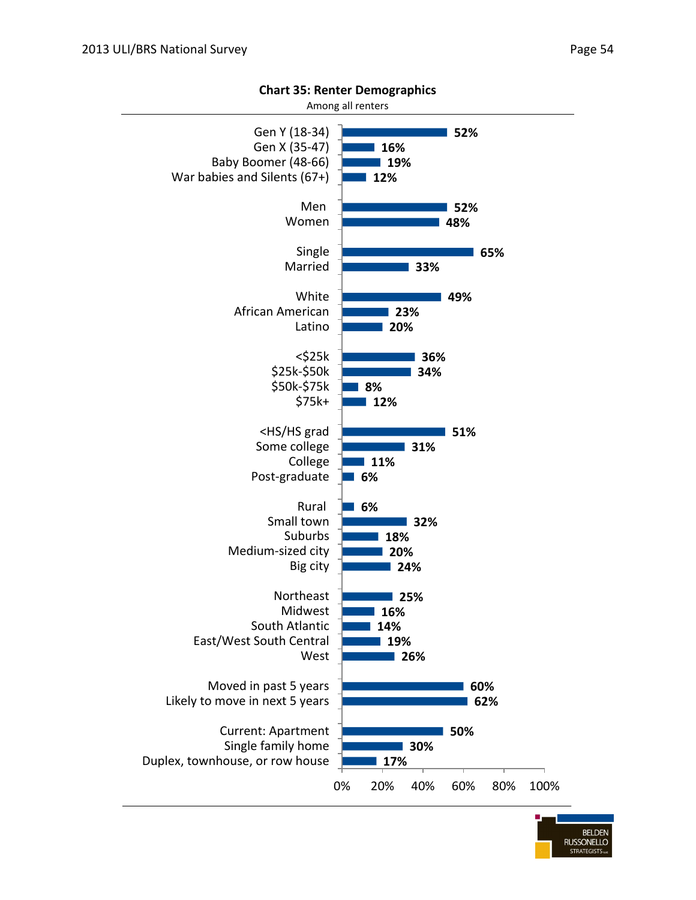**Chart 35: Renter Demographics**

Among all renters

| Category | Percent |
|---|---|
| Gen Y (18-34) | 52% |
| Gen X (35-47) | 16% |
| Baby Boomer (48-66) | 19% |
| War babies and Silents (67+) | 12% |
| Men | 52% |
| Women | 48% |
| Single | 65% |
| Married | 33% |
| White | 49% |
| African American | 23% |
| Latino | 20% |
| <$25k | 36% |
| $25k-$50k | 34% |
| $50k-$75k | 8% |
| $75k+ | 12% |
| <HS/HS grad | 51% |
| Some college | 31% |
| College | 11% |
| Post-graduate | 6% |
| Rural | 6% |
| Small town | 32% |
| Suburbs | 18% |
| Medium-sized city | 20% |
| Big city | 24% |
| Northeast | 25% |
| Midwest | 16% |
| South Atlantic | 14% |
| East/West South Central | 19% |
| West | 26% |
| Moved in past 5 years | 60% |
| Likely to move in next 5 years | 62% |
| Current: Apartment | 50% |
| Single family home | 30% |
| Duplex, townhouse, or row house | 17% |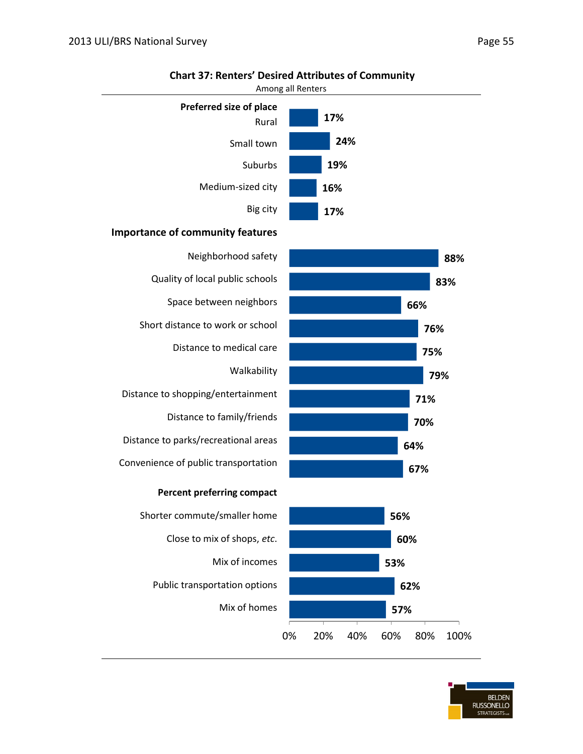**Chart 37: Renters' Desired Attributes of Community**

Among all Renters

| Category | Percent |
|---|---|
| **Preferred size of place** | |
| Rural | 17% |
| Small town | 24% |
| Suburbs | 19% |
| Medium-sized city | 16% |
| Big city | 17% |
| **Importance of community features** | |
| Neighborhood safety | 88% |
| Quality of local public schools | 83% |
| Space between neighbors | 66% |
| Short distance to work or school | 76% |
| Distance to medical care | 75% |
| Walkability | 79% |
| Distance to shopping/entertainment | 71% |
| Distance to family/friends | 70% |
| Distance to parks/recreational areas | 64% |
| Convenience of public transportation | 67% |
| **Percent preferring compact** | |
| Shorter commute/smaller home | 56% |
| Close to mix of shops, *etc.* | 60% |
| Mix of incomes | 53% |
| Public transportation options | 62% |
| Mix of homes | 57% |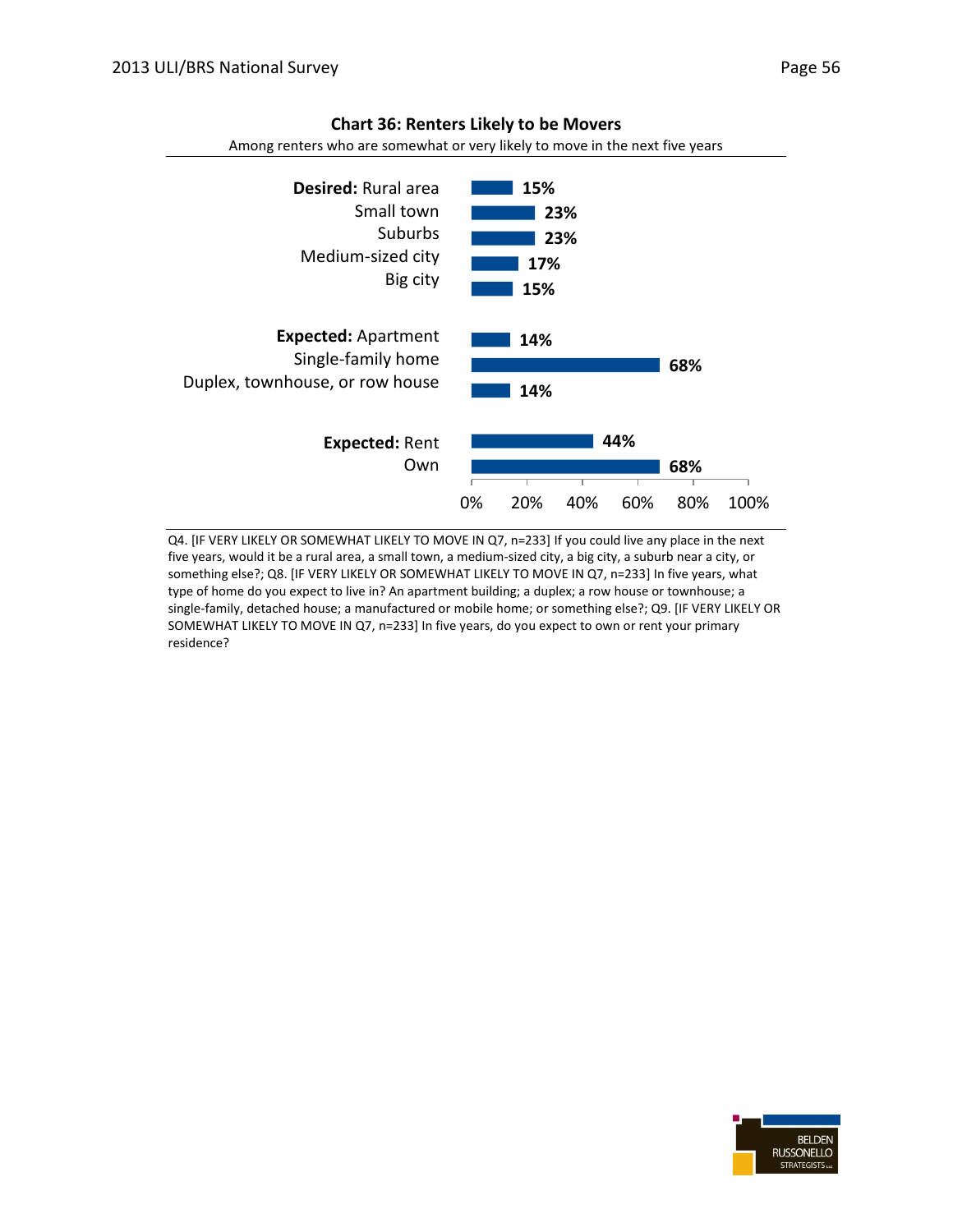**Chart 36: Renters Likely to be Movers**

Among renters who are somewhat or very likely to move in the next five years

| | |
|---|---|
| **Desired:** Rural area | 15% |
| Small town | 23% |
| Suburbs | 23% |
| Medium-sized city | 17% |
| Big city | 15% |
| **Expected:** Apartment | 14% |
| Single-family home | 68% |
| Duplex, townhouse, or row house | 14% |
| **Expected:** Rent | 44% |
| Own | 68% |

Q4. [IF VERY LIKELY OR SOMEWHAT LIKELY TO MOVE IN Q7, n=233] If you could live any place in the next five years, would it be a rural area, a small town, a medium-sized city, a big city, a suburb near a city, or something else?; Q8. [IF VERY LIKELY OR SOMEWHAT LIKELY TO MOVE IN Q7, n=233] In five years, what type of home do you expect to live in? An apartment building; a duplex; a row house or townhouse; a single-family, detached house; a manufactured or mobile home; or something else?; Q9. [IF VERY LIKELY OR SOMEWHAT LIKELY TO MOVE IN Q7, n=233] In five years, do you expect to own or rent your primary residence?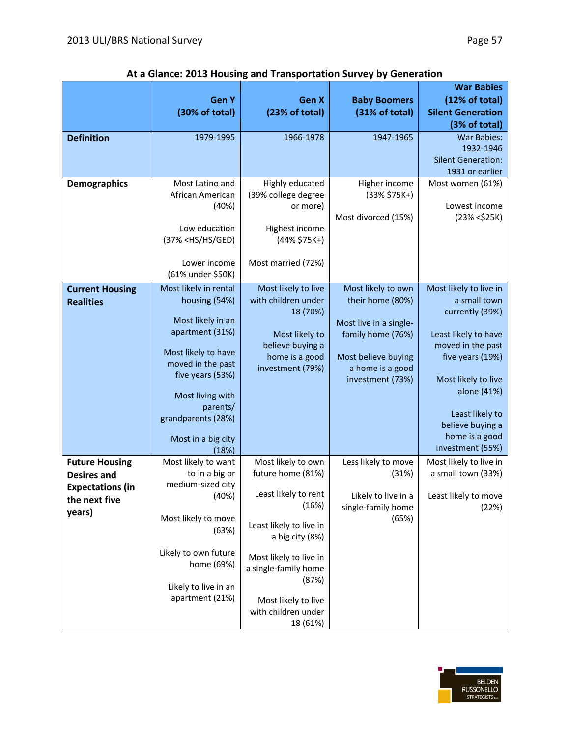### At a Glance: 2013 Housing and Transportation Survey by Generation

| | Gen Y (30% of total) | Gen X (23% of total) | Baby Boomers (31% of total) | War Babies (12% of total) Silent Generation (3% of total) |
|---|---|---|---|---|
| **Definition** | 1979-1995 | 1966-1978 | 1947-1965 | War Babies: 1932-1946<br>Silent Generation: 1931 or earlier |
| **Demographics** | Most Latino and African American (40%)<br><br>Low education (37% <HS/HS/GED)<br><br>Lower income (61% under $50K) | Highly educated (39% college degree or more)<br><br>Highest income (44% $75K+)<br><br>Most married (72%) | Higher income (33% $75K+)<br><br>Most divorced (15%) | Most women (61%)<br><br>Lowest income (23% <$25K) |
| **Current Housing Realities** | Most likely in rental housing (54%)<br><br>Most likely in an apartment (31%)<br><br>Most likely to have moved in the past five years (53%)<br><br>Most living with parents/ grandparents (28%)<br><br>Most in a big city (18%) | Most likely to live with children under 18 (70%)<br><br>Most likely to believe buying a home is a good investment (79%) | Most likely to own their home (80%)<br><br>Most live in a single-family home (76%)<br><br>Most believe buying a home is a good investment (73%) | Most likely to live in a small town currently (39%)<br><br>Least likely to have moved in the past five years (19%)<br><br>Most likely to live alone (41%)<br><br>Least likely to believe buying a home is a good investment (55%) |
| **Future Housing Desires and Expectations (in the next five years)** | Most likely to want to in a big or medium-sized city (40%)<br><br>Most likely to move (63%)<br><br>Likely to own future home (69%)<br><br>Likely to live in an apartment (21%) | Most likely to own future home (81%)<br><br>Least likely to rent (16%)<br><br>Least likely to live in a big city (8%)<br><br>Most likely to live in a single-family home (87%)<br><br>Most likely to live with children under 18 (61%) | Less likely to move (31%)<br><br>Likely to live in a single-family home (65%) | Most likely to live in a small town (33%)<br><br>Least likely to move (22%) |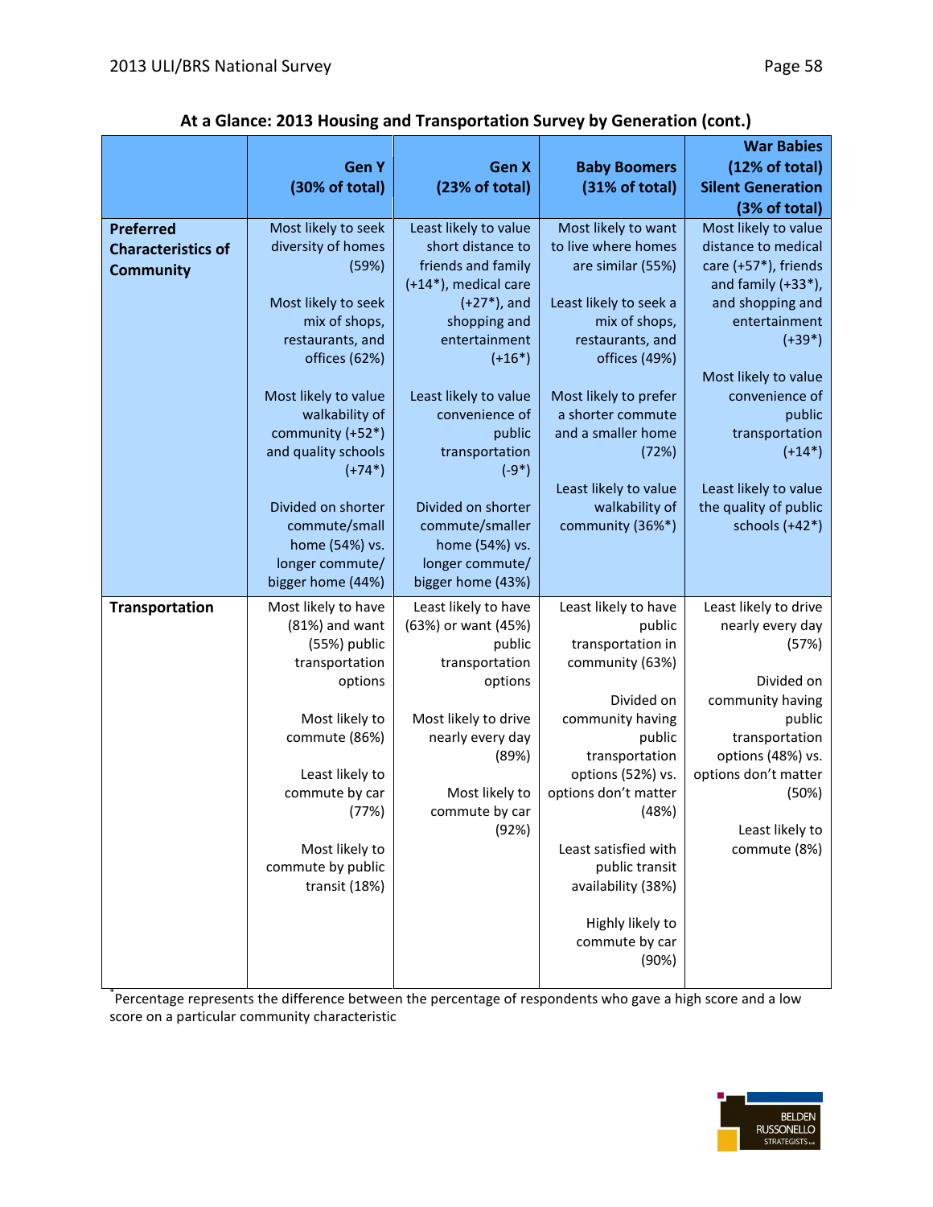**At a Glance: 2013 Housing and Transportation Survey by Generation (cont.)**

| | Gen Y (30% of total) | Gen X (23% of total) | Baby Boomers (31% of total) | War Babies (12% of total) Silent Generation (3% of total) |
|---|---|---|---|---|
| **Preferred Characteristics of Community** | Most likely to seek diversity of homes (59%)<br><br>Most likely to seek mix of shops, restaurants, and offices (62%)<br><br>Most likely to value walkability of community (+52*) and quality schools (+74*)<br><br>Divided on shorter commute/small home (54%) vs. longer commute/ bigger home (44%) | Least likely to value short distance to friends and family (+14*), medical care (+27*), and shopping and entertainment (+16*)<br><br>Least likely to value convenience of public transportation (-9*)<br><br>Divided on shorter commute/smaller home (54%) vs. longer commute/ bigger home (43%) | Most likely to want to live where homes are similar (55%)<br><br>Least likely to seek a mix of shops, restaurants, and offices (49%)<br><br>Most likely to prefer a shorter commute and a smaller home (72%)<br><br>Least likely to value walkability of community (36%*) | Most likely to value distance to medical care (+57*), friends and family (+33*), and shopping and entertainment (+39*)<br><br>Most likely to value convenience of public transportation (+14*)<br><br>Least likely to value the quality of public schools (+42*) |
| **Transportation** | Most likely to have (81%) and want (55%) public transportation options<br><br>Most likely to commute (86%)<br><br>Least likely to commute by car (77%)<br><br>Most likely to commute by public transit (18%) | Least likely to have (63%) or want (45%) public transportation options<br><br>Most likely to drive nearly every day (89%)<br><br>Most likely to commute by car (92%) | Least likely to have public transportation in community (63%)<br><br>Divided on community having public transportation options (52%) vs. options don't matter (48%)<br><br>Least satisfied with public transit availability (38%)<br><br>Highly likely to commute by car (90%) | Least likely to drive nearly every day (57%)<br><br>Divided on community having public transportation options (48%) vs. options don't matter (50%)<br><br>Least likely to commute (8%) |

*Percentage represents the difference between the percentage of respondents who gave a high score and a low score on a particular community characteristic